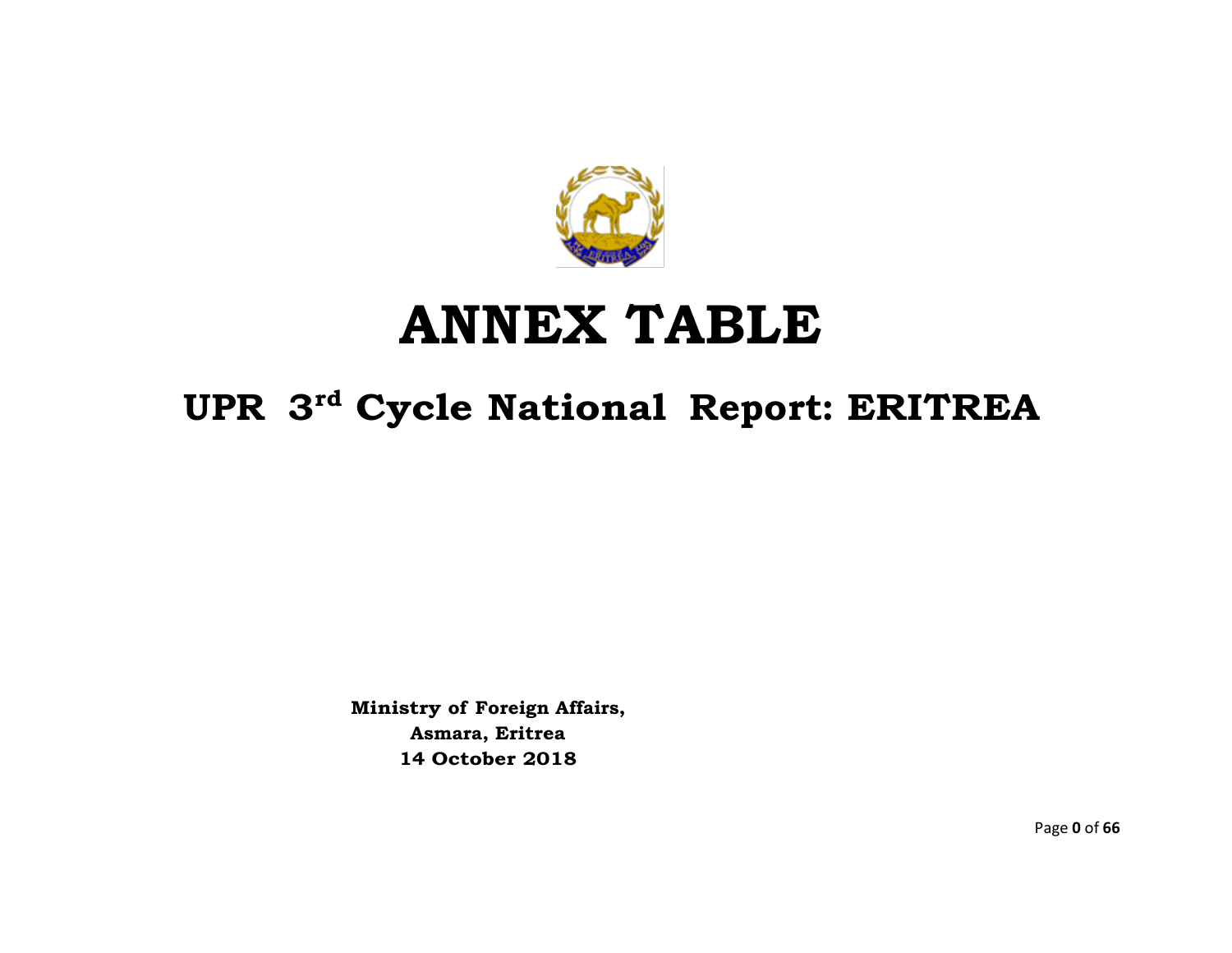# ANNEX TABLE

## UPR 3rd Cycle National Report: ERITREA

**Ministry of Foreign Affairs,**
**Asmara, Eritrea**
**14 October 2018**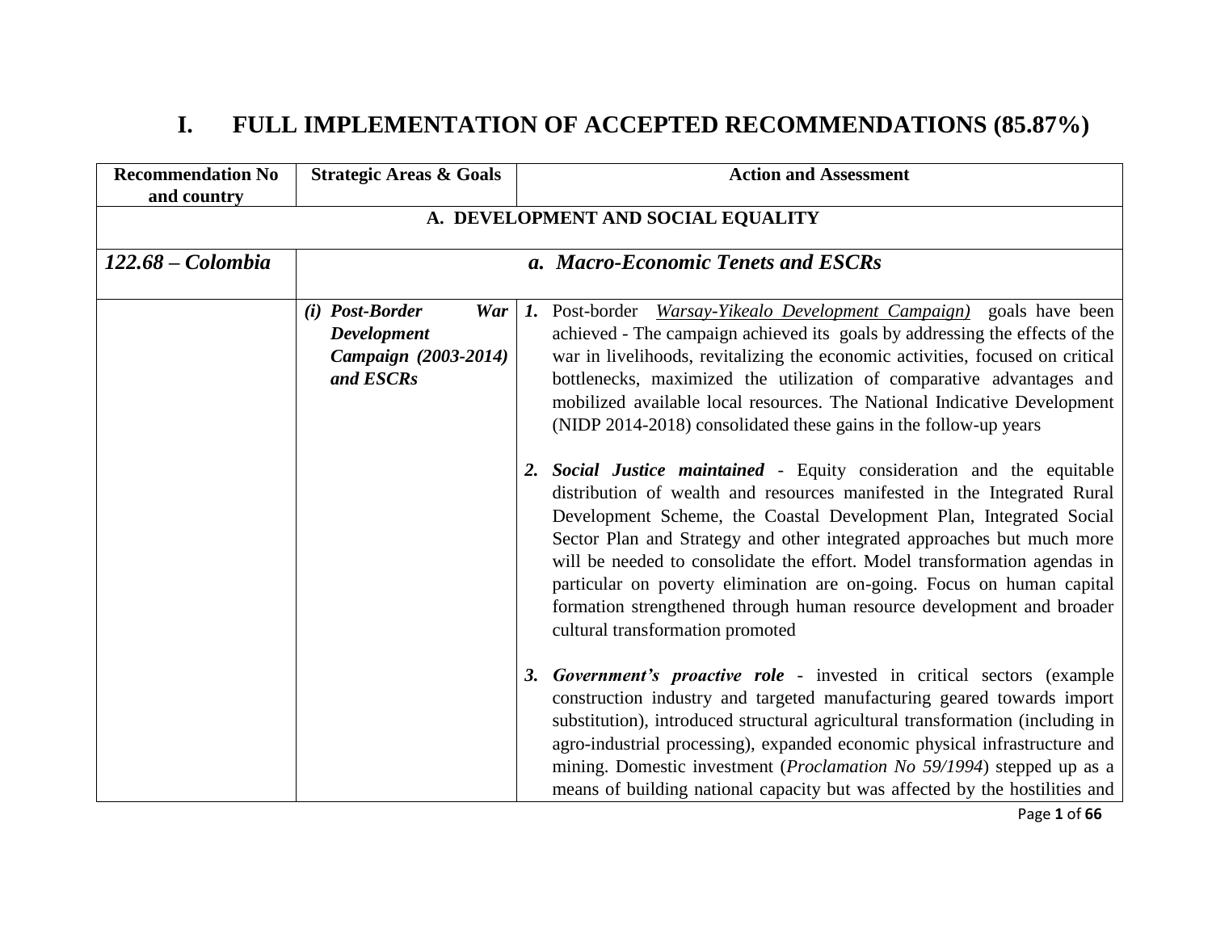# I. FULL IMPLEMENTATION OF ACCEPTED RECOMMENDATIONS (85.87%)

| Recommendation No and country | Strategic Areas & Goals | Action and Assessment |
|---|---|---|
| **A. DEVELOPMENT AND SOCIAL EQUALITY** | | |
| ***122.68 – Colombia*** | ***a. Macro-Economic Tenets and ESCRs*** | |
| | ***(i) Post-Border War Development Campaign (2003-2014) and ESCRs*** | ***1.*** Post-border *Warsay-Yikealo Development Campaign)* goals have been achieved - The campaign achieved its goals by addressing the effects of the war in livelihoods, revitalizing the economic activities, focused on critical bottlenecks, maximized the utilization of comparative advantages and mobilized available local resources. The National Indicative Development (NIDP 2014-2018) consolidated these gains in the follow-up years<br><br>***2. Social Justice maintained*** - Equity consideration and the equitable distribution of wealth and resources manifested in the Integrated Rural Development Scheme, the Coastal Development Plan, Integrated Social Sector Plan and Strategy and other integrated approaches but much more will be needed to consolidate the effort. Model transformation agendas in particular on poverty elimination are on-going. Focus on human capital formation strengthened through human resource development and broader cultural transformation promoted<br><br>***3. Government's proactive role*** - invested in critical sectors (example construction industry and targeted manufacturing geared towards import substitution), introduced structural agricultural transformation (including in agro-industrial processing), expanded economic physical infrastructure and mining. Domestic investment (*Proclamation No 59/1994*) stepped up as a means of building national capacity but was affected by the hostilities and |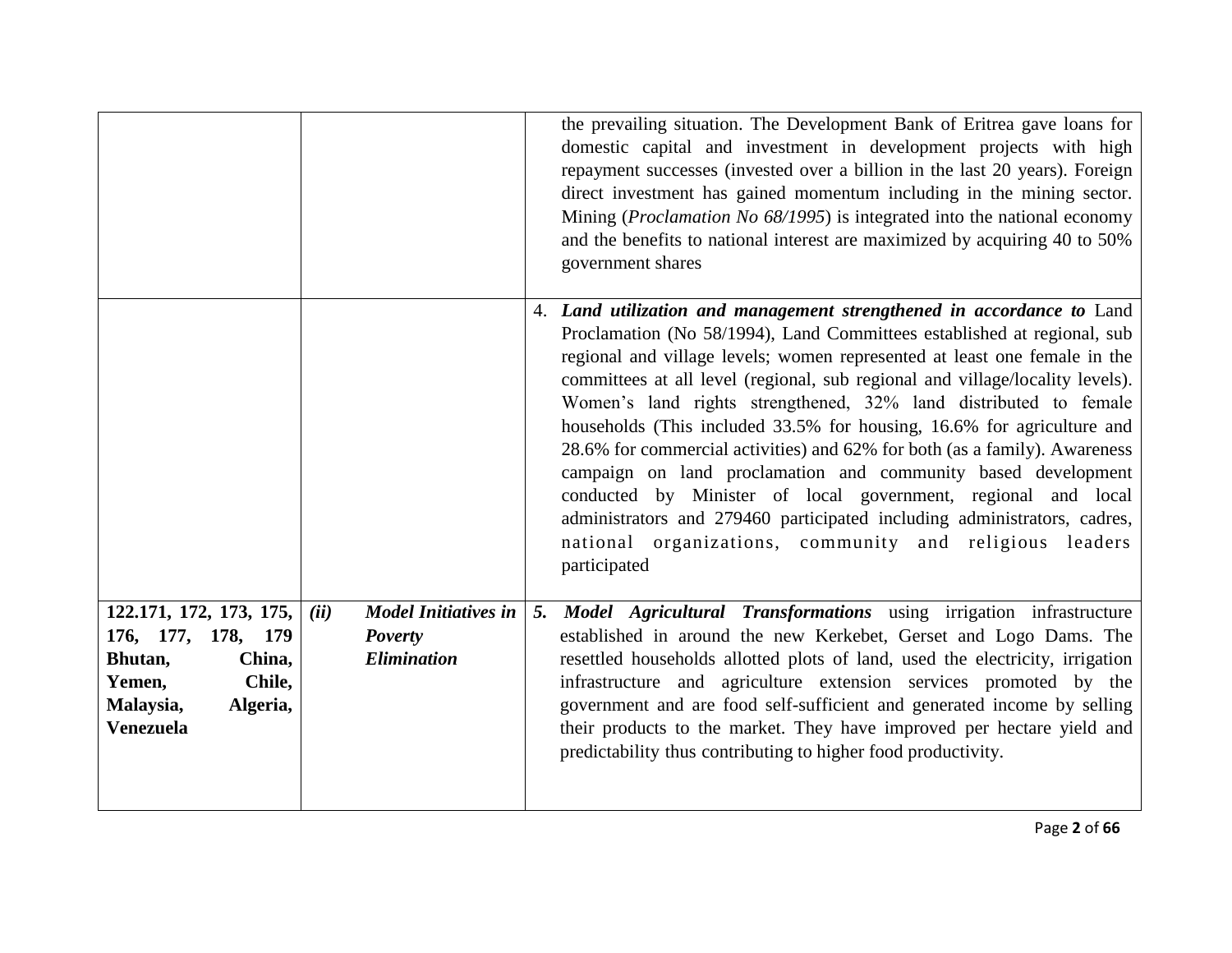| | | |
|---|---|---|
| | | the prevailing situation. The Development Bank of Eritrea gave loans for domestic capital and investment in development projects with high repayment successes (invested over a billion in the last 20 years). Foreign direct investment has gained momentum including in the mining sector. Mining (*Proclamation No 68/1995*) is integrated into the national economy and the benefits to national interest are maximized by acquiring 40 to 50% government shares |
| | | 4. ***Land utilization and management strengthened in accordance to*** Land Proclamation (No 58/1994), Land Committees established at regional, sub regional and village levels; women represented at least one female in the committees at all level (regional, sub regional and village/locality levels). Women's land rights strengthened, 32% land distributed to female households (This included 33.5% for housing, 16.6% for agriculture and 28.6% for commercial activities) and 62% for both (as a family). Awareness campaign on land proclamation and community based development conducted by Minister of local government, regional and local administrators and 279460 participated including administrators, cadres, national organizations, community and religious leaders participated |
| **122.171, 172, 173, 175, 176, 177, 178, 179 Bhutan, China, Yemen, Chile, Malaysia, Algeria, Venezuela** | ***(ii) Model Initiatives in Poverty Elimination*** | ***5. Model Agricultural Transformations*** using irrigation infrastructure established in around the new Kerkebet, Gerset and Logo Dams. The resettled households allotted plots of land, used the electricity, irrigation infrastructure and agriculture extension services promoted by the government and are food self-sufficient and generated income by selling their products to the market. They have improved per hectare yield and predictability thus contributing to higher food productivity. |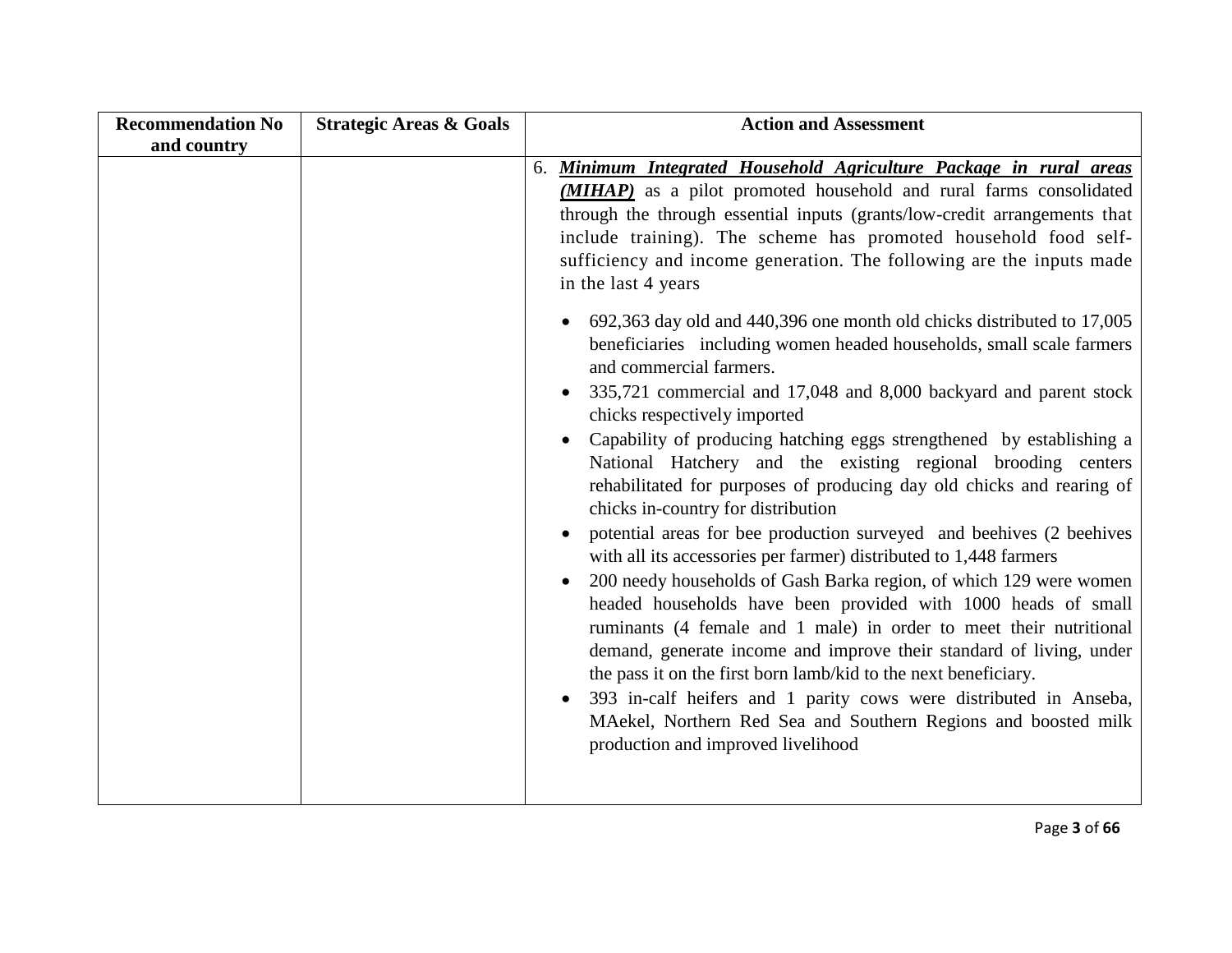| Recommendation No and country | Strategic Areas & Goals | Action and Assessment |
|---|---|---|
| | | 6. ***Minimum Integrated Household Agriculture Package in rural areas (MIHAP)*** as a pilot promoted household and rural farms consolidated through the through essential inputs (grants/low-credit arrangements that include training). The scheme has promoted household food self-sufficiency and income generation. The following are the inputs made in the last 4 years<br><br>• 692,363 day old and 440,396 one month old chicks distributed to 17,005 beneficiaries including women headed households, small scale farmers and commercial farmers.<br>• 335,721 commercial and 17,048 and 8,000 backyard and parent stock chicks respectively imported<br>• Capability of producing hatching eggs strengthened by establishing a National Hatchery and the existing regional brooding centers rehabilitated for purposes of producing day old chicks and rearing of chicks in-country for distribution<br>• potential areas for bee production surveyed and beehives (2 beehives with all its accessories per farmer) distributed to 1,448 farmers<br>• 200 needy households of Gash Barka region, of which 129 were women headed households have been provided with 1000 heads of small ruminants (4 female and 1 male) in order to meet their nutritional demand, generate income and improve their standard of living, under the pass it on the first born lamb/kid to the next beneficiary.<br>• 393 in-calf heifers and 1 parity cows were distributed in Anseba, MAekel, Northern Red Sea and Southern Regions and boosted milk production and improved livelihood |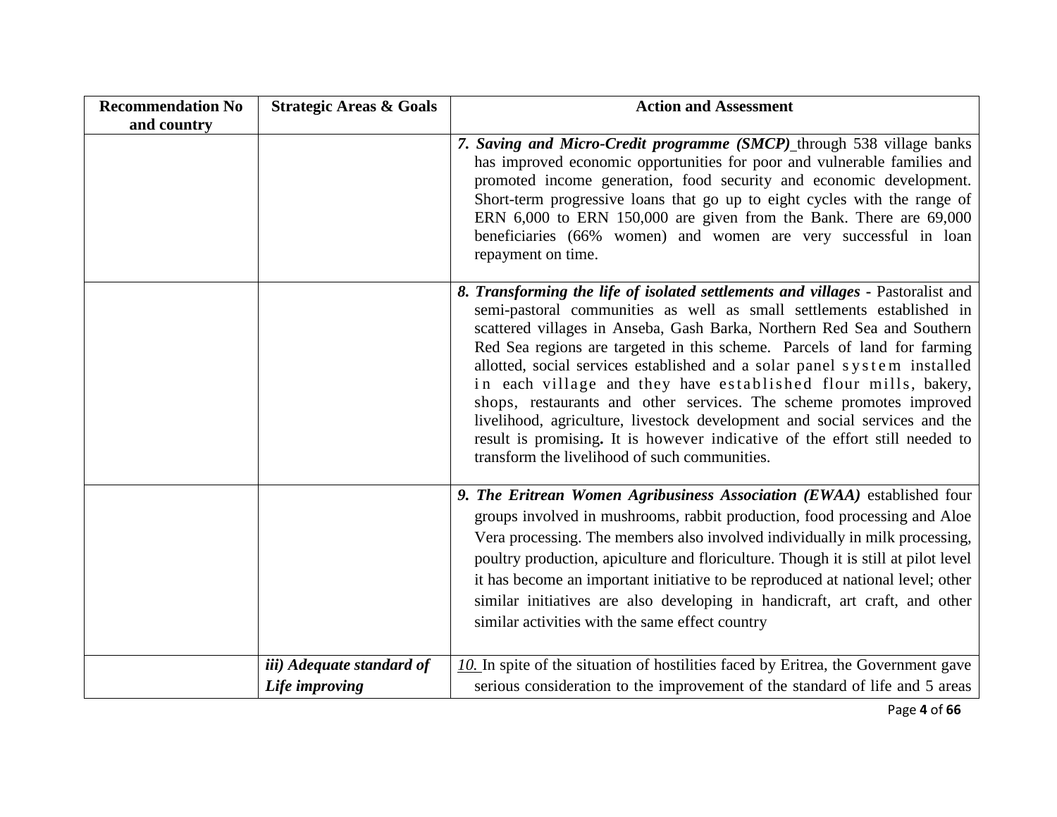| Recommendation No and country | Strategic Areas & Goals | Action and Assessment |
|---|---|---|
| | | ***7. Saving and Micro-Credit programme (SMCP)*** through 538 village banks has improved economic opportunities for poor and vulnerable families and promoted income generation, food security and economic development. Short-term progressive loans that go up to eight cycles with the range of ERN 6,000 to ERN 150,000 are given from the Bank. There are 69,000 beneficiaries (66% women) and women are very successful in loan repayment on time. |
| | | ***8. Transforming the life of isolated settlements and villages*** - Pastoralist and semi-pastoral communities as well as small settlements established in scattered villages in Anseba, Gash Barka, Northern Red Sea and Southern Red Sea regions are targeted in this scheme. Parcels of land for farming allotted, social services established and a solar panel system installed in each village and they have established flour mills, bakery, shops, restaurants and other services. The scheme promotes improved livelihood, agriculture, livestock development and social services and the result is promising**.** It is however indicative of the effort still needed to transform the livelihood of such communities. |
| | | ***9. The Eritrean Women Agribusiness Association (EWAA)*** established four groups involved in mushrooms, rabbit production, food processing and Aloe Vera processing. The members also involved individually in milk processing, poultry production, apiculture and floriculture. Though it is still at pilot level it has become an important initiative to be reproduced at national level; other similar initiatives are also developing in handicraft, art craft, and other similar activities with the same effect country |
| | ***iii) Adequate standard of Life improving*** | *10.* In spite of the situation of hostilities faced by Eritrea, the Government gave serious consideration to the improvement of the standard of life and 5 areas |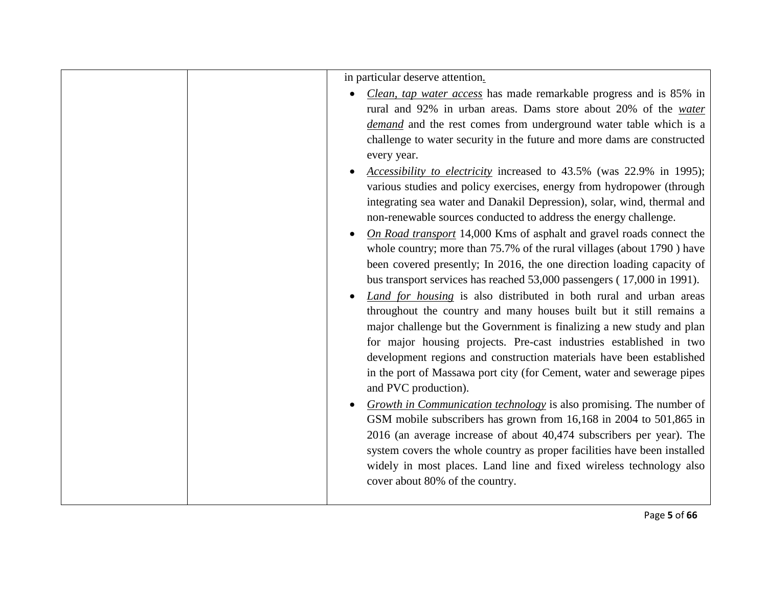| | | in particular deserve attention. <br>• *Clean, tap water access* has made remarkable progress and is 85% in rural and 92% in urban areas. Dams store about 20% of the *water demand* and the rest comes from underground water table which is a challenge to water security in the future and more dams are constructed every year. <br>• *Accessibility to electricity* increased to 43.5% (was 22.9% in 1995); various studies and policy exercises, energy from hydropower (through integrating sea water and Danakil Depression), solar, wind, thermal and non-renewable sources conducted to address the energy challenge. <br>• *On Road transport* 14,000 Kms of asphalt and gravel roads connect the whole country; more than 75.7% of the rural villages (about 1790 ) have been covered presently; In 2016, the one direction loading capacity of bus transport services has reached 53,000 passengers ( 17,000 in 1991). <br>• *Land for housing* is also distributed in both rural and urban areas throughout the country and many houses built but it still remains a major challenge but the Government is finalizing a new study and plan for major housing projects. Pre-cast industries established in two development regions and construction materials have been established in the port of Massawa port city (for Cement, water and sewerage pipes and PVC production). <br>• *Growth in Communication technology* is also promising. The number of GSM mobile subscribers has grown from 16,168 in 2004 to 501,865 in 2016 (an average increase of about 40,474 subscribers per year). The system covers the whole country as proper facilities have been installed widely in most places. Land line and fixed wireless technology also cover about 80% of the country. |
|---|---|---|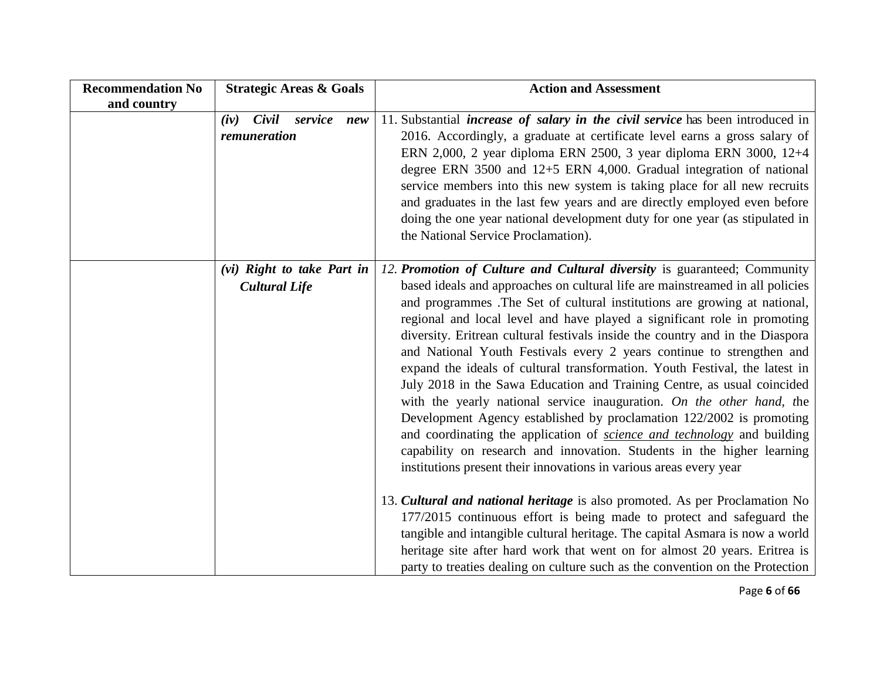| Recommendation No and country | Strategic Areas & Goals | Action and Assessment |
|---|---|---|
| | *(iv) **Civil service new remuneration*** | 11. Substantial ***increase of salary in the civil service*** has been introduced in 2016. Accordingly, a graduate at certificate level earns a gross salary of ERN 2,000, 2 year diploma ERN 2500, 3 year diploma ERN 3000, 12+4 degree ERN 3500 and 12+5 ERN 4,000. Gradual integration of national service members into this new system is taking place for all new recruits and graduates in the last few years and are directly employed even before doing the one year national development duty for one year (as stipulated in the National Service Proclamation). |
| | ***(vi) Right to take Part in Cultural Life*** | *12.* ***Promotion of Culture and Cultural diversity*** is guaranteed; Community based ideals and approaches on cultural life are mainstreamed in all policies and programmes .The Set of cultural institutions are growing at national, regional and local level and have played a significant role in promoting diversity. Eritrean cultural festivals inside the country and in the Diaspora and National Youth Festivals every 2 years continue to strengthen and expand the ideals of cultural transformation. Youth Festival, the latest in July 2018 in the Sawa Education and Training Centre, as usual coincided with the yearly national service inauguration. *On the other hand, t*he Development Agency established by proclamation 122/2002 is promoting and coordinating the application of ***<u>science and technology</u>*** and building capability on research and innovation. Students in the higher learning institutions present their innovations in various areas every year<br><br>13. ***Cultural and national heritage*** is also promoted. As per Proclamation No 177/2015 continuous effort is being made to protect and safeguard the tangible and intangible cultural heritage. The capital Asmara is now a world heritage site after hard work that went on for almost 20 years. Eritrea is party to treaties dealing on culture such as the convention on the Protection |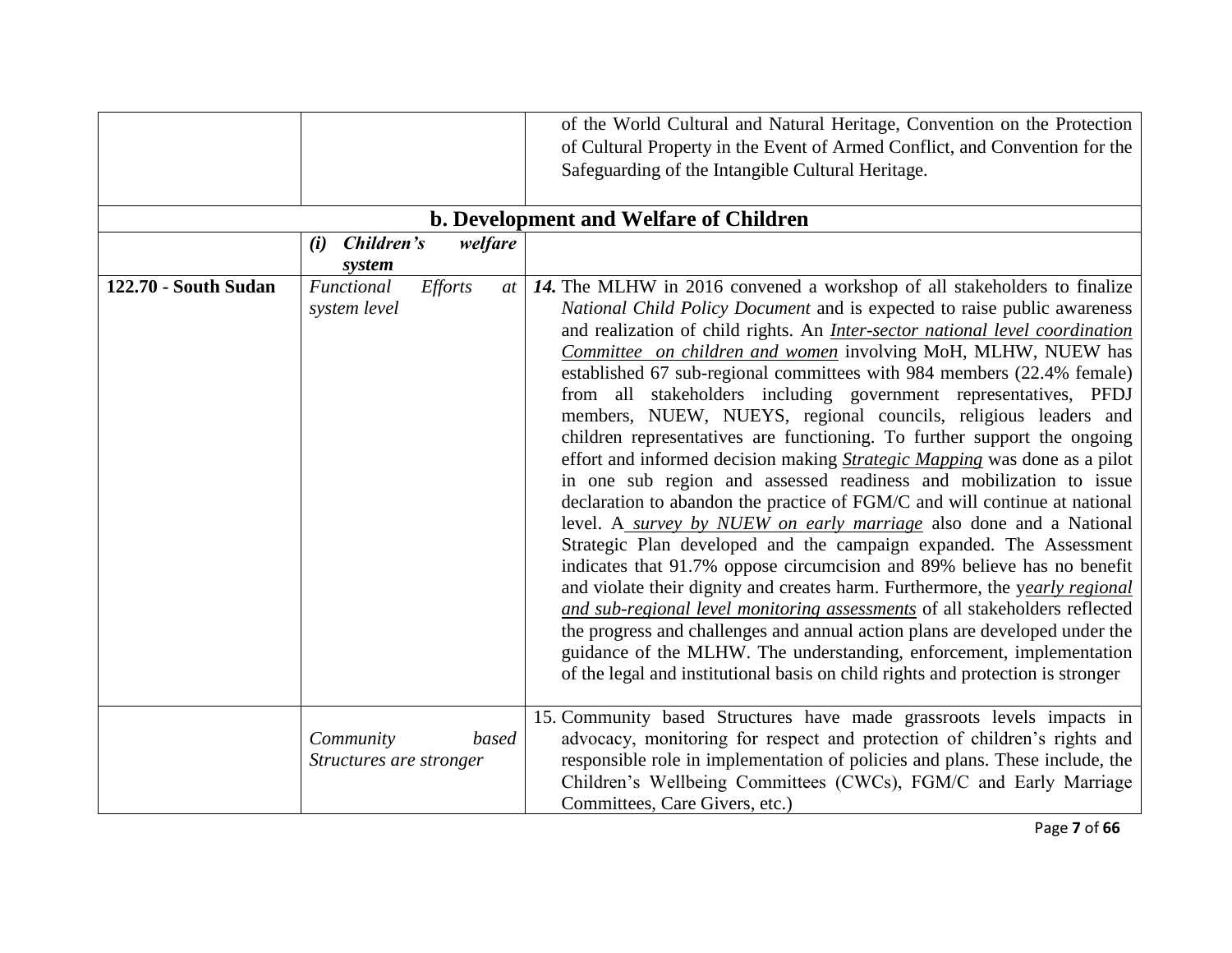| | | |
|---|---|---|
| | | of the World Cultural and Natural Heritage, Convention on the Protection of Cultural Property in the Event of Armed Conflict, and Convention for the Safeguarding of the Intangible Cultural Heritage. |
| **b. Development and Welfare of Children** | | |
| | ***(i) Children's welfare system*** | |
| **122.70 - South Sudan** | *Functional Efforts at system level* | ***14.*** The MLHW in 2016 convened a workshop of all stakeholders to finalize *National Child Policy Document* and is expected to raise public awareness and realization of child rights. An ***Inter-sector national level coordination Committee on children and women*** involving MoH, MLHW, NUEW has established 67 sub-regional committees with 984 members (22.4% female) from all stakeholders including government representatives, PFDJ members, NUEW, NUEYS, regional councils, religious leaders and children representatives are functioning. To further support the ongoing effort and informed decision making ***Strategic Mapping*** was done as a pilot in one sub region and assessed readiness and mobilization to issue declaration to abandon the practice of FGM/C and will continue at national level. A ***survey by NUEW on early marriage*** also done and a National Strategic Plan developed and the campaign expanded. The Assessment indicates that 91.7% oppose circumcision and 89% believe has no benefit and violate their dignity and creates harm. Furthermore, the y***early regional and sub-regional level monitoring assessments*** of all stakeholders reflected the progress and challenges and annual action plans are developed under the guidance of the MLHW. The understanding, enforcement, implementation of the legal and institutional basis on child rights and protection is stronger |
| | *Community based Structures are stronger* | 15. Community based Structures have made grassroots levels impacts in advocacy, monitoring for respect and protection of children's rights and responsible role in implementation of policies and plans. These include, the Children's Wellbeing Committees (CWCs), FGM/C and Early Marriage Committees, Care Givers, etc.) |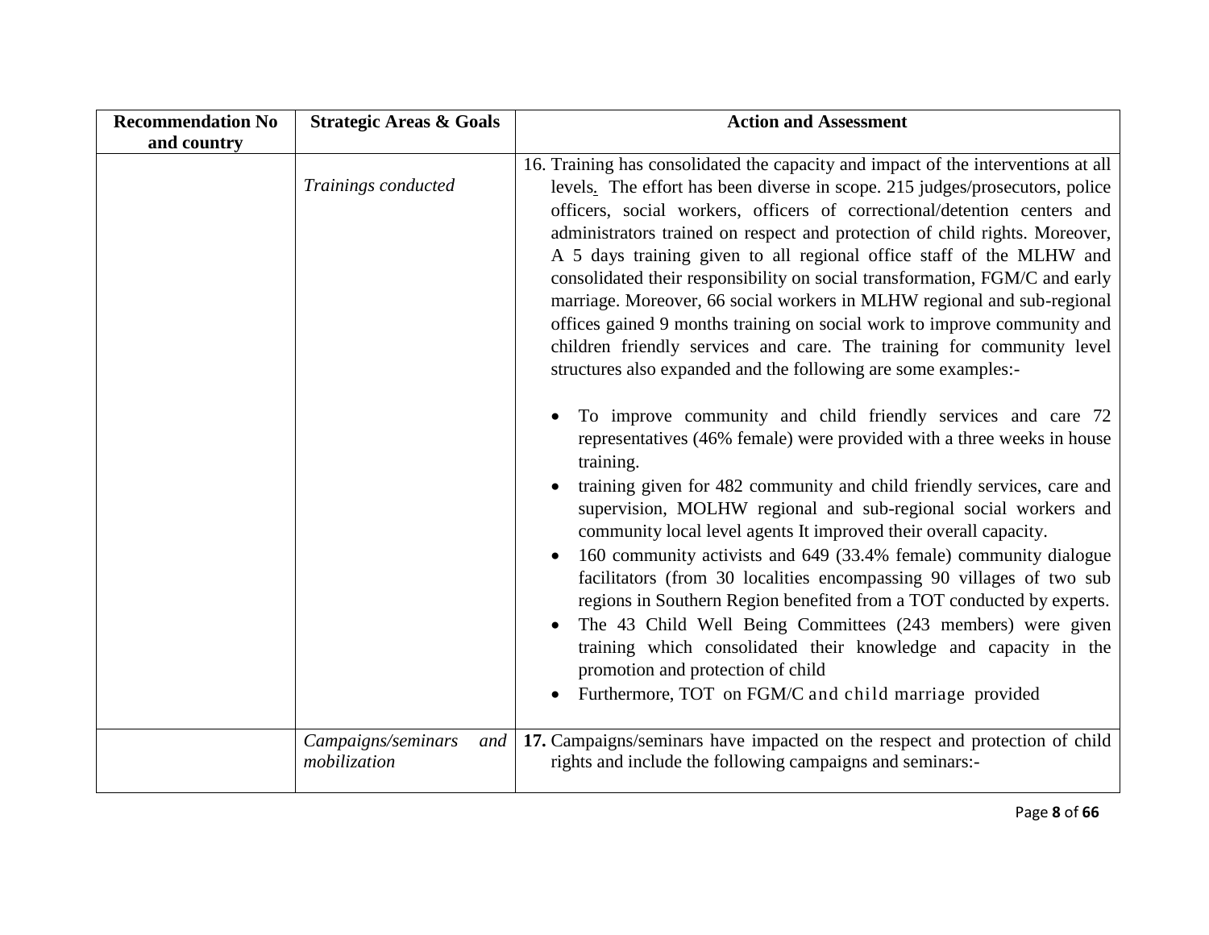| Recommendation No and country | Strategic Areas & Goals | Action and Assessment |
|---|---|---|
| | *Trainings conducted* | 16. Training has consolidated the capacity and impact of the interventions at all levels. The effort has been diverse in scope. 215 judges/prosecutors, police officers, social workers, officers of correctional/detention centers and administrators trained on respect and protection of child rights. Moreover, A 5 days training given to all regional office staff of the MLHW and consolidated their responsibility on social transformation, FGM/C and early marriage. Moreover, 66 social workers in MLHW regional and sub-regional offices gained 9 months training on social work to improve community and children friendly services and care. The training for community level structures also expanded and the following are some examples:-<br><br>• To improve community and child friendly services and care 72 representatives (46% female) were provided with a three weeks in house training.<br>• training given for 482 community and child friendly services, care and supervision, MOLHW regional and sub-regional social workers and community local level agents It improved their overall capacity.<br>• 160 community activists and 649 (33.4% female) community dialogue facilitators (from 30 localities encompassing 90 villages of two sub regions in Southern Region benefited from a TOT conducted by experts.<br>• The 43 Child Well Being Committees (243 members) were given training which consolidated their knowledge and capacity in the promotion and protection of child<br>• Furthermore, TOT on FGM/C and child marriage provided |
| | *Campaigns/seminars and mobilization* | **17.** Campaigns/seminars have impacted on the respect and protection of child rights and include the following campaigns and seminars:- |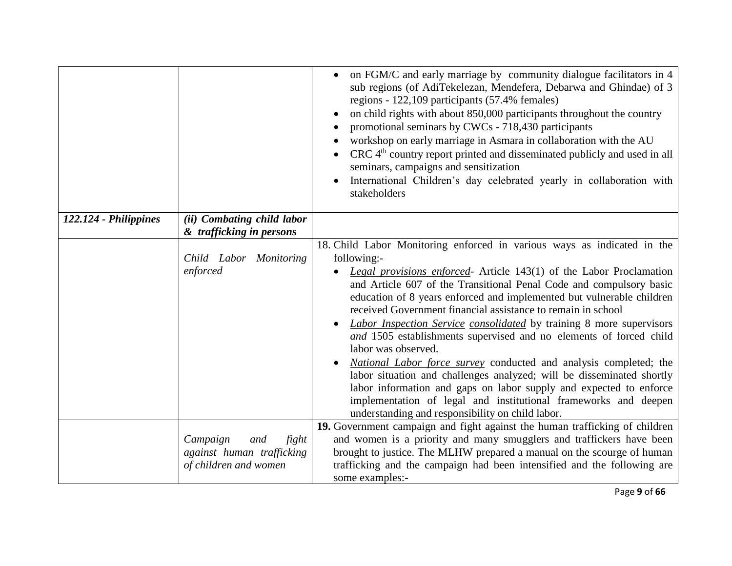| | | |
|---|---|---|
| | | • on FGM/C and early marriage by community dialogue facilitators in 4 sub regions (of AdiTekelezan, Mendefera, Debarwa and Ghindae) of 3 regions - 122,109 participants (57.4% females)<br>• on child rights with about 850,000 participants throughout the country<br>• promotional seminars by CWCs - 718,430 participants<br>• workshop on early marriage in Asmara in collaboration with the AU<br>• CRC 4th country report printed and disseminated publicly and used in all seminars, campaigns and sensitization<br>• International Children's day celebrated yearly in collaboration with stakeholders |
| ***122.124 - Philippines*** | ***(ii) Combating child labor & trafficking in persons*** | |
| | *Child Labor Monitoring enforced* | 18. Child Labor Monitoring enforced in various ways as indicated in the following:-<br>• *Legal provisions enforced*- Article 143(1) of the Labor Proclamation and Article 607 of the Transitional Penal Code and compulsory basic education of 8 years enforced and implemented but vulnerable children received Government financial assistance to remain in school<br>• *Labor Inspection Service consolidated* by training 8 more supervisors *and* 1505 establishments supervised and no elements of forced child labor was observed.<br>• *National Labor force survey* conducted and analysis completed; the labor situation and challenges analyzed; will be disseminated shortly labor information and gaps on labor supply and expected to enforce implementation of legal and institutional frameworks and deepen understanding and responsibility on child labor. |
| | *Campaign and fight against human trafficking of children and women* | **19.** Government campaign and fight against the human trafficking of children and women is a priority and many smugglers and traffickers have been brought to justice. The MLHW prepared a manual on the scourge of human trafficking and the campaign had been intensified and the following are some examples:- |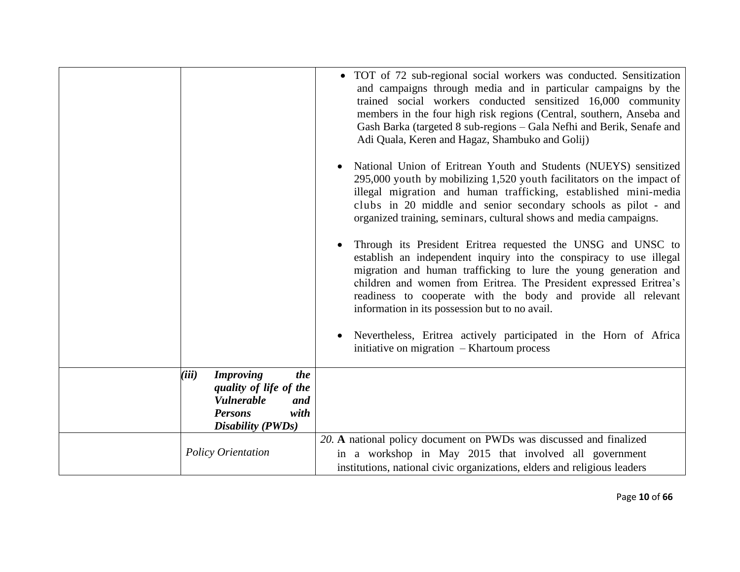| | | |
|---|---|---|
| | | • TOT of 72 sub-regional social workers was conducted. Sensitization and campaigns through media and in particular campaigns by the trained social workers conducted sensitized 16,000 community members in the four high risk regions (Central, southern, Anseba and Gash Barka (targeted 8 sub-regions – Gala Nefhi and Berik, Senafe and Adi Quala, Keren and Hagaz, Shambuko and Golij)<br><br>• National Union of Eritrean Youth and Students (NUEYS) sensitized 295,000 youth by mobilizing 1,520 youth facilitators on the impact of illegal migration and human trafficking, established mini-media clubs in 20 middle and senior secondary schools as pilot - and organized training, seminars, cultural shows and media campaigns.<br><br>• Through its President Eritrea requested the UNSG and UNSC to establish an independent inquiry into the conspiracy to use illegal migration and human trafficking to lure the young generation and children and women from Eritrea. The President expressed Eritrea's readiness to cooperate with the body and provide all relevant information in its possession but to no avail.<br><br>• Nevertheless, Eritrea actively participated in the Horn of Africa initiative on migration – Khartoum process |
| | ***(iii) Improving the quality of life of the Vulnerable and Persons with Disability (PWDs)*** | |
| | *Policy Orientation* | *20.* **A** national policy document on PWDs was discussed and finalized in a workshop in May 2015 that involved all government institutions, national civic organizations, elders and religious leaders |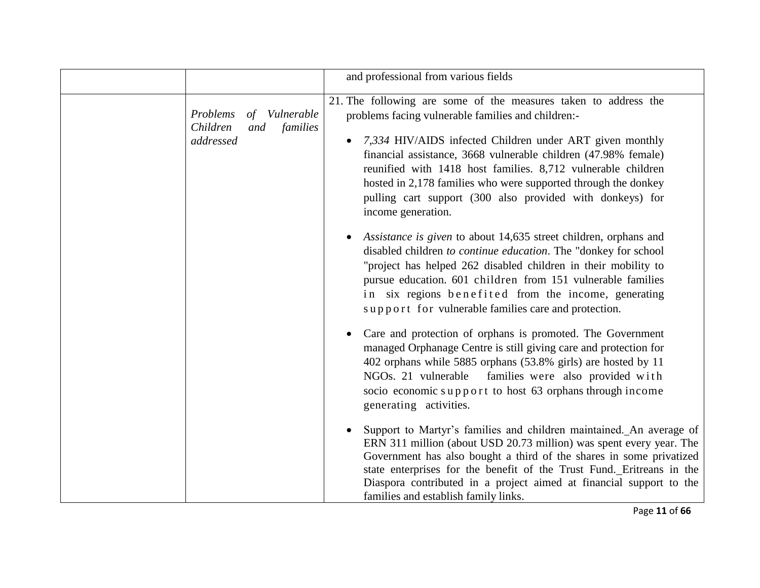| | | |
|---|---|---|
| | | and professional from various fields |
| | *Problems of Vulnerable Children and families addressed* | 21. The following are some of the measures taken to address the problems facing vulnerable families and children:- <br><br> • *7,334* HIV/AIDS infected Children under ART given monthly financial assistance, 3668 vulnerable children (47.98% female) reunified with 1418 host families. 8,712 vulnerable children hosted in 2,178 families who were supported through the donkey pulling cart support (300 also provided with donkeys) for income generation. <br><br> • *Assistance is given* to about 14,635 street children, orphans and disabled children *to continue education*. The "donkey for school "project has helped 262 disabled children in their mobility to pursue education. 601 children from 151 vulnerable families in six regions benefited from the income, generating support for vulnerable families care and protection. <br><br> • Care and protection of orphans is promoted. The Government managed Orphanage Centre is still giving care and protection for 402 orphans while 5885 orphans (53.8% girls) are hosted by 11 NGOs. 21 vulnerable families were also provided with socio economic support to host 63 orphans through income generating activities. <br><br> • Support to Martyr's families and children maintained. An average of ERN 311 million (about USD 20.73 million) was spent every year. The Government has also bought a third of the shares in some privatized state enterprises for the benefit of the Trust Fund. Eritreans in the Diaspora contributed in a project aimed at financial support to the families and establish family links. |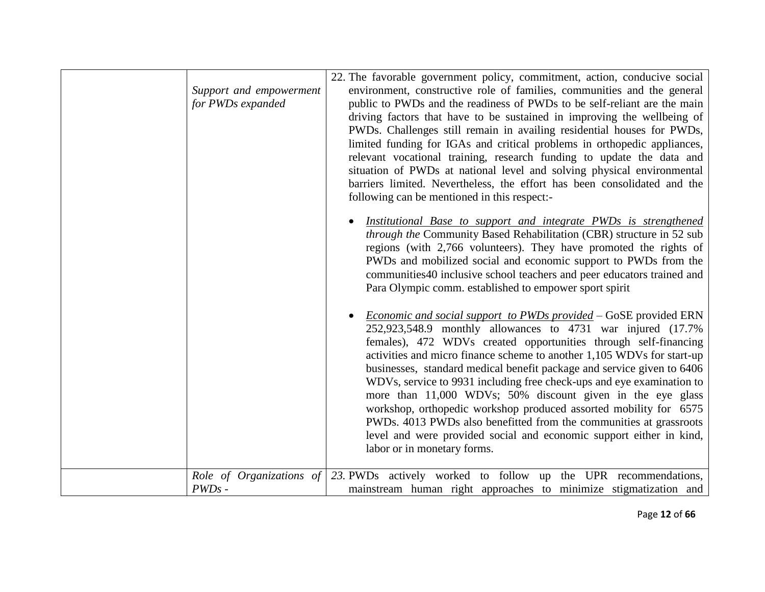| | | |
|---|---|---|
| | *Support and empowerment for PWDs expanded* | 22. The favorable government policy, commitment, action, conducive social environment, constructive role of families, communities and the general public to PWDs and the readiness of PWDs to be self-reliant are the main driving factors that have to be sustained in improving the wellbeing of PWDs. Challenges still remain in availing residential houses for PWDs, limited funding for IGAs and critical problems in orthopedic appliances, relevant vocational training, research funding to update the data and situation of PWDs at national level and solving physical environmental barriers limited. Nevertheless, the effort has been consolidated and the following can be mentioned in this respect:-<br><br>• *<u>Institutional Base to support and integrate PWDs is strengthened</u> through the* Community Based Rehabilitation (CBR) structure in 52 sub regions (with 2,766 volunteers). They have promoted the rights of PWDs and mobilized social and economic support to PWDs from the communities40 inclusive school teachers and peer educators trained and Para Olympic comm. established to empower sport spirit<br><br>• *<u>Economic and social support to PWDs provided</u>* – GoSE provided ERN 252,923,548.9 monthly allowances to 4731 war injured (17.7% females), 472 WDVs created opportunities through self-financing activities and micro finance scheme to another 1,105 WDVs for start-up businesses, standard medical benefit package and service given to 6406 WDVs, service to 9931 including free check-ups and eye examination to more than 11,000 WDVs; 50% discount given in the eye glass workshop, orthopedic workshop produced assorted mobility for 6575 PWDs. 4013 PWDs also benefitted from the communities at grassroots level and were provided social and economic support either in kind, labor or in monetary forms. |
| | *Role of Organizations of PWDs -* | *23.* PWDs actively worked to follow up the UPR recommendations, mainstream human right approaches to minimize stigmatization and |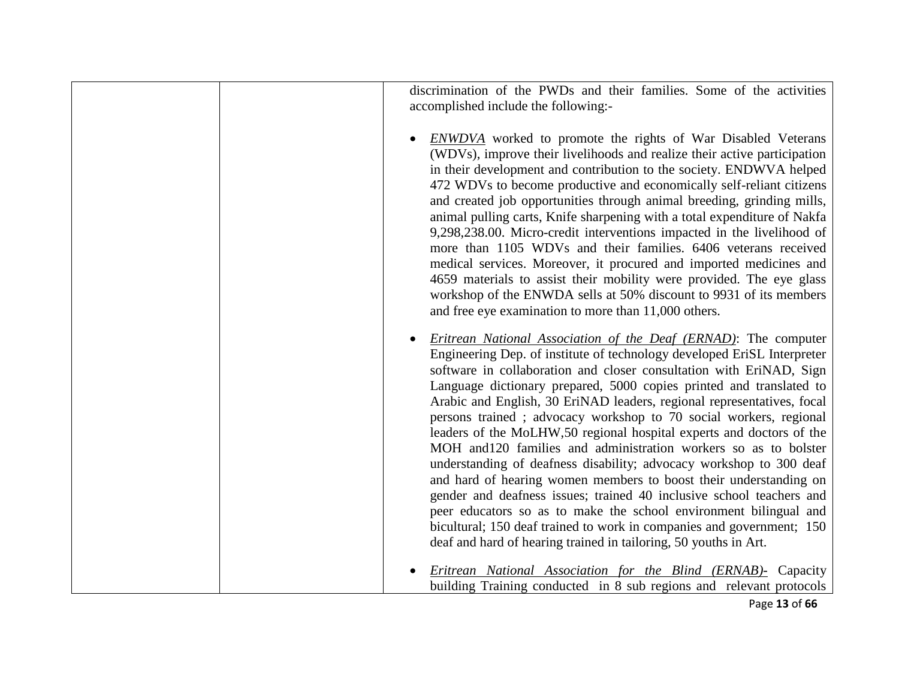| | | discrimination of the PWDs and their families. Some of the activities accomplished include the following:-<br><br>• <u>*ENWDVA*</u> worked to promote the rights of War Disabled Veterans (WDVs), improve their livelihoods and realize their active participation in their development and contribution to the society. ENDWVA helped 472 WDVs to become productive and economically self-reliant citizens and created job opportunities through animal breeding, grinding mills, animal pulling carts, Knife sharpening with a total expenditure of Nakfa 9,298,238.00. Micro-credit interventions impacted in the livelihood of more than 1105 WDVs and their families. 6406 veterans received medical services. Moreover, it procured and imported medicines and 4659 materials to assist their mobility were provided. The eye glass workshop of the ENWDA sells at 50% discount to 9931 of its members and free eye examination to more than 11,000 others.<br><br>• <u>*Eritrean National Association of the Deaf (ERNAD)*</u>: The computer Engineering Dep. of institute of technology developed EriSL Interpreter software in collaboration and closer consultation with EriNAD, Sign Language dictionary prepared, 5000 copies printed and translated to Arabic and English, 30 EriNAD leaders, regional representatives, focal persons trained ; advocacy workshop to 70 social workers, regional leaders of the MoLHW,50 regional hospital experts and doctors of the MOH and120 families and administration workers so as to bolster understanding of deafness disability; advocacy workshop to 300 deaf and hard of hearing women members to boost their understanding on gender and deafness issues; trained 40 inclusive school teachers and peer educators so as to make the school environment bilingual and bicultural; 150 deaf trained to work in companies and government; 150 deaf and hard of hearing trained in tailoring, 50 youths in Art.<br><br>• <u>*Eritrean National Association for the Blind (ERNAB)-*</u> Capacity building Training conducted in 8 sub regions and relevant protocols |
|---|---|---|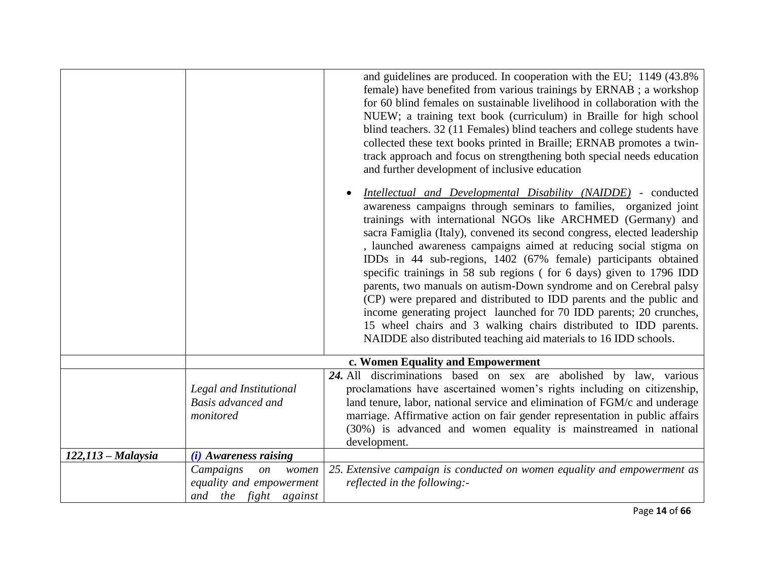| | | |
|---|---|---|
| | | and guidelines are produced. In cooperation with the EU; 1149 (43.8% female) have benefited from various trainings by ERNAB ; a workshop for 60 blind females on sustainable livelihood in collaboration with the NUEW; a training text book (curriculum) in Braille for high school blind teachers. 32 (11 Females) blind teachers and college students have collected these text books printed in Braille; ERNAB promotes a twin-track approach and focus on strengthening both special needs education and further development of inclusive education<br><br>• *Intellectual and Developmental Disability (NAIDDE)* - conducted awareness campaigns through seminars to families, organized joint trainings with international NGOs like ARCHMED (Germany) and sacra Famiglia (Italy), convened its second congress, elected leadership , launched awareness campaigns aimed at reducing social stigma on IDDs in 44 sub-regions, 1402 (67% female) participants obtained specific trainings in 58 sub regions ( for 6 days) given to 1796 IDD parents, two manuals on autism-Down syndrome and on Cerebral palsy (CP) were prepared and distributed to IDD parents and the public and income generating project launched for 70 IDD parents; 20 crunches, 15 wheel chairs and 3 walking chairs distributed to IDD parents. NAIDDE also distributed teaching aid materials to 16 IDD schools. |
| | **c. Women Equality and Empowerment** | |
| | *Legal and Institutional Basis advanced and monitored* | ***24.*** All discriminations based on sex are abolished by law, various proclamations have ascertained women's rights including on citizenship, land tenure, labor, national service and elimination of FGM/c and underage marriage. Affirmative action on fair gender representation in public affairs (30%) is advanced and women equality is mainstreamed in national development. |
| ***122,113 – Malaysia*** | ***(i) Awareness raising*** | |
| | *Campaigns on women equality and empowerment and the fight against* | *25. Extensive campaign is conducted on women equality and empowerment as reflected in the following:-* |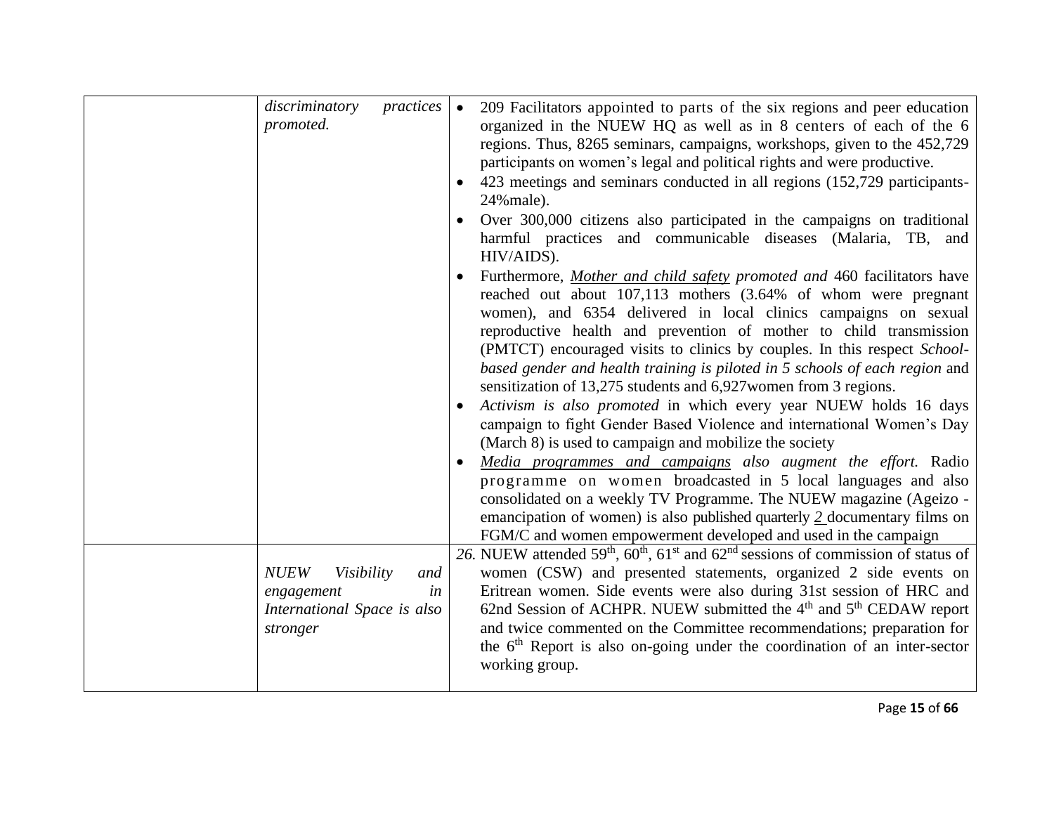| | | |
|---|---|---|
| | *discriminatory practices promoted.* | • 209 Facilitators appointed to parts of the six regions and peer education organized in the NUEW HQ as well as in 8 centers of each of the 6 regions. Thus, 8265 seminars, campaigns, workshops, given to the 452,729 participants on women's legal and political rights and were productive.<br>• 423 meetings and seminars conducted in all regions (152,729 participants-24%male).<br>• Over 300,000 citizens also participated in the campaigns on traditional harmful practices and communicable diseases (Malaria, TB, and HIV/AIDS).<br>• Furthermore, ***Mother and child safety*** *promoted and* 460 facilitators have reached out about 107,113 mothers (3.64% of whom were pregnant women), and 6354 delivered in local clinics campaigns on sexual reproductive health and prevention of mother to child transmission (PMTCT) encouraged visits to clinics by couples. In this respect *School-based gender and health training is piloted in 5 schools of each region* and sensitization of 13,275 students and 6,927women from 3 regions.<br>• *Activism is also promoted* in which every year NUEW holds 16 days campaign to fight Gender Based Violence and international Women's Day (March 8) is used to campaign and mobilize the society<br>• *Media programmes and campaigns also augment the effort.* Radio programme on women broadcasted in 5 local languages and also consolidated on a weekly TV Programme. The NUEW magazine (Ageizo - emancipation of women) is also published quarterly 2 documentary films on FGM/C and women empowerment developed and used in the campaign |
| | *NUEW Visibility and engagement in International Space is also stronger* | *26.* NUEW attended 59th, 60th, 61st and 62nd sessions of commission of status of women (CSW) and presented statements, organized 2 side events on Eritrean women. Side events were also during 31st session of HRC and 62nd Session of ACHPR. NUEW submitted the 4th and 5th CEDAW report and twice commented on the Committee recommendations; preparation for the 6th Report is also on-going under the coordination of an inter-sector working group. |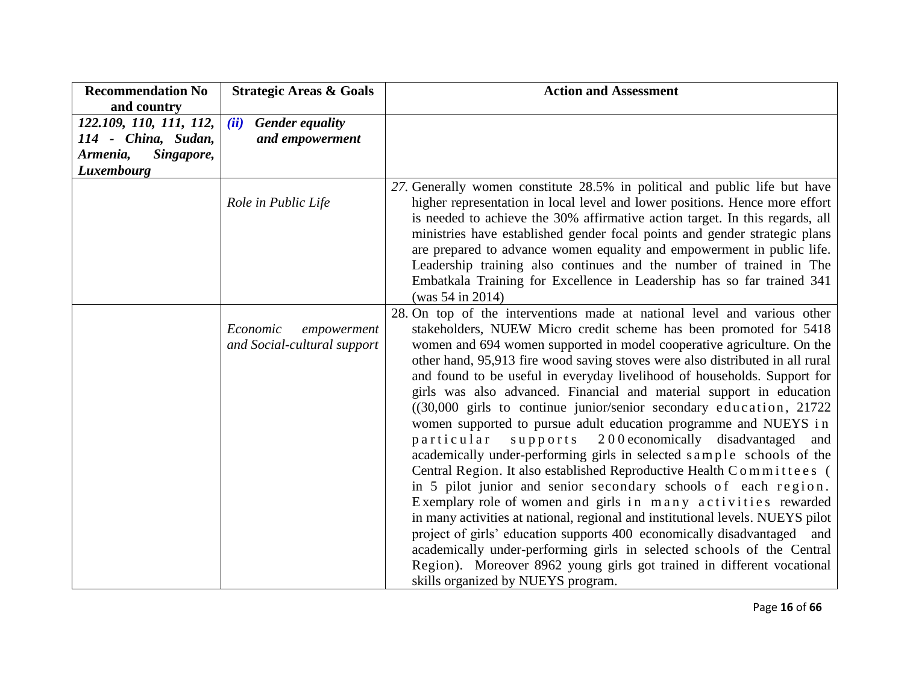| Recommendation No and country | Strategic Areas & Goals | Action and Assessment |
|---|---|---|
| *122.109, 110, 111, 112, 114 - China, Sudan, Armenia, Singapore, Luxembourg* | ***(ii) Gender equality and empowerment*** | |
| | *Role in Public Life* | *27.* Generally women constitute 28.5% in political and public life but have higher representation in local level and lower positions. Hence more effort is needed to achieve the 30% affirmative action target. In this regards, all ministries have established gender focal points and gender strategic plans are prepared to advance women equality and empowerment in public life. Leadership training also continues and the number of trained in The Embatkala Training for Excellence in Leadership has so far trained 341 (was 54 in 2014) |
| | *Economic empowerment and Social-cultural support* | 28. On top of the interventions made at national level and various other stakeholders, NUEW Micro credit scheme has been promoted for 5418 women and 694 women supported in model cooperative agriculture. On the other hand, 95,913 fire wood saving stoves were also distributed in all rural and found to be useful in everyday livelihood of households. Support for girls was also advanced. Financial and material support in education ((30,000 girls to continue junior/senior secondary education, 21722 women supported to pursue adult education programme and NUEYS in particular supports 200 economically disadvantaged and academically under-performing girls in selected sample schools of the Central Region. It also established Reproductive Health Committees ( in 5 pilot junior and senior secondary schools of each region. Exemplary role of women and girls in many activities rewarded in many activities at national, regional and institutional levels. NUEYS pilot project of girls' education supports 400 economically disadvantaged and academically under-performing girls in selected schools of the Central Region). Moreover 8962 young girls got trained in different vocational skills organized by NUEYS program. |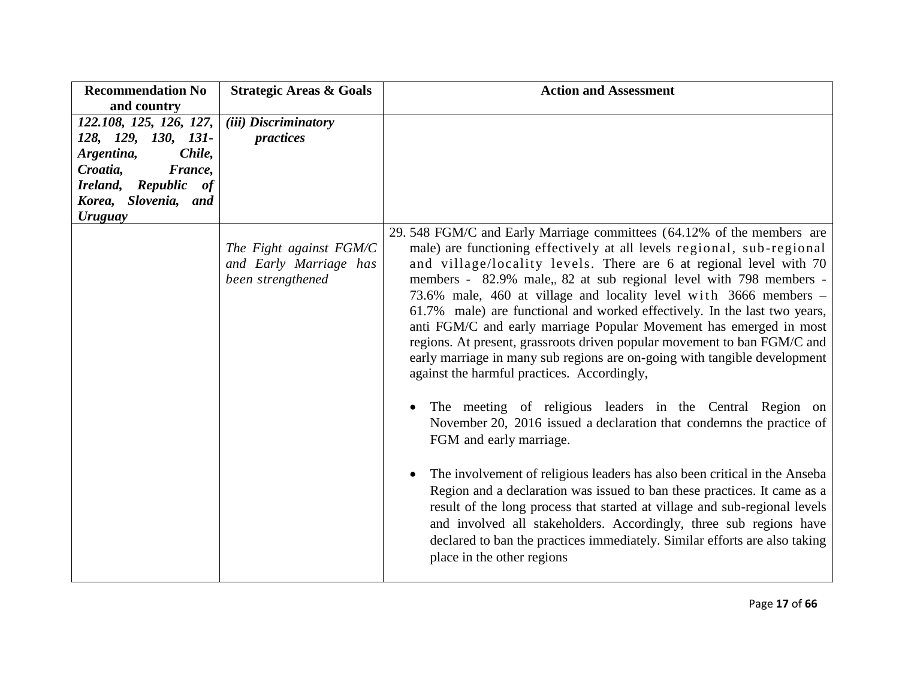| Recommendation No and country | Strategic Areas & Goals | Action and Assessment |
|---|---|---|
| *122.108, 125, 126, 127, 128, 129, 130, 131- Argentina, Chile, Croatia, France, Ireland, Republic of Korea, Slovenia, and Uruguay* | *(iii) Discriminatory practices* | |
| | *The Fight against FGM/C and Early Marriage has been strengthened* | 29. 548 FGM/C and Early Marriage committees (64.12% of the members are male) are functioning effectively at all levels regional, sub-regional and village/locality levels. There are 6 at regional level with 70 members - 82.9% male,, 82 at sub regional level with 798 members - 73.6% male, 460 at village and locality level with 3666 members – 61.7% male) are functional and worked effectively. In the last two years, anti FGM/C and early marriage Popular Movement has emerged in most regions. At present, grassroots driven popular movement to ban FGM/C and early marriage in many sub regions are on-going with tangible development against the harmful practices. Accordingly,<br><br>• The meeting of religious leaders in the Central Region on November 20, 2016 issued a declaration that condemns the practice of FGM and early marriage.<br><br>• The involvement of religious leaders has also been critical in the Anseba Region and a declaration was issued to ban these practices. It came as a result of the long process that started at village and sub-regional levels and involved all stakeholders. Accordingly, three sub regions have declared to ban the practices immediately. Similar efforts are also taking place in the other regions |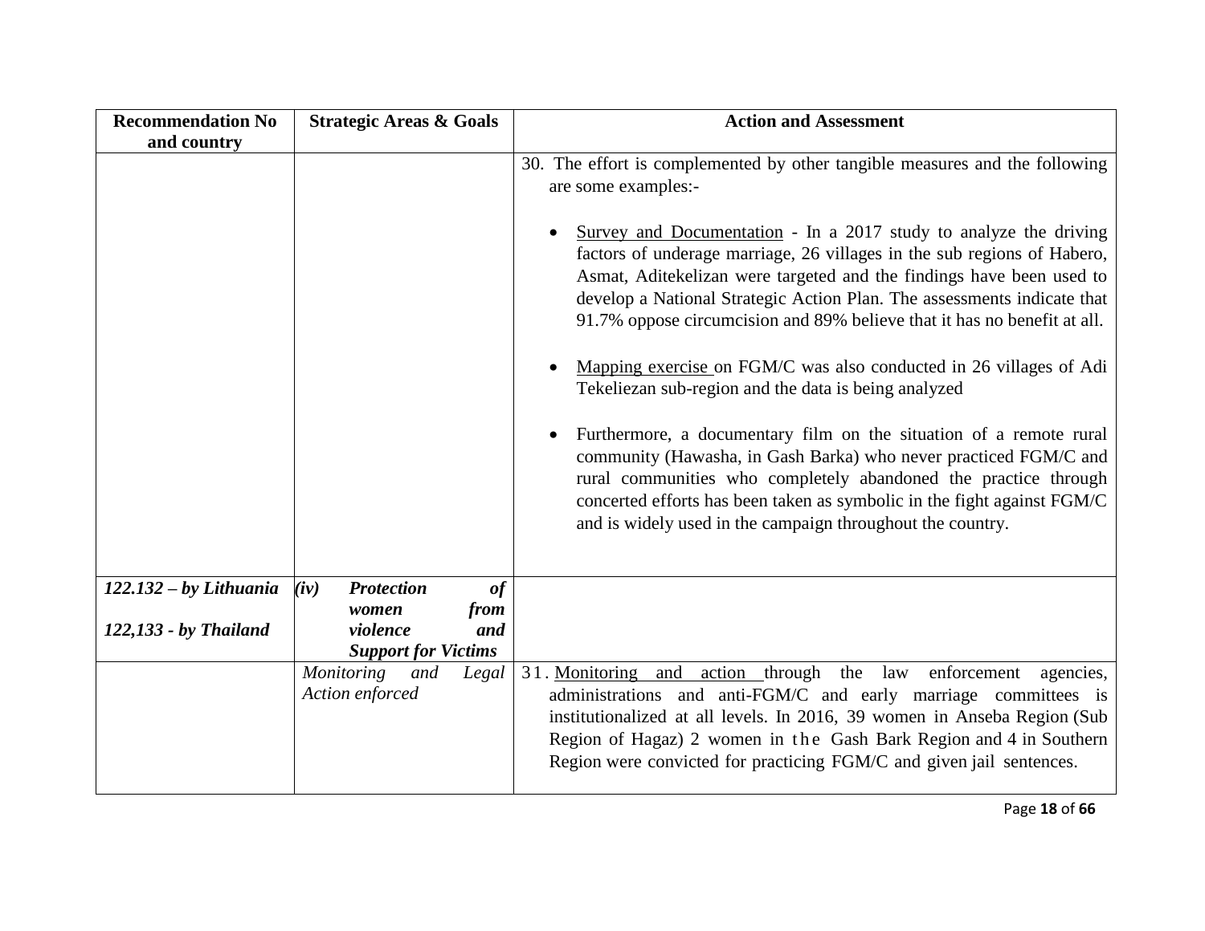| Recommendation No and country | Strategic Areas & Goals | Action and Assessment |
|---|---|---|
| | | 30. The effort is complemented by other tangible measures and the following are some examples:- <br><br> • Survey and Documentation - In a 2017 study to analyze the driving factors of underage marriage, 26 villages in the sub regions of Habero, Asmat, Aditekelizan were targeted and the findings have been used to develop a National Strategic Action Plan. The assessments indicate that 91.7% oppose circumcision and 89% believe that it has no benefit at all. <br><br> • Mapping exercise on FGM/C was also conducted in 26 villages of Adi Tekeliezan sub-region and the data is being analyzed <br><br> • Furthermore, a documentary film on the situation of a remote rural community (Hawasha, in Gash Barka) who never practiced FGM/C and rural communities who completely abandoned the practice through concerted efforts has been taken as symbolic in the fight against FGM/C and is widely used in the campaign throughout the country. |
| ***122.132 – by Lithuania*** <br><br> ***122,133 - by Thailand*** | ***(iv) Protection of women from violence and Support for Victims*** | |
| | *Monitoring and Legal Action enforced* | 31. Monitoring and action through the law enforcement agencies, administrations and anti-FGM/C and early marriage committees is institutionalized at all levels. In 2016, 39 women in Anseba Region (Sub Region of Hagaz) 2 women in the Gash Bark Region and 4 in Southern Region were convicted for practicing FGM/C and given jail sentences. |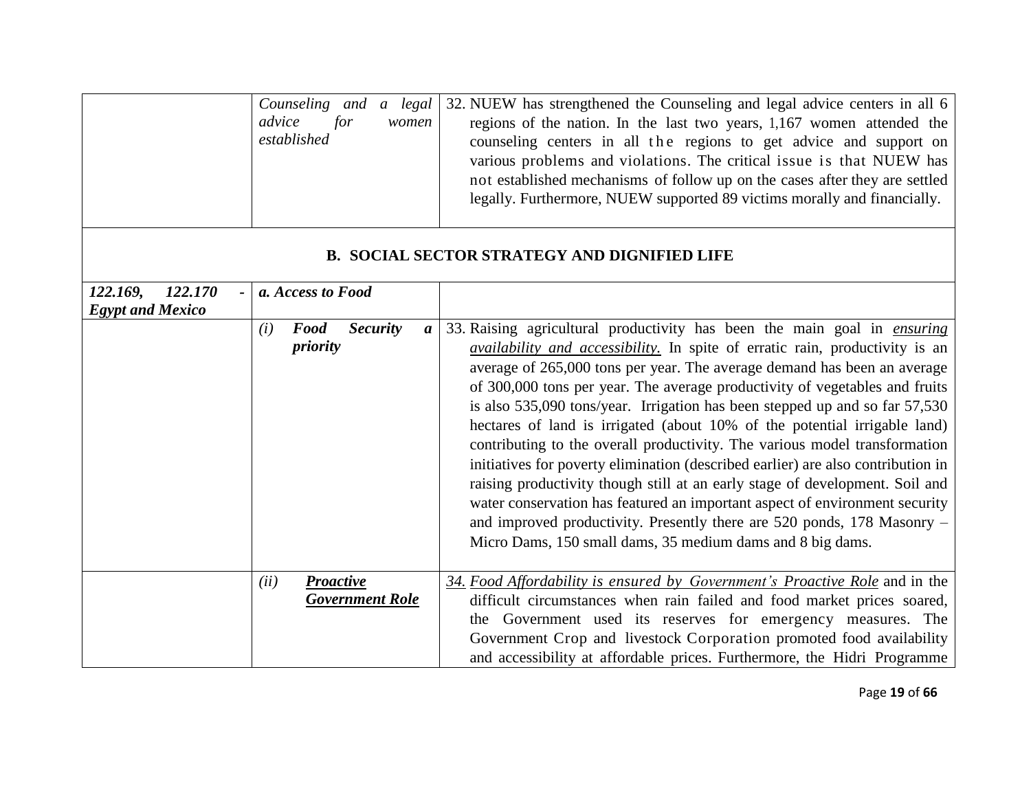| | | |
|---|---|---|
| | *Counseling and a legal advice for women established* | 32. NUEW has strengthened the Counseling and legal advice centers in all 6 regions of the nation. In the last two years, 1,167 women attended the counseling centers in all the regions to get advice and support on various problems and violations. The critical issue is that NUEW has not established mechanisms of follow up on the cases after they are settled legally. Furthermore, NUEW supported 89 victims morally and financially. |
| **B. SOCIAL SECTOR STRATEGY AND DIGNIFIED LIFE** | | |
| ***122.169, 122.170 - Egypt and Mexico*** | ***a. Access to Food*** | |
| | *(i)* ***Food Security a priority*** | 33. Raising agricultural productivity has been the main goal in *ensuring availability and accessibility.* In spite of erratic rain, productivity is an average of 265,000 tons per year. The average demand has been an average of 300,000 tons per year. The average productivity of vegetables and fruits is also 535,090 tons/year. Irrigation has been stepped up and so far 57,530 hectares of land is irrigated (about 10% of the potential irrigable land) contributing to the overall productivity. The various model transformation initiatives for poverty elimination (described earlier) are also contribution in raising productivity though still at an early stage of development. Soil and water conservation has featured an important aspect of environment security and improved productivity. Presently there are 520 ponds, 178 Masonry – Micro Dams, 150 small dams, 35 medium dams and 8 big dams. |
| | *(ii)* ***Proactive Government Role*** | *34. Food Affordability is ensured by Government's Proactive Role* and in the difficult circumstances when rain failed and food market prices soared, the Government used its reserves for emergency measures. The Government Crop and livestock Corporation promoted food availability and accessibility at affordable prices. Furthermore, the Hidri Programme |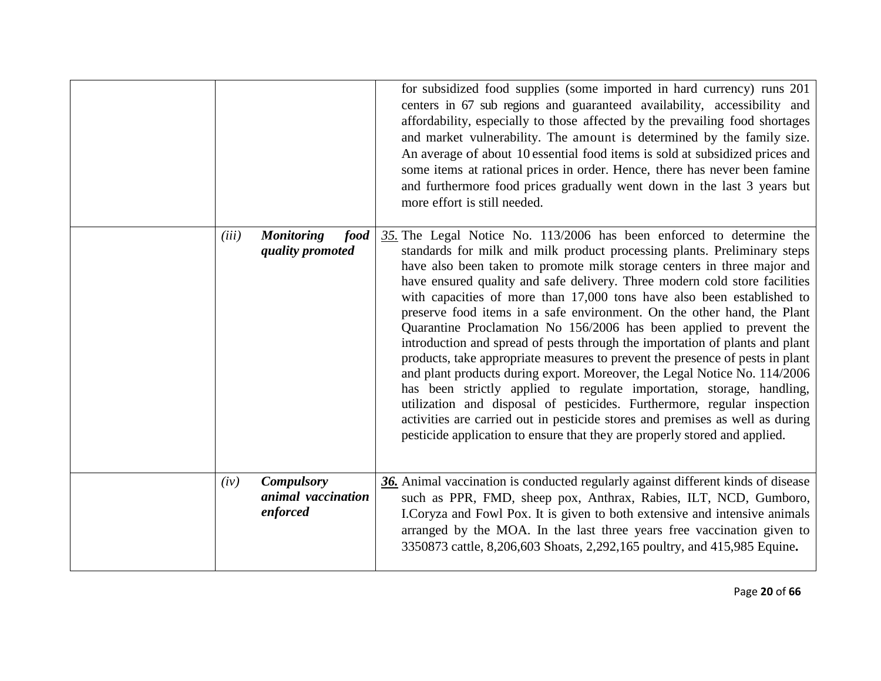| | | |
|---|---|---|
| | | for subsidized food supplies (some imported in hard currency) runs 201 centers in 67 sub regions and guaranteed availability, accessibility and affordability, especially to those affected by the prevailing food shortages and market vulnerability. The amount is determined by the family size. An average of about 10 essential food items is sold at subsidized prices and some items at rational prices in order. Hence, there has never been famine and furthermore food prices gradually went down in the last 3 years but more effort is still needed. |
| | *(iii)* ***Monitoring food quality promoted*** | *35.* The Legal Notice No. 113/2006 has been enforced to determine the standards for milk and milk product processing plants. Preliminary steps have also been taken to promote milk storage centers in three major and have ensured quality and safe delivery. Three modern cold store facilities with capacities of more than 17,000 tons have also been established to preserve food items in a safe environment. On the other hand, the Plant Quarantine Proclamation No 156/2006 has been applied to prevent the introduction and spread of pests through the importation of plants and plant products, take appropriate measures to prevent the presence of pests in plant and plant products during export. Moreover, the Legal Notice No. 114/2006 has been strictly applied to regulate importation, storage, handling, utilization and disposal of pesticides. Furthermore, regular inspection activities are carried out in pesticide stores and premises as well as during pesticide application to ensure that they are properly stored and applied. |
| | *(iv)* ***Compulsory animal vaccination enforced*** | ***36.*** Animal vaccination is conducted regularly against different kinds of disease such as PPR, FMD, sheep pox, Anthrax, Rabies, ILT, NCD, Gumboro, I.Coryza and Fowl Pox. It is given to both extensive and intensive animals arranged by the MOA. In the last three years free vaccination given to 3350873 cattle, 8,206,603 Shoats, 2,292,165 poultry, and 415,985 Equine**.** |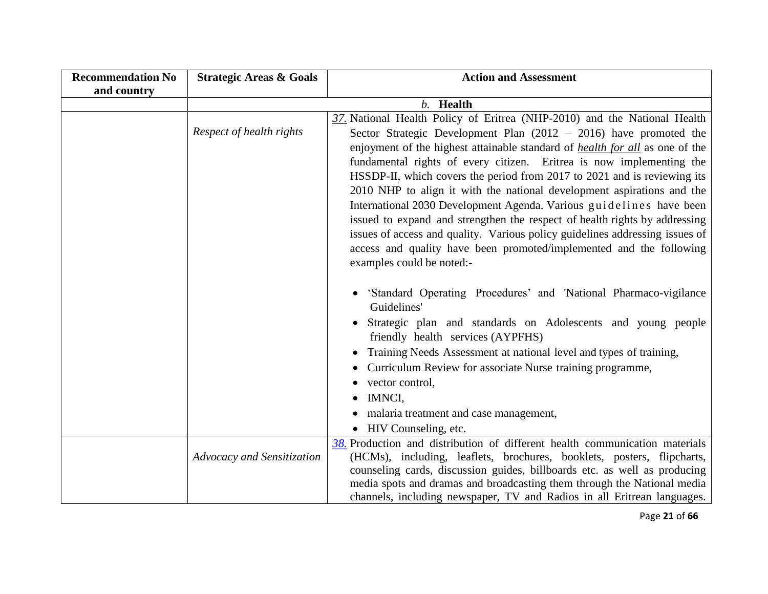| Recommendation No and country | Strategic Areas & Goals | Action and Assessment |
|---|---|---|
| | | *b.* **Health** |
| | *Respect of health rights* | *37.* National Health Policy of Eritrea (NHP-2010) and the National Health Sector Strategic Development Plan (2012 – 2016) have promoted the enjoyment of the highest attainable standard of ***health for all*** as one of the fundamental rights of every citizen. Eritrea is now implementing the HSSDP-II, which covers the period from 2017 to 2021 and is reviewing its 2010 NHP to align it with the national development aspirations and the International 2030 Development Agenda. Various guidelines have been issued to expand and strengthen the respect of health rights by addressing issues of access and quality. Various policy guidelines addressing issues of access and quality have been promoted/implemented and the following examples could be noted:-<br><br>• 'Standard Operating Procedures' and 'National Pharmaco-vigilance Guidelines'<br>• Strategic plan and standards on Adolescents and young people friendly health services (AYPFHS)<br>• Training Needs Assessment at national level and types of training,<br>• Curriculum Review for associate Nurse training programme,<br>• vector control,<br>• IMNCI,<br>• malaria treatment and case management,<br>• HIV Counseling, etc. |
| | *Advocacy and Sensitization* | *38.* Production and distribution of different health communication materials (HCMs), including, leaflets, brochures, booklets, posters, flipcharts, counseling cards, discussion guides, billboards etc. as well as producing media spots and dramas and broadcasting them through the National media channels, including newspaper, TV and Radios in all Eritrean languages. |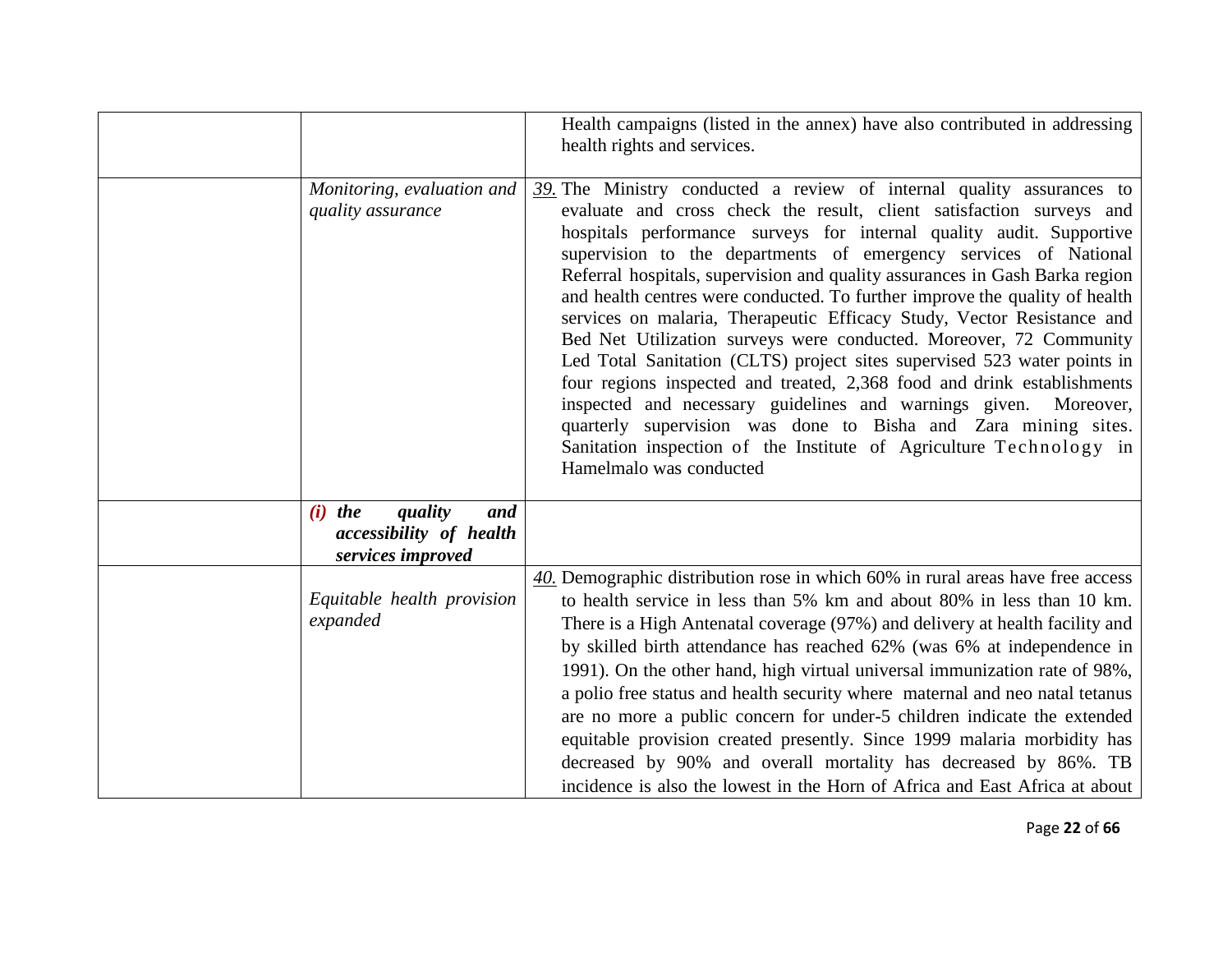|  |  |  |
|---|---|---|
|  |  | Health campaigns (listed in the annex) have also contributed in addressing health rights and services. |
|  | *Monitoring, evaluation and quality assurance* | 39. The Ministry conducted a review of internal quality assurances to evaluate and cross check the result, client satisfaction surveys and hospitals performance surveys for internal quality audit. Supportive supervision to the departments of emergency services of National Referral hospitals, supervision and quality assurances in Gash Barka region and health centres were conducted. To further improve the quality of health services on malaria, Therapeutic Efficacy Study, Vector Resistance and Bed Net Utilization surveys were conducted. Moreover, 72 Community Led Total Sanitation (CLTS) project sites supervised 523 water points in four regions inspected and treated, 2,368 food and drink establishments inspected and necessary guidelines and warnings given. Moreover, quarterly supervision was done to Bisha and Zara mining sites. Sanitation inspection of the Institute of Agriculture Technology in Hamelmalo was conducted |
|  | ***(i) the quality and accessibility of health services improved*** |  |
|  | *Equitable health provision expanded* | 40. Demographic distribution rose in which 60% in rural areas have free access to health service in less than 5% km and about 80% in less than 10 km. There is a High Antenatal coverage (97%) and delivery at health facility and by skilled birth attendance has reached 62% (was 6% at independence in 1991). On the other hand, high virtual universal immunization rate of 98%, a polio free status and health security where maternal and neo natal tetanus are no more a public concern for under-5 children indicate the extended equitable provision created presently. Since 1999 malaria morbidity has decreased by 90% and overall mortality has decreased by 86%. TB incidence is also the lowest in the Horn of Africa and East Africa at about |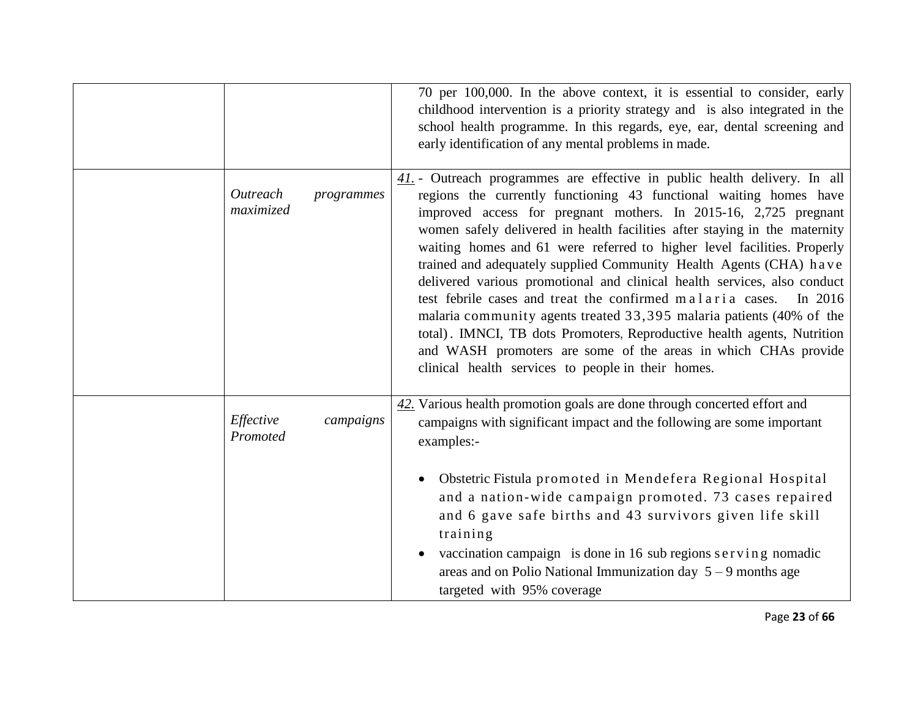| | | |
|---|---|---|
| | | 70 per 100,000. In the above context, it is essential to consider, early childhood intervention is a priority strategy and is also integrated in the school health programme. In this regards, eye, ear, dental screening and early identification of any mental problems in made. |
| | *Outreach programmes maximized* | *41.* - Outreach programmes are effective in public health delivery. In all regions the currently functioning 43 functional waiting homes have improved access for pregnant mothers. In 2015-16, 2,725 pregnant women safely delivered in health facilities after staying in the maternity waiting homes and 61 were referred to higher level facilities. Properly trained and adequately supplied Community Health Agents (CHA) have delivered various promotional and clinical health services, also conduct test febrile cases and treat the confirmed malaria cases. In 2016 malaria community agents treated 33,395 malaria patients (40% of the total). IMNCI, TB dots Promoters, Reproductive health agents, Nutrition and WASH promoters are some of the areas in which CHAs provide clinical health services to people in their homes. |
| | *Effective campaigns Promoted* | *42.* Various health promotion goals are done through concerted effort and campaigns with significant impact and the following are some important examples:-<br><br>• Obstetric Fistula promoted in Mendefera Regional Hospital and a nation-wide campaign promoted. 73 cases repaired and 6 gave safe births and 43 survivors given life skill training<br>• vaccination campaign is done in 16 sub regions serving nomadic areas and on Polio National Immunization day 5 – 9 months age targeted with 95% coverage |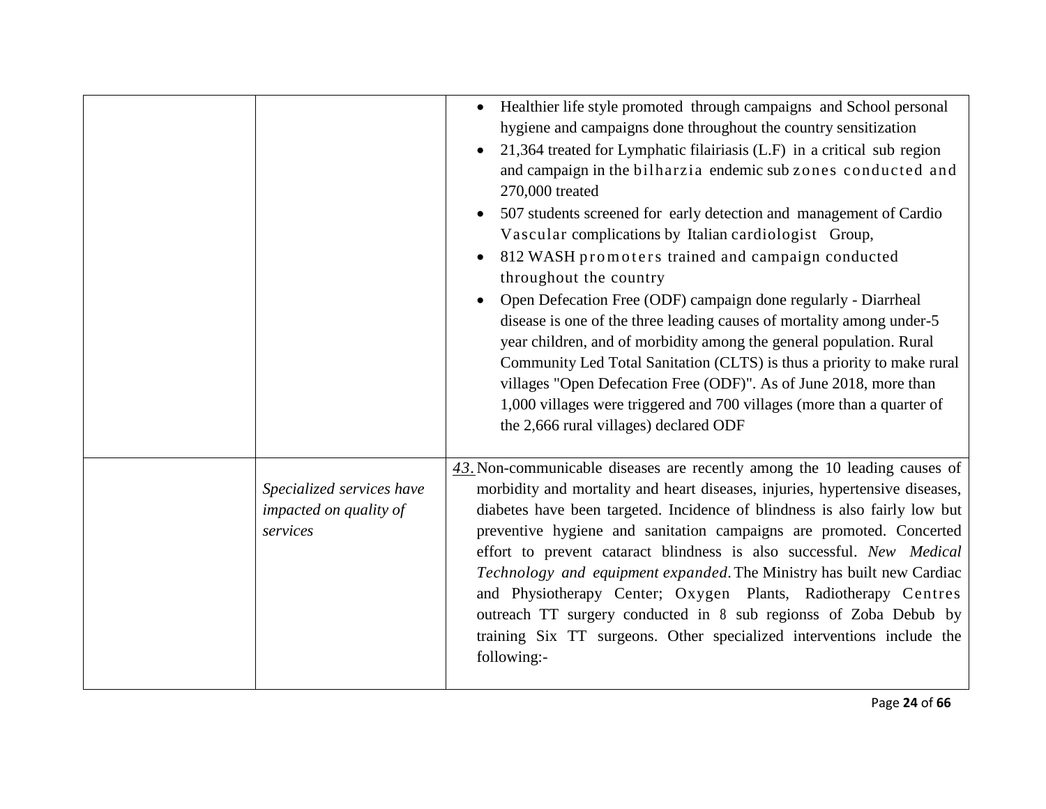| | | |
|---|---|---|
| | | • Healthier life style promoted through campaigns and School personal hygiene and campaigns done throughout the country sensitization<br>• 21,364 treated for Lymphatic filairiasis (L.F) in a critical sub region and campaign in the bilharzia endemic sub zones conducted and 270,000 treated<br>• 507 students screened for early detection and management of Cardio Vascular complications by Italian cardiologist Group,<br>• 812 WASH promoters trained and campaign conducted throughout the country<br>• Open Defecation Free (ODF) campaign done regularly - Diarrheal disease is one of the three leading causes of mortality among under-5 year children, and of morbidity among the general population. Rural Community Led Total Sanitation (CLTS) is thus a priority to make rural villages "Open Defecation Free (ODF)". As of June 2018, more than 1,000 villages were triggered and 700 villages (more than a quarter of the 2,666 rural villages) declared ODF |
| | *Specialized services have impacted on quality of services* | 43. Non-communicable diseases are recently among the 10 leading causes of morbidity and mortality and heart diseases, injuries, hypertensive diseases, diabetes have been targeted. Incidence of blindness is also fairly low but preventive hygiene and sanitation campaigns are promoted. Concerted effort to prevent cataract blindness is also successful. *New Medical Technology and equipment expanded.* The Ministry has built new Cardiac and Physiotherapy Center; Oxygen Plants, Radiotherapy Centres outreach TT surgery conducted in 8 sub regionss of Zoba Debub by training Six TT surgeons. Other specialized interventions include the following:- |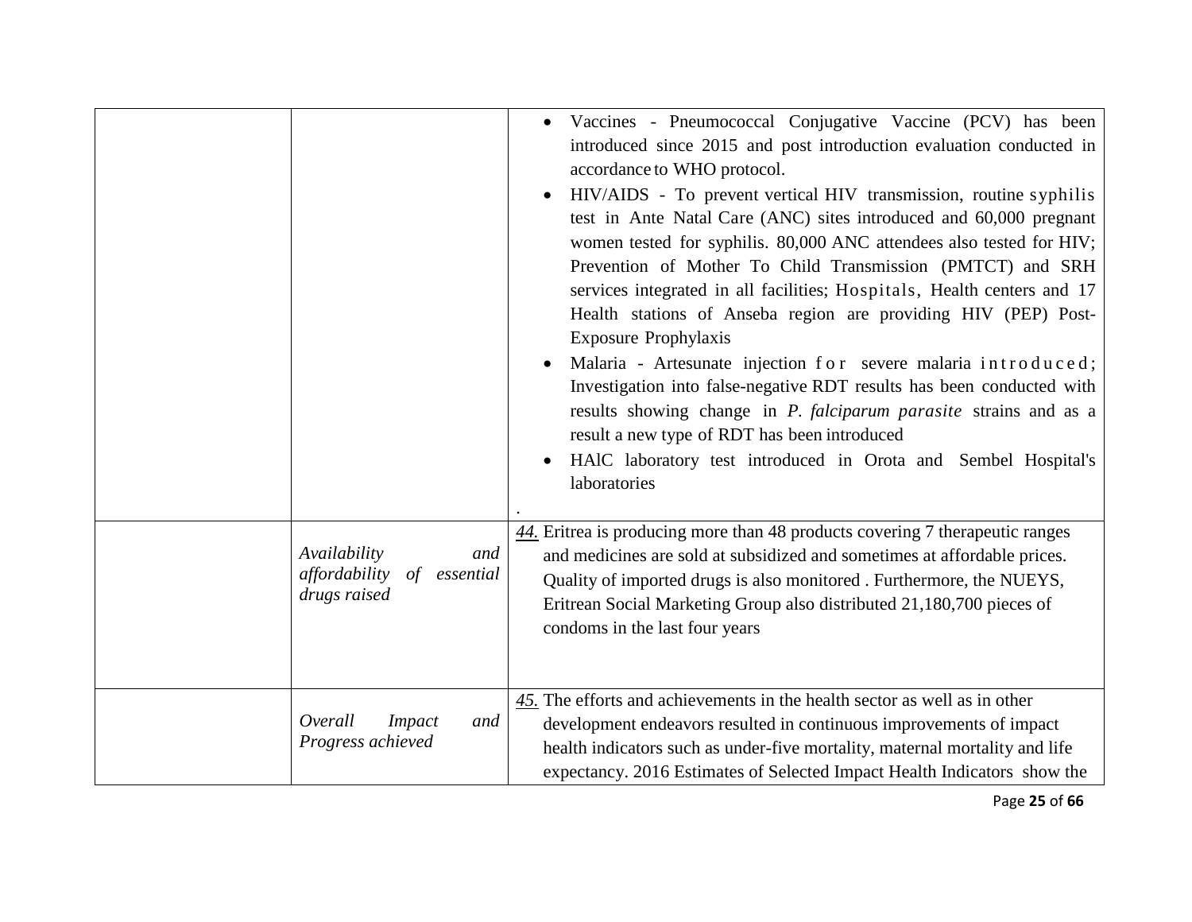| | | |
|---|---|---|
| | | • Vaccines - Pneumococcal Conjugative Vaccine (PCV) has been introduced since 2015 and post introduction evaluation conducted in accordance to WHO protocol.<br>• HIV/AIDS - To prevent vertical HIV transmission, routine syphilis test in Ante Natal Care (ANC) sites introduced and 60,000 pregnant women tested for syphilis. 80,000 ANC attendees also tested for HIV; Prevention of Mother To Child Transmission (PMTCT) and SRH services integrated in all facilities; Hospitals, Health centers and 17 Health stations of Anseba region are providing HIV (PEP) Post-Exposure Prophylaxis<br>• Malaria - Artesunate injection for severe malaria introduced; Investigation into false-negative RDT results has been conducted with results showing change in *P. falciparum parasite* strains and as a result a new type of RDT has been introduced<br>• HAlC laboratory test introduced in Orota and Sembel Hospital's laboratories<br>. |
| | *Availability and affordability of essential drugs raised* | *44.* Eritrea is producing more than 48 products covering 7 therapeutic ranges and medicines are sold at subsidized and sometimes at affordable prices. Quality of imported drugs is also monitored . Furthermore, the NUEYS, Eritrean Social Marketing Group also distributed 21,180,700 pieces of condoms in the last four years |
| | *Overall Impact and Progress achieved* | *45.* The efforts and achievements in the health sector as well as in other development endeavors resulted in continuous improvements of impact health indicators such as under-five mortality, maternal mortality and life expectancy. 2016 Estimates of Selected Impact Health Indicators show the |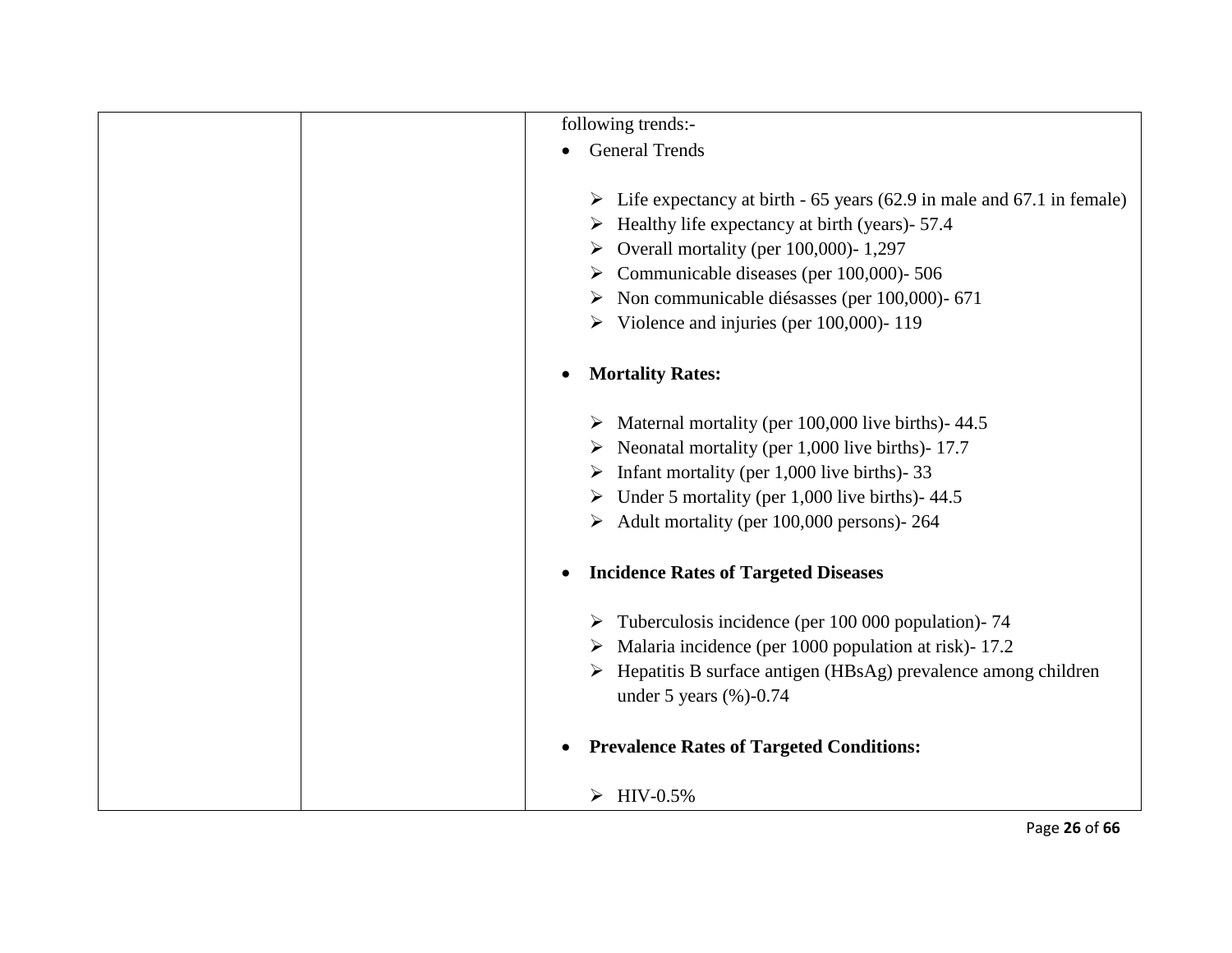| | | following trends:-<br><br>• General Trends<br><br>➢ Life expectancy at birth - 65 years (62.9 in male and 67.1 in female)<br>➢ Healthy life expectancy at birth (years)- 57.4<br>➢ Overall mortality (per 100,000)- 1,297<br>➢ Communicable diseases (per 100,000)- 506<br>➢ Non communicable diésasses (per 100,000)- 671<br>➢ Violence and injuries (per 100,000)- 119<br><br>• **Mortality Rates:**<br><br>➢ Maternal mortality (per 100,000 live births)- 44.5<br>➢ Neonatal mortality (per 1,000 live births)- 17.7<br>➢ Infant mortality (per 1,000 live births)- 33<br>➢ Under 5 mortality (per 1,000 live births)- 44.5<br>➢ Adult mortality (per 100,000 persons)- 264<br><br>• **Incidence Rates of Targeted Diseases**<br><br>➢ Tuberculosis incidence (per 100 000 population)- 74<br>➢ Malaria incidence (per 1000 population at risk)- 17.2<br>➢ Hepatitis B surface antigen (HBsAg) prevalence among children under 5 years (%)-0.74<br><br>• **Prevalence Rates of Targeted Conditions:**<br><br>➢ HIV-0.5% |
|---|---|---|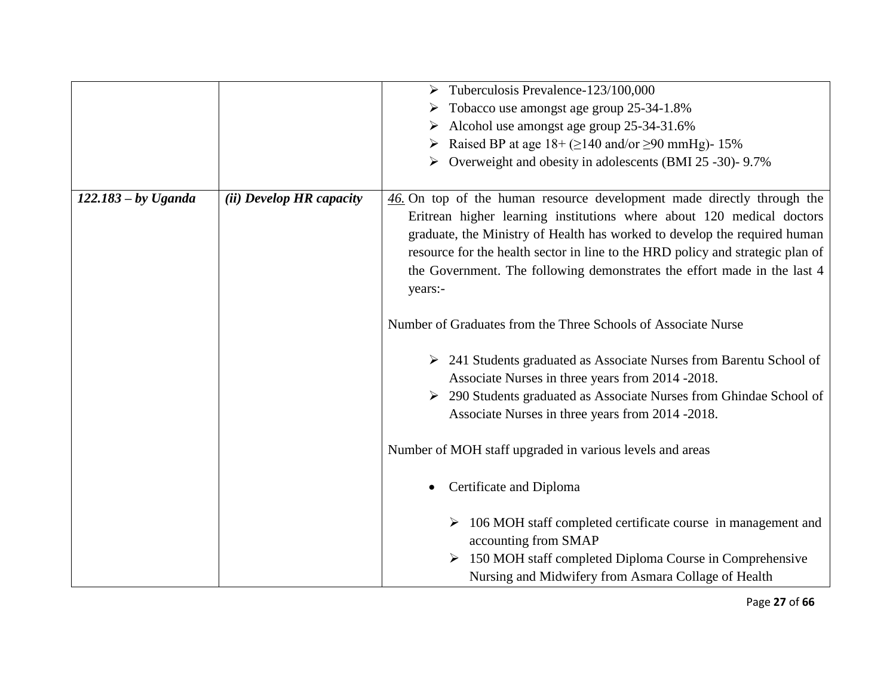| | | |
|---|---|---|
| | | ➢ Tuberculosis Prevalence-123/100,000<br>➢ Tobacco use amongst age group 25-34-1.8%<br>➢ Alcohol use amongst age group 25-34-31.6%<br>➢ Raised BP at age 18+ (≥140 and/or ≥90 mmHg)- 15%<br>➢ Overweight and obesity in adolescents (BMI 25 -30)- 9.7% |
| ***122.183 – by Uganda*** | ***(ii) Develop HR capacity*** | 46. On top of the human resource development made directly through the Eritrean higher learning institutions where about 120 medical doctors graduate, the Ministry of Health has worked to develop the required human resource for the health sector in line to the HRD policy and strategic plan of the Government. The following demonstrates the effort made in the last 4 years:-<br><br>Number of Graduates from the Three Schools of Associate Nurse<br><br>➢ 241 Students graduated as Associate Nurses from Barentu School of Associate Nurses in three years from 2014 -2018.<br>➢ 290 Students graduated as Associate Nurses from Ghindae School of Associate Nurses in three years from 2014 -2018.<br><br>Number of MOH staff upgraded in various levels and areas<br><br>• Certificate and Diploma<br><br>➢ 106 MOH staff completed certificate course in management and accounting from SMAP<br>➢ 150 MOH staff completed Diploma Course in Comprehensive Nursing and Midwifery from Asmara Collage of Health |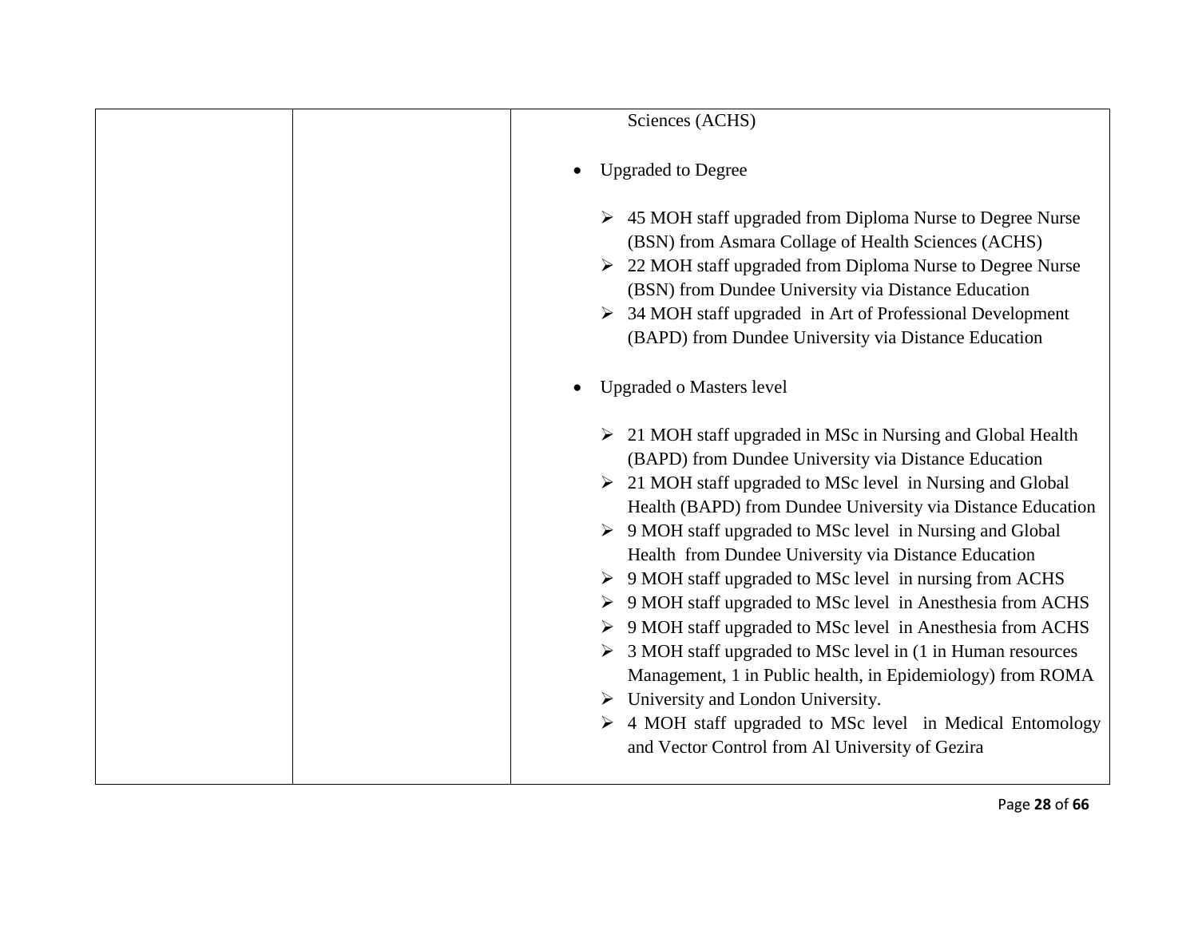| | | Sciences (ACHS)<br><br>• Upgraded to Degree<br><br>➢ 45 MOH staff upgraded from Diploma Nurse to Degree Nurse (BSN) from Asmara Collage of Health Sciences (ACHS)<br>➢ 22 MOH staff upgraded from Diploma Nurse to Degree Nurse (BSN) from Dundee University via Distance Education<br>➢ 34 MOH staff upgraded in Art of Professional Development (BAPD) from Dundee University via Distance Education<br><br>• Upgraded o Masters level<br><br>➢ 21 MOH staff upgraded in MSc in Nursing and Global Health (BAPD) from Dundee University via Distance Education<br>➢ 21 MOH staff upgraded to MSc level in Nursing and Global Health (BAPD) from Dundee University via Distance Education<br>➢ 9 MOH staff upgraded to MSc level in Nursing and Global Health from Dundee University via Distance Education<br>➢ 9 MOH staff upgraded to MSc level in nursing from ACHS<br>➢ 9 MOH staff upgraded to MSc level in Anesthesia from ACHS<br>➢ 9 MOH staff upgraded to MSc level in Anesthesia from ACHS<br>➢ 3 MOH staff upgraded to MSc level in (1 in Human resources Management, 1 in Public health, in Epidemiology) from ROMA<br>➢ University and London University.<br>➢ 4 MOH staff upgraded to MSc level in Medical Entomology and Vector Control from Al University of Gezira |
|---|---|---|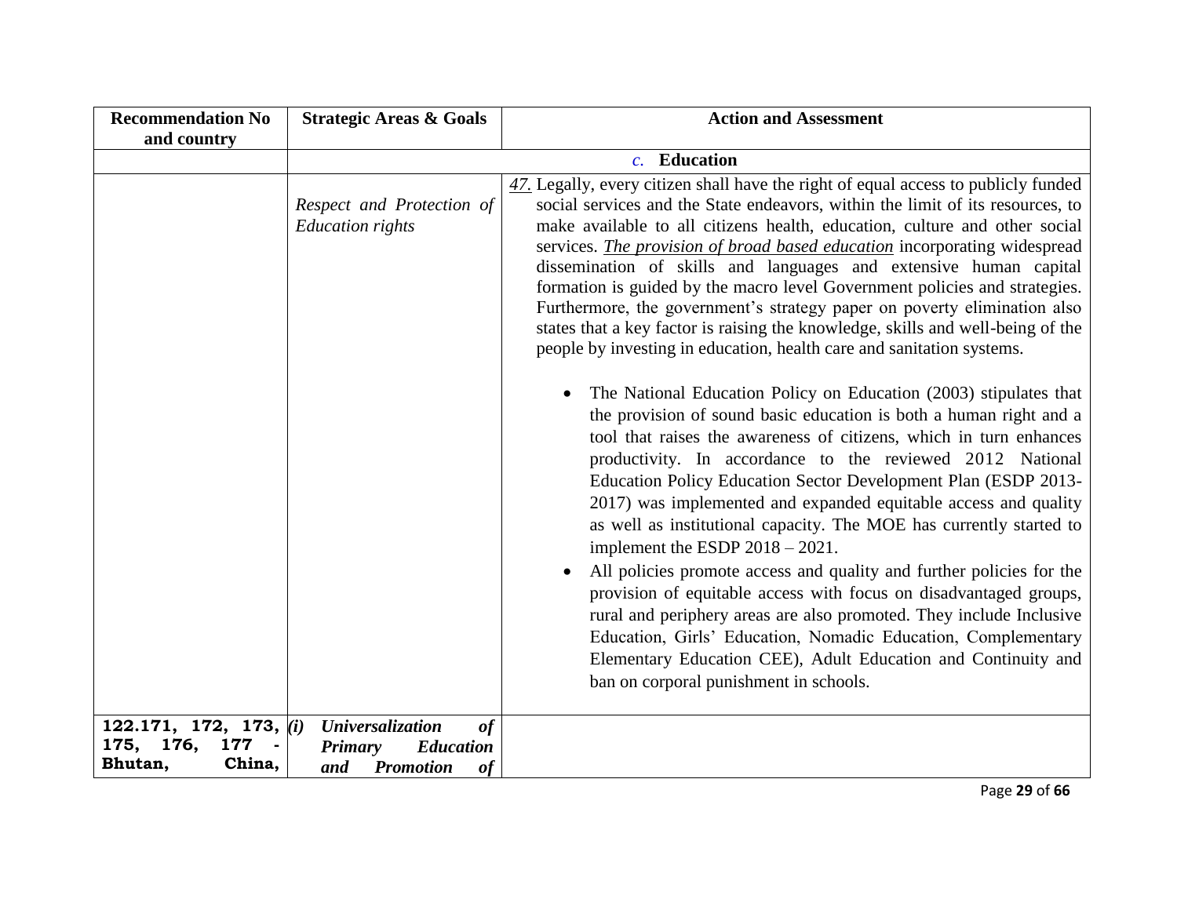| Recommendation No and country | Strategic Areas & Goals | Action and Assessment |
|---|---|---|
| | *c.* **Education** | |
| | *Respect and Protection of Education rights* | *47.* Legally, every citizen shall have the right of equal access to publicly funded social services and the State endeavors, within the limit of its resources, to make available to all citizens health, education, culture and other social services. ***The provision of broad based education*** incorporating widespread dissemination of skills and languages and extensive human capital formation is guided by the macro level Government policies and strategies. Furthermore, the government's strategy paper on poverty elimination also states that a key factor is raising the knowledge, skills and well-being of the people by investing in education, health care and sanitation systems. <br><br>• The National Education Policy on Education (2003) stipulates that the provision of sound basic education is both a human right and a tool that raises the awareness of citizens, which in turn enhances productivity. In accordance to the reviewed 2012 National Education Policy Education Sector Development Plan (ESDP 2013-2017) was implemented and expanded equitable access and quality as well as institutional capacity. The MOE has currently started to implement the ESDP 2018 – 2021.<br>• All policies promote access and quality and further policies for the provision of equitable access with focus on disadvantaged groups, rural and periphery areas are also promoted. They include Inclusive Education, Girls' Education, Nomadic Education, Complementary Elementary Education CEE), Adult Education and Continuity and ban on corporal punishment in schools. |
| **122.171, 172, 173, 175, 176, 177 - Bhutan, China,** | ***(i) Universalization of Primary Education and Promotion of*** | |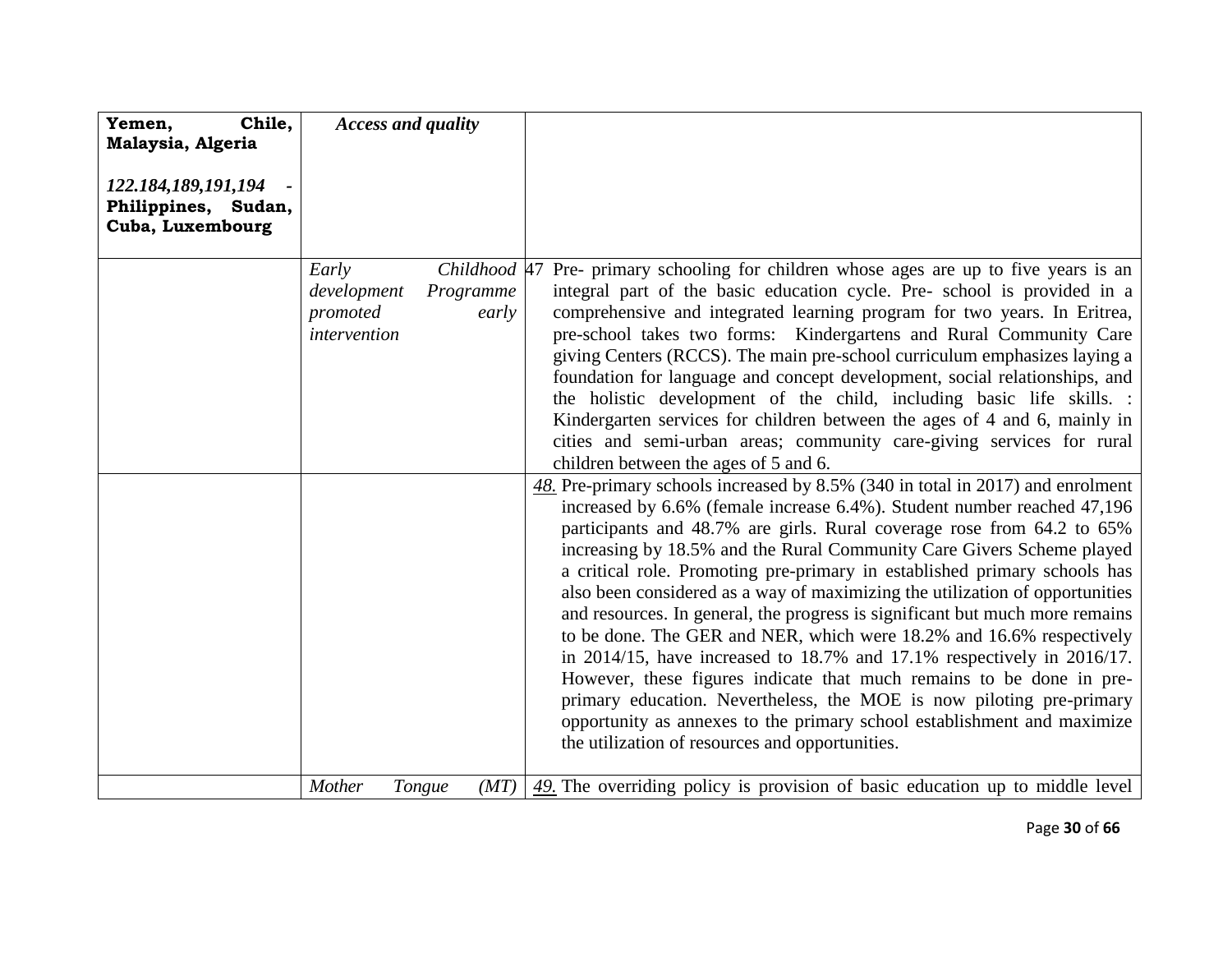| | | |
|---|---|---|
| **Yemen, Chile, Malaysia, Algeria**<br><br>*122.184,189,191,194* - **Philippines, Sudan, Cuba, Luxembourg** | *Access and quality* | |
| | *Early Childhood development Programme promoted early intervention* | 47 Pre- primary schooling for children whose ages are up to five years is an integral part of the basic education cycle. Pre- school is provided in a comprehensive and integrated learning program for two years. In Eritrea, pre-school takes two forms: Kindergartens and Rural Community Care giving Centers (RCCS). The main pre-school curriculum emphasizes laying a foundation for language and concept development, social relationships, and the holistic development of the child, including basic life skills. : Kindergarten services for children between the ages of 4 and 6, mainly in cities and semi-urban areas; community care-giving services for rural children between the ages of 5 and 6. |
| | | *48.* Pre-primary schools increased by 8.5% (340 in total in 2017) and enrolment increased by 6.6% (female increase 6.4%). Student number reached 47,196 participants and 48.7% are girls. Rural coverage rose from 64.2 to 65% increasing by 18.5% and the Rural Community Care Givers Scheme played a critical role. Promoting pre-primary in established primary schools has also been considered as a way of maximizing the utilization of opportunities and resources. In general, the progress is significant but much more remains to be done. The GER and NER, which were 18.2% and 16.6% respectively in 2014/15, have increased to 18.7% and 17.1% respectively in 2016/17. However, these figures indicate that much remains to be done in pre-primary education. Nevertheless, the MOE is now piloting pre-primary opportunity as annexes to the primary school establishment and maximize the utilization of resources and opportunities. |
| | *Mother Tongue (MT)* | *49.* The overriding policy is provision of basic education up to middle level |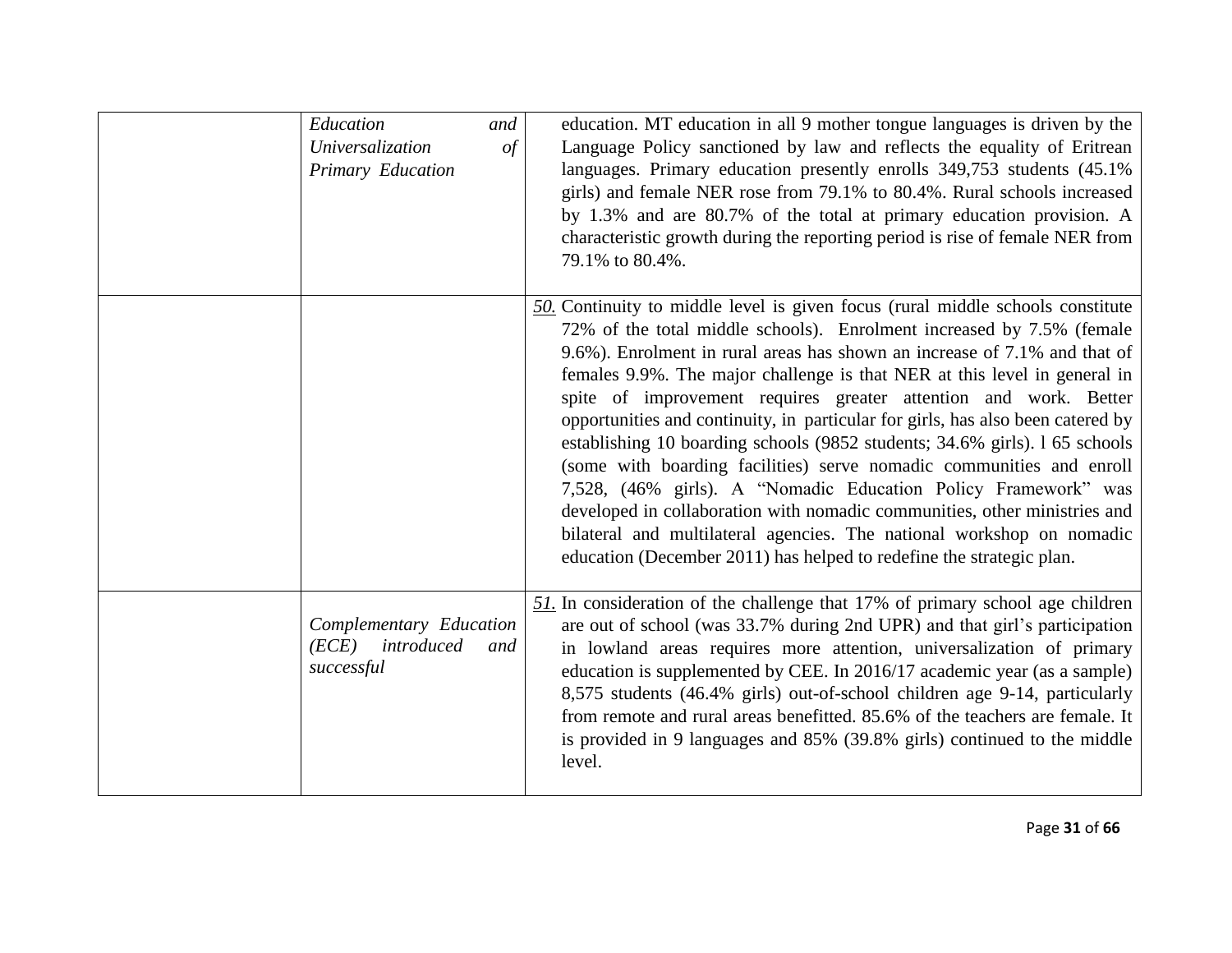| | | |
|---|---|---|
| | *Education and Universalization of Primary Education* | education. MT education in all 9 mother tongue languages is driven by the Language Policy sanctioned by law and reflects the equality of Eritrean languages. Primary education presently enrolls 349,753 students (45.1% girls) and female NER rose from 79.1% to 80.4%. Rural schools increased by 1.3% and are 80.7% of the total at primary education provision. A characteristic growth during the reporting period is rise of female NER from 79.1% to 80.4%. |
| | | *50.* Continuity to middle level is given focus (rural middle schools constitute 72% of the total middle schools). Enrolment increased by 7.5% (female 9.6%). Enrolment in rural areas has shown an increase of 7.1% and that of females 9.9%. The major challenge is that NER at this level in general in spite of improvement requires greater attention and work. Better opportunities and continuity, in particular for girls, has also been catered by establishing 10 boarding schools (9852 students; 34.6% girls). l 65 schools (some with boarding facilities) serve nomadic communities and enroll 7,528, (46% girls). A "Nomadic Education Policy Framework" was developed in collaboration with nomadic communities, other ministries and bilateral and multilateral agencies. The national workshop on nomadic education (December 2011) has helped to redefine the strategic plan. |
| | *Complementary Education (ECE) introduced and successful* | *51.* In consideration of the challenge that 17% of primary school age children are out of school (was 33.7% during 2nd UPR) and that girl's participation in lowland areas requires more attention, universalization of primary education is supplemented by CEE. In 2016/17 academic year (as a sample) 8,575 students (46.4% girls) out-of-school children age 9-14, particularly from remote and rural areas benefitted. 85.6% of the teachers are female. It is provided in 9 languages and 85% (39.8% girls) continued to the middle level. |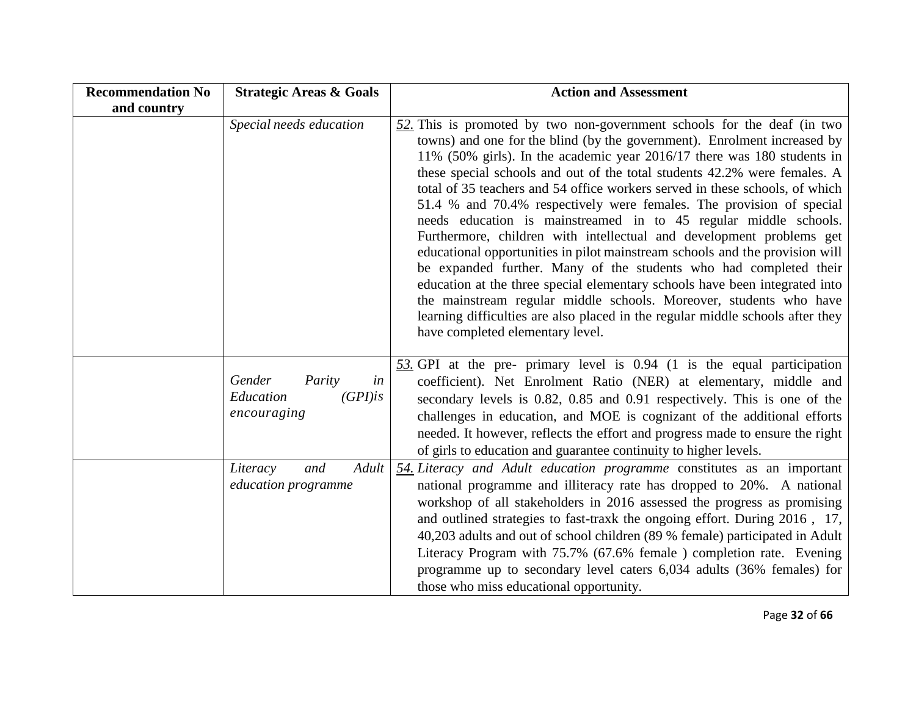| Recommendation No and country | Strategic Areas & Goals | Action and Assessment |
|---|---|---|
| | *Special needs education* | 52. This is promoted by two non-government schools for the deaf (in two towns) and one for the blind (by the government). Enrolment increased by 11% (50% girls). In the academic year 2016/17 there was 180 students in these special schools and out of the total students 42.2% were females. A total of 35 teachers and 54 office workers served in these schools, of which 51.4 % and 70.4% respectively were females. The provision of special needs education is mainstreamed in to 45 regular middle schools. Furthermore, children with intellectual and development problems get educational opportunities in pilot mainstream schools and the provision will be expanded further. Many of the students who had completed their education at the three special elementary schools have been integrated into the mainstream regular middle schools. Moreover, students who have learning difficulties are also placed in the regular middle schools after they have completed elementary level. |
| | *Gender Parity in Education (GPI)is encouraging* | 53. GPI at the pre- primary level is 0.94 (1 is the equal participation coefficient). Net Enrolment Ratio (NER) at elementary, middle and secondary levels is 0.82, 0.85 and 0.91 respectively. This is one of the challenges in education, and MOE is cognizant of the additional efforts needed. It however, reflects the effort and progress made to ensure the right of girls to education and guarantee continuity to higher levels. |
| | *Literacy and Adult education programme* | 54. *Literacy and Adult education programme* constitutes as an important national programme and illiteracy rate has dropped to 20%. A national workshop of all stakeholders in 2016 assessed the progress as promising and outlined strategies to fast-traxk the ongoing effort. During 2016 , 17, 40,203 adults and out of school children (89 % female) participated in Adult Literacy Program with 75.7% (67.6% female ) completion rate. Evening programme up to secondary level caters 6,034 adults (36% females) for those who miss educational opportunity. |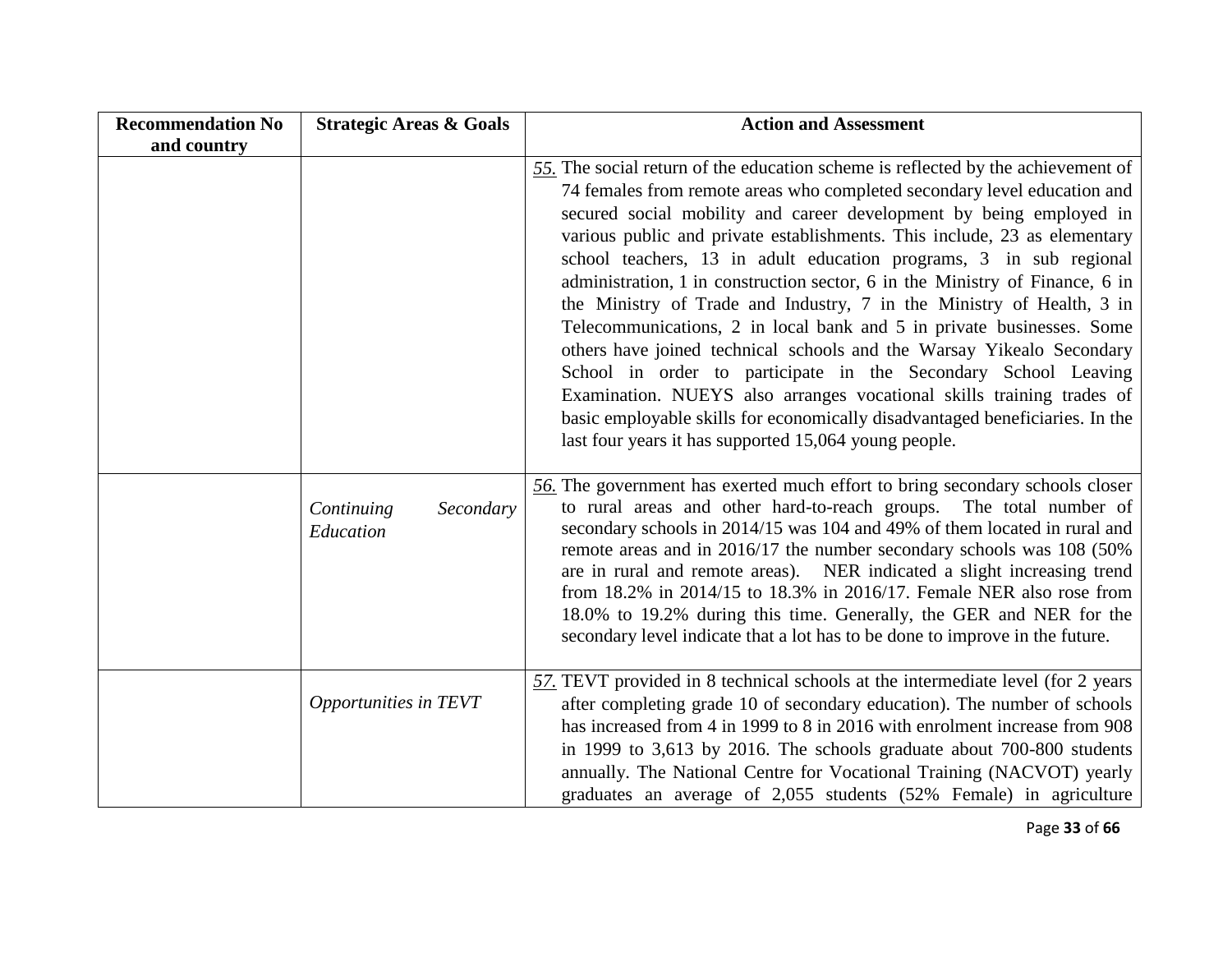| Recommendation No and country | Strategic Areas & Goals | Action and Assessment |
|---|---|---|
| | | *55.* The social return of the education scheme is reflected by the achievement of 74 females from remote areas who completed secondary level education and secured social mobility and career development by being employed in various public and private establishments. This include, 23 as elementary school teachers, 13 in adult education programs, 3 in sub regional administration, 1 in construction sector, 6 in the Ministry of Finance, 6 in the Ministry of Trade and Industry, 7 in the Ministry of Health, 3 in Telecommunications, 2 in local bank and 5 in private businesses. Some others have joined technical schools and the Warsay Yikealo Secondary School in order to participate in the Secondary School Leaving Examination. NUEYS also arranges vocational skills training trades of basic employable skills for economically disadvantaged beneficiaries. In the last four years it has supported 15,064 young people. |
| | *Continuing Secondary Education* | *56.* The government has exerted much effort to bring secondary schools closer to rural areas and other hard-to-reach groups. The total number of secondary schools in 2014/15 was 104 and 49% of them located in rural and remote areas and in 2016/17 the number secondary schools was 108 (50% are in rural and remote areas). NER indicated a slight increasing trend from 18.2% in 2014/15 to 18.3% in 2016/17. Female NER also rose from 18.0% to 19.2% during this time. Generally, the GER and NER for the secondary level indicate that a lot has to be done to improve in the future. |
| | *Opportunities in TEVT* | *57.* TEVT provided in 8 technical schools at the intermediate level (for 2 years after completing grade 10 of secondary education). The number of schools has increased from 4 in 1999 to 8 in 2016 with enrolment increase from 908 in 1999 to 3,613 by 2016. The schools graduate about 700-800 students annually. The National Centre for Vocational Training (NACVOT) yearly graduates an average of 2,055 students (52% Female) in agriculture |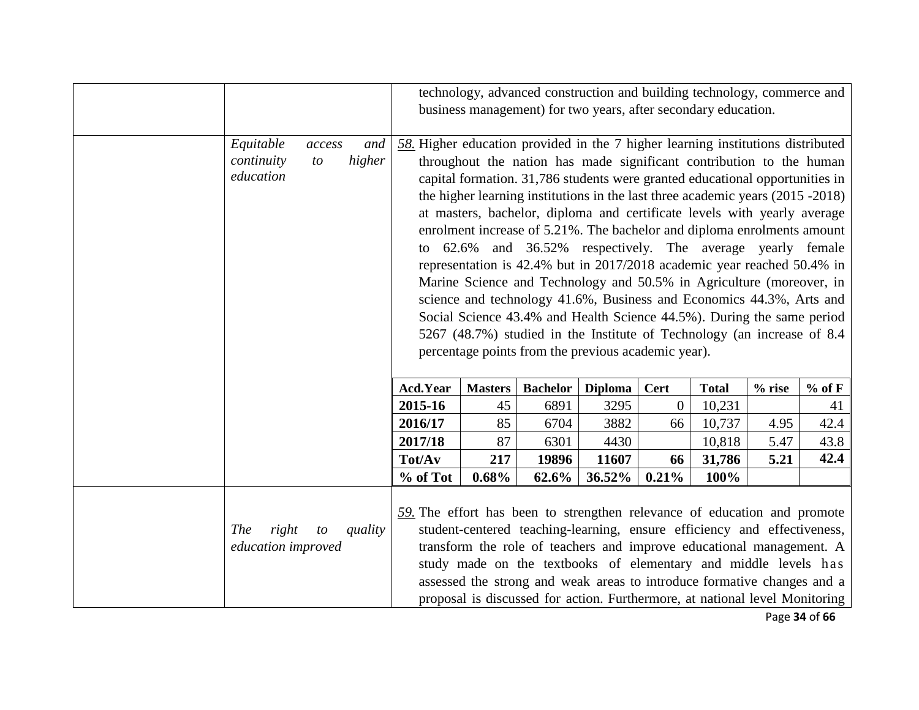| | | |
|---|---|---|
| | | technology, advanced construction and building technology, commerce and business management) for two years, after secondary education. |
| | *Equitable access and continuity to higher education* | 58. Higher education provided in the 7 higher learning institutions distributed throughout the nation has made significant contribution to the human capital formation. 31,786 students were granted educational opportunities in the higher learning institutions in the last three academic years (2015 -2018) at masters, bachelor, diploma and certificate levels with yearly average enrolment increase of 5.21%. The bachelor and diploma enrolments amount to 62.6% and 36.52% respectively. The average yearly female representation is 42.4% but in 2017/2018 academic year reached 50.4% in Marine Science and Technology and 50.5% in Agriculture (moreover, in science and technology 41.6%, Business and Economics 44.3%, Arts and Social Science 43.4% and Health Science 44.5%). During the same period 5267 (48.7%) studied in the Institute of Technology (an increase of 8.4 percentage points from the previous academic year). |

| Acd.Year | Masters | Bachelor | Diploma | Cert | Total | % rise | % of F |
|---|---|---|---|---|---|---|---|
| 2015-16 | 45 | 6891 | 3295 | 0 | 10,231 | | 41 |
| 2016/17 | 85 | 6704 | 3882 | 66 | 10,737 | 4.95 | 42.4 |
| 2017/18 | 87 | 6301 | 4430 | | 10,818 | 5.47 | 43.8 |
| **Tot/Av** | **217** | **19896** | **11607** | **66** | **31,786** | **5.21** | **42.4** |
| **% of Tot** | **0.68%** | **62.6%** | **36.52%** | **0.21%** | **100%** | | |

| | | |
|---|---|---|
| | *The right to quality education improved* | 59. The effort has been to strengthen relevance of education and promote student-centered teaching-learning, ensure efficiency and effectiveness, transform the role of teachers and improve educational management. A study made on the textbooks of elementary and middle levels has assessed the strong and weak areas to introduce formative changes and a proposal is discussed for action. Furthermore, at national level Monitoring |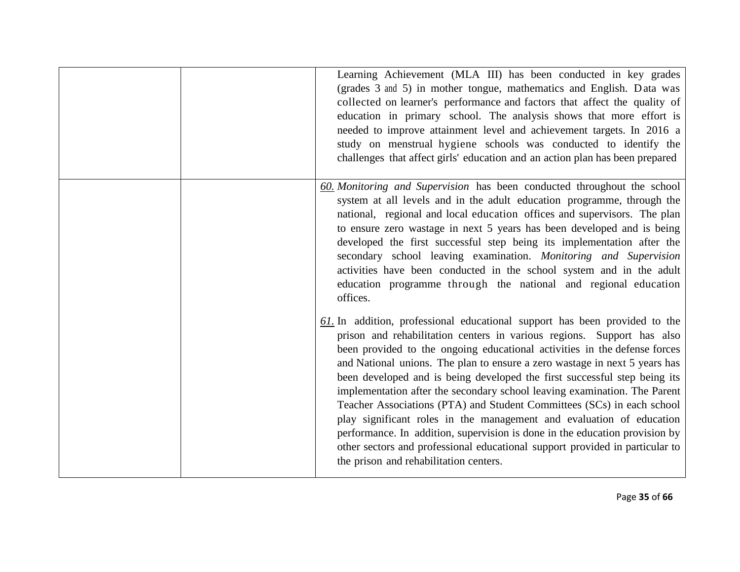| | | |
|---|---|---|
| | | Learning Achievement (MLA III) has been conducted in key grades (grades 3 and 5) in mother tongue, mathematics and English. Data was collected on learner's performance and factors that affect the quality of education in primary school. The analysis shows that more effort is needed to improve attainment level and achievement targets. In 2016 a study on menstrual hygiene schools was conducted to identify the challenges that affect girls' education and an action plan has been prepared |
| | | *60.* *Monitoring and Supervision* has been conducted throughout the school system at all levels and in the adult education programme, through the national, regional and local education offices and supervisors. The plan to ensure zero wastage in next 5 years has been developed and is being developed the first successful step being its implementation after the secondary school leaving examination. *Monitoring and Supervision* activities have been conducted in the school system and in the adult education programme through the national and regional education offices.<br><br>*61.* In addition, professional educational support has been provided to the prison and rehabilitation centers in various regions. Support has also been provided to the ongoing educational activities in the defense forces and National unions. The plan to ensure a zero wastage in next 5 years has been developed and is being developed the first successful step being its implementation after the secondary school leaving examination. The Parent Teacher Associations (PTA) and Student Committees (SCs) in each school play significant roles in the management and evaluation of education performance. In addition, supervision is done in the education provision by other sectors and professional educational support provided in particular to the prison and rehabilitation centers. |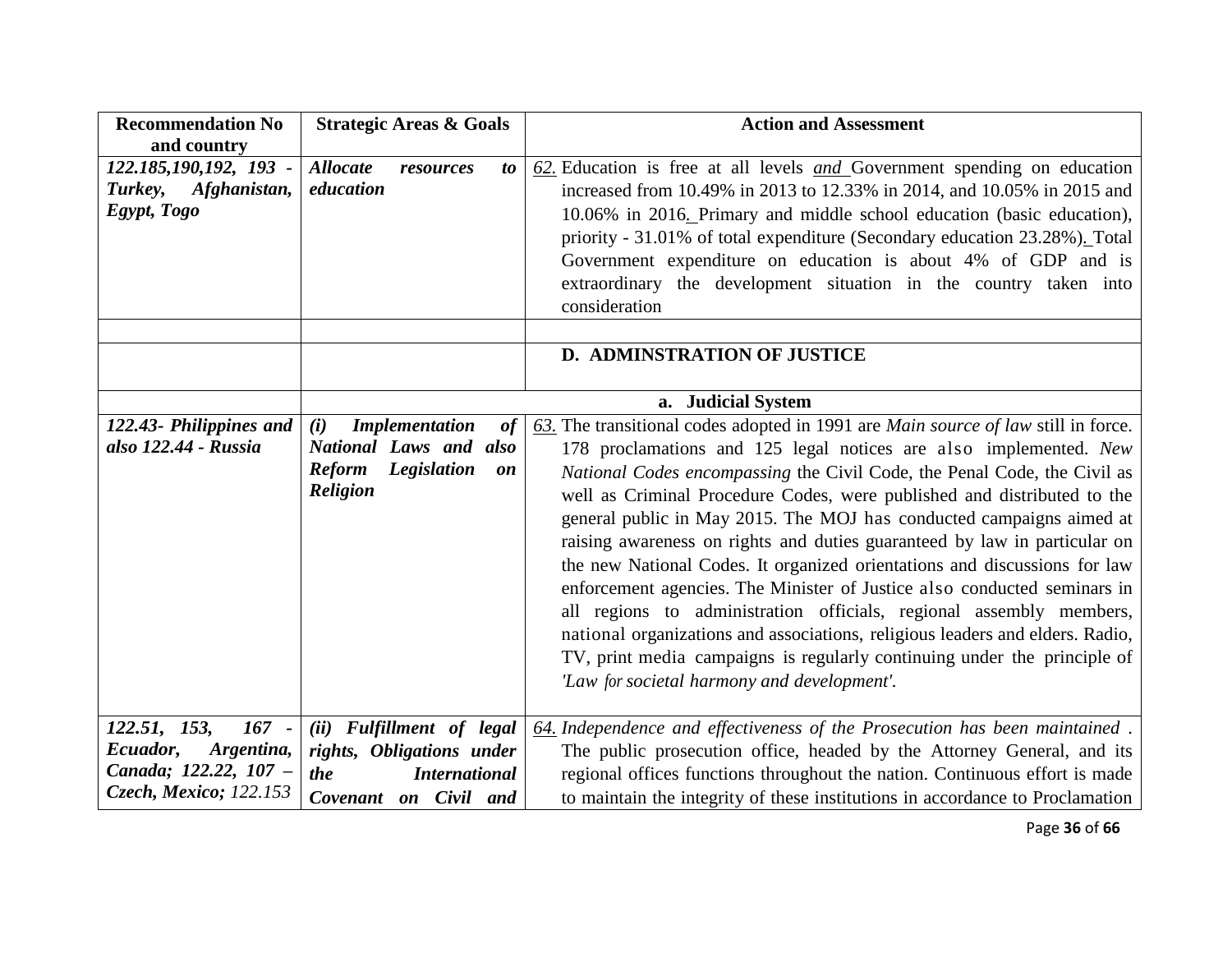| Recommendation No and country | Strategic Areas & Goals | Action and Assessment |
|---|---|---|
| ***122.185,190,192, 193 - Turkey, Afghanistan, Egypt, Togo*** | ***Allocate resources to education*** | 62. Education is free at all levels *and* Government spending on education increased from 10.49% in 2013 to 12.33% in 2014, and 10.05% in 2015 and 10.06% in 2016. Primary and middle school education (basic education), priority - 31.01% of total expenditure (Secondary education 23.28%). Total Government expenditure on education is about 4% of GDP and is extraordinary the development situation in the country taken into consideration |
| | | |
| | | **D. ADMINSTRATION OF JUSTICE** |
| | | **a. Judicial System** |
| ***122.43- Philippines and also 122.44 - Russia*** | ***(i) Implementation of National Laws and also Reform Legislation on Religion*** | 63. The transitional codes adopted in 1991 are *Main source of law* still in force. 178 proclamations and 125 legal notices are also implemented. *New National Codes encompassing* the Civil Code, the Penal Code, the Civil as well as Criminal Procedure Codes, were published and distributed to the general public in May 2015. The MOJ has conducted campaigns aimed at raising awareness on rights and duties guaranteed by law in particular on the new National Codes. It organized orientations and discussions for law enforcement agencies. The Minister of Justice also conducted seminars in all regions to administration officials, regional assembly members, national organizations and associations, religious leaders and elders. Radio, TV, print media campaigns is regularly continuing under the principle of *'Law for societal harmony and development'*. |
| ***122.51, 153, 167 - Ecuador, Argentina, Canada; 122.22, 107 – Czech, Mexico;*** *122.153* | ***(ii) Fulfillment of legal rights, Obligations under the International Covenant on Civil and*** | 64. *Independence and effectiveness of the Prosecution has been maintained* . The public prosecution office, headed by the Attorney General, and its regional offices functions throughout the nation. Continuous effort is made to maintain the integrity of these institutions in accordance to Proclamation |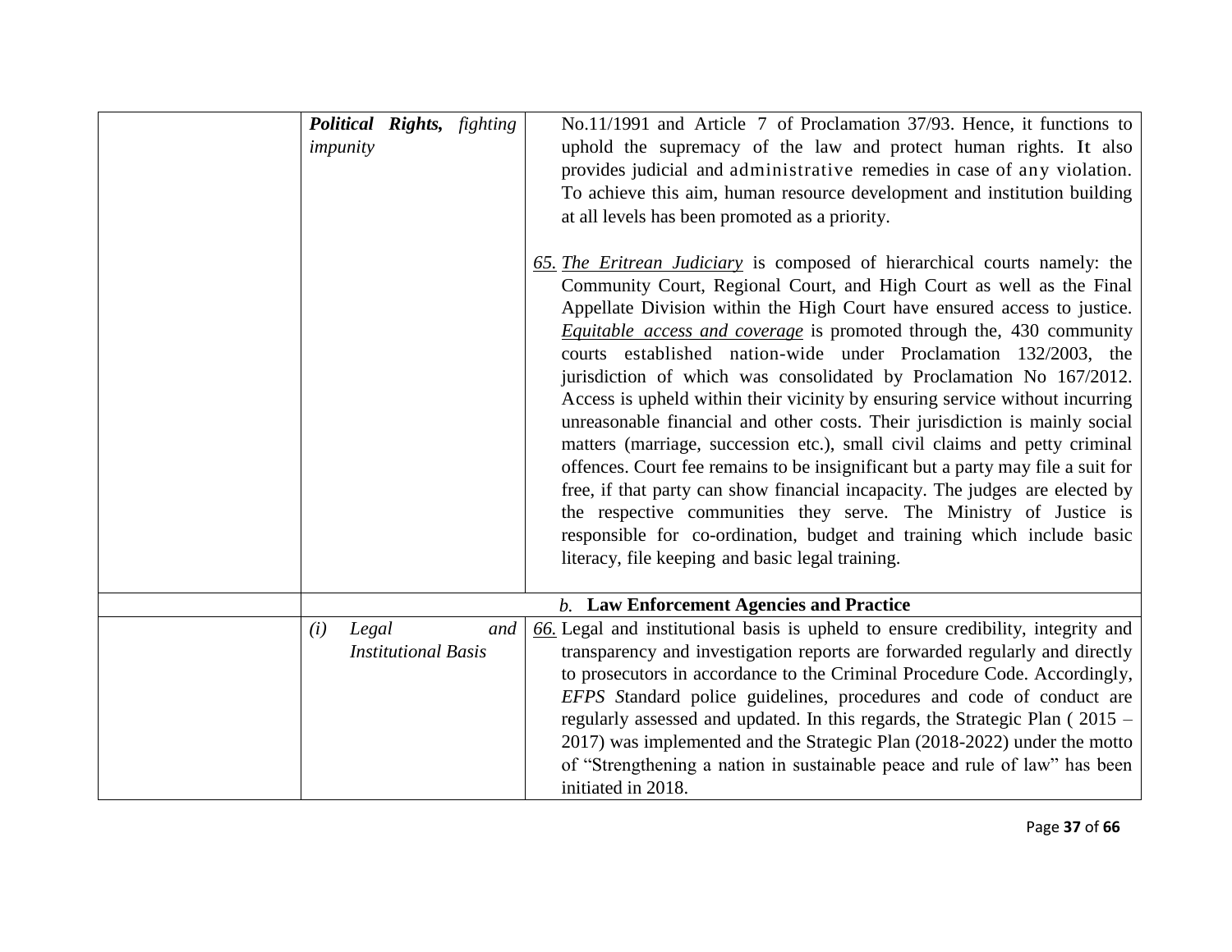| | | |
|---|---|---|
| | ***Political Rights,*** *fighting impunity* | No.11/1991 and Article 7 of Proclamation 37/93. Hence, it functions to uphold the supremacy of the law and protect human rights. It also provides judicial and administrative remedies in case of any violation. To achieve this aim, human resource development and institution building at all levels has been promoted as a priority.<br><br>*65.* *The Eritrean Judiciary* is composed of hierarchical courts namely: the Community Court, Regional Court, and High Court as well as the Final Appellate Division within the High Court have ensured access to justice. *Equitable access and coverage* is promoted through the, 430 community courts established nation-wide under Proclamation 132/2003, the jurisdiction of which was consolidated by Proclamation No 167/2012. Access is upheld within their vicinity by ensuring service without incurring unreasonable financial and other costs. Their jurisdiction is mainly social matters (marriage, succession etc.), small civil claims and petty criminal offences. Court fee remains to be insignificant but a party may file a suit for free, if that party can show financial incapacity. The judges are elected by the respective communities they serve. The Ministry of Justice is responsible for co-ordination, budget and training which include basic literacy, file keeping and basic legal training. |
| | ***b.*** **Law Enforcement Agencies and Practice** | |
| | *(i) Legal and Institutional Basis* | *66.* Legal and institutional basis is upheld to ensure credibility, integrity and transparency and investigation reports are forwarded regularly and directly to prosecutors in accordance to the Criminal Procedure Code. Accordingly, *EFPS S*tandard police guidelines, procedures and code of conduct are regularly assessed and updated. In this regards, the Strategic Plan ( 2015 – 2017) was implemented and the Strategic Plan (2018-2022) under the motto of "Strengthening a nation in sustainable peace and rule of law" has been initiated in 2018. |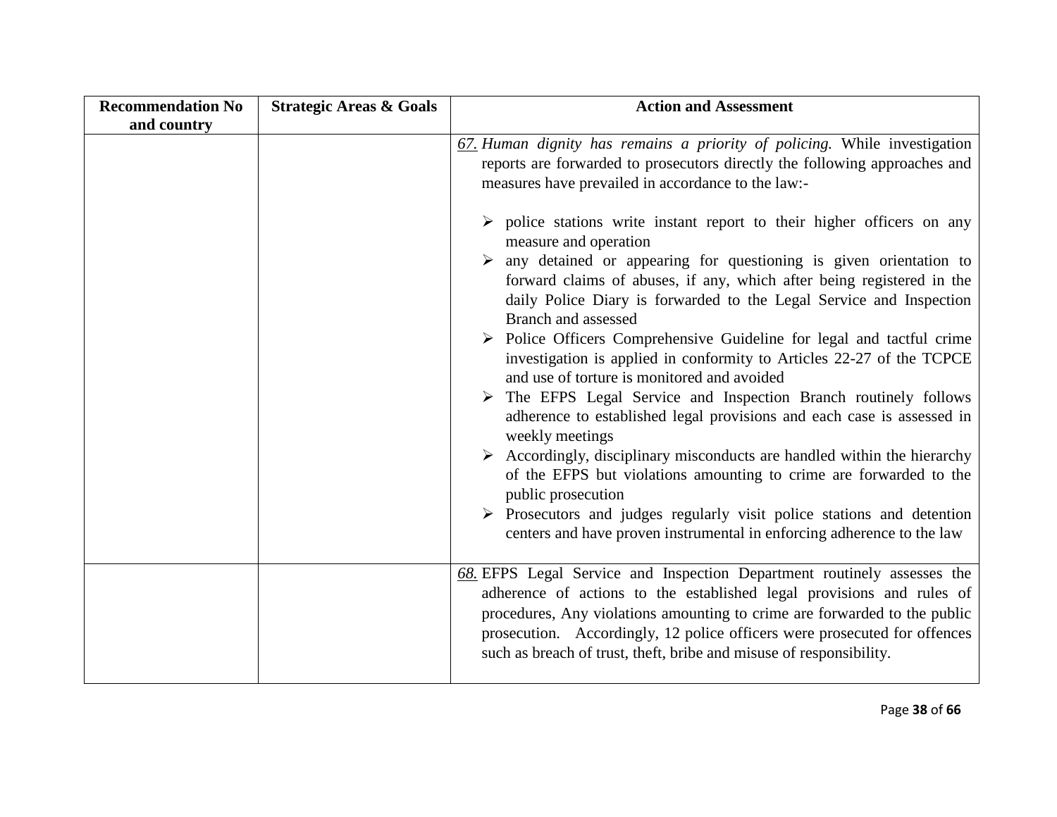| Recommendation No and country | Strategic Areas & Goals | Action and Assessment |
|---|---|---|
| | | <u>67.</u> *Human dignity has remains a priority of policing.* While investigation reports are forwarded to prosecutors directly the following approaches and measures have prevailed in accordance to the law:-<br><br>➢ police stations write instant report to their higher officers on any measure and operation<br>➢ any detained or appearing for questioning is given orientation to forward claims of abuses, if any, which after being registered in the daily Police Diary is forwarded to the Legal Service and Inspection Branch and assessed<br>➢ Police Officers Comprehensive Guideline for legal and tactful crime investigation is applied in conformity to Articles 22-27 of the TCPCE and use of torture is monitored and avoided<br>➢ The EFPS Legal Service and Inspection Branch routinely follows adherence to established legal provisions and each case is assessed in weekly meetings<br>➢ Accordingly, disciplinary misconducts are handled within the hierarchy of the EFPS but violations amounting to crime are forwarded to the public prosecution<br>➢ Prosecutors and judges regularly visit police stations and detention centers and have proven instrumental in enforcing adherence to the law |
| | | <u>68.</u> EFPS Legal Service and Inspection Department routinely assesses the adherence of actions to the established legal provisions and rules of procedures, Any violations amounting to crime are forwarded to the public prosecution. Accordingly, 12 police officers were prosecuted for offences such as breach of trust, theft, bribe and misuse of responsibility. |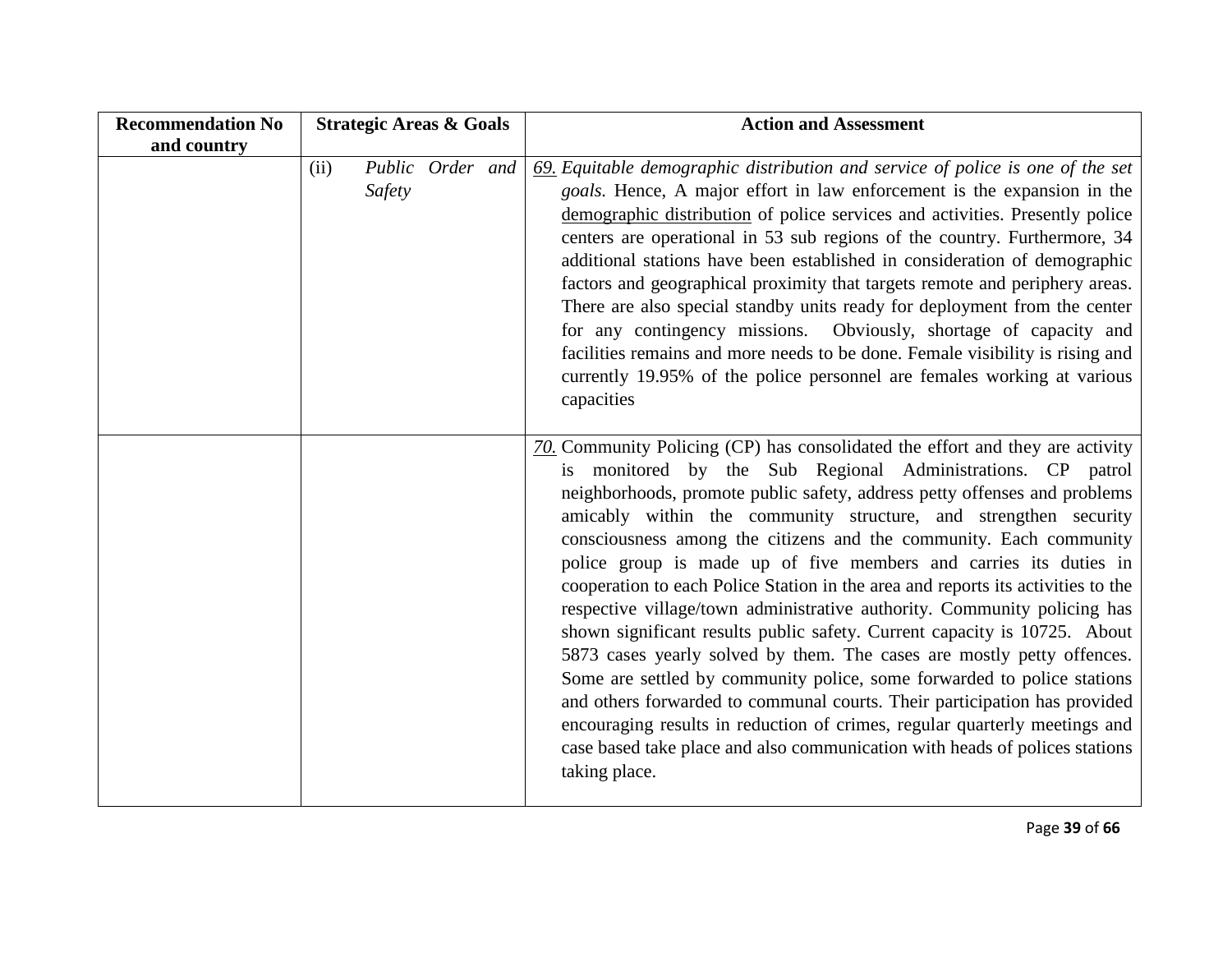| Recommendation No and country | Strategic Areas & Goals | Action and Assessment |
|---|---|---|
| | (ii) *Public Order and Safety* | *69. Equitable demographic distribution and service of police is one of the set goals.* Hence, A major effort in law enforcement is the expansion in the demographic distribution of police services and activities. Presently police centers are operational in 53 sub regions of the country. Furthermore, 34 additional stations have been established in consideration of demographic factors and geographical proximity that targets remote and periphery areas. There are also special standby units ready for deployment from the center for any contingency missions. Obviously, shortage of capacity and facilities remains and more needs to be done. Female visibility is rising and currently 19.95% of the police personnel are females working at various capacities |
| | | *70.* Community Policing (CP) has consolidated the effort and they are activity is monitored by the Sub Regional Administrations. CP patrol neighborhoods, promote public safety, address petty offenses and problems amicably within the community structure, and strengthen security consciousness among the citizens and the community. Each community police group is made up of five members and carries its duties in cooperation to each Police Station in the area and reports its activities to the respective village/town administrative authority. Community policing has shown significant results public safety. Current capacity is 10725. About 5873 cases yearly solved by them. The cases are mostly petty offences. Some are settled by community police, some forwarded to police stations and others forwarded to communal courts. Their participation has provided encouraging results in reduction of crimes, regular quarterly meetings and case based take place and also communication with heads of polices stations taking place. |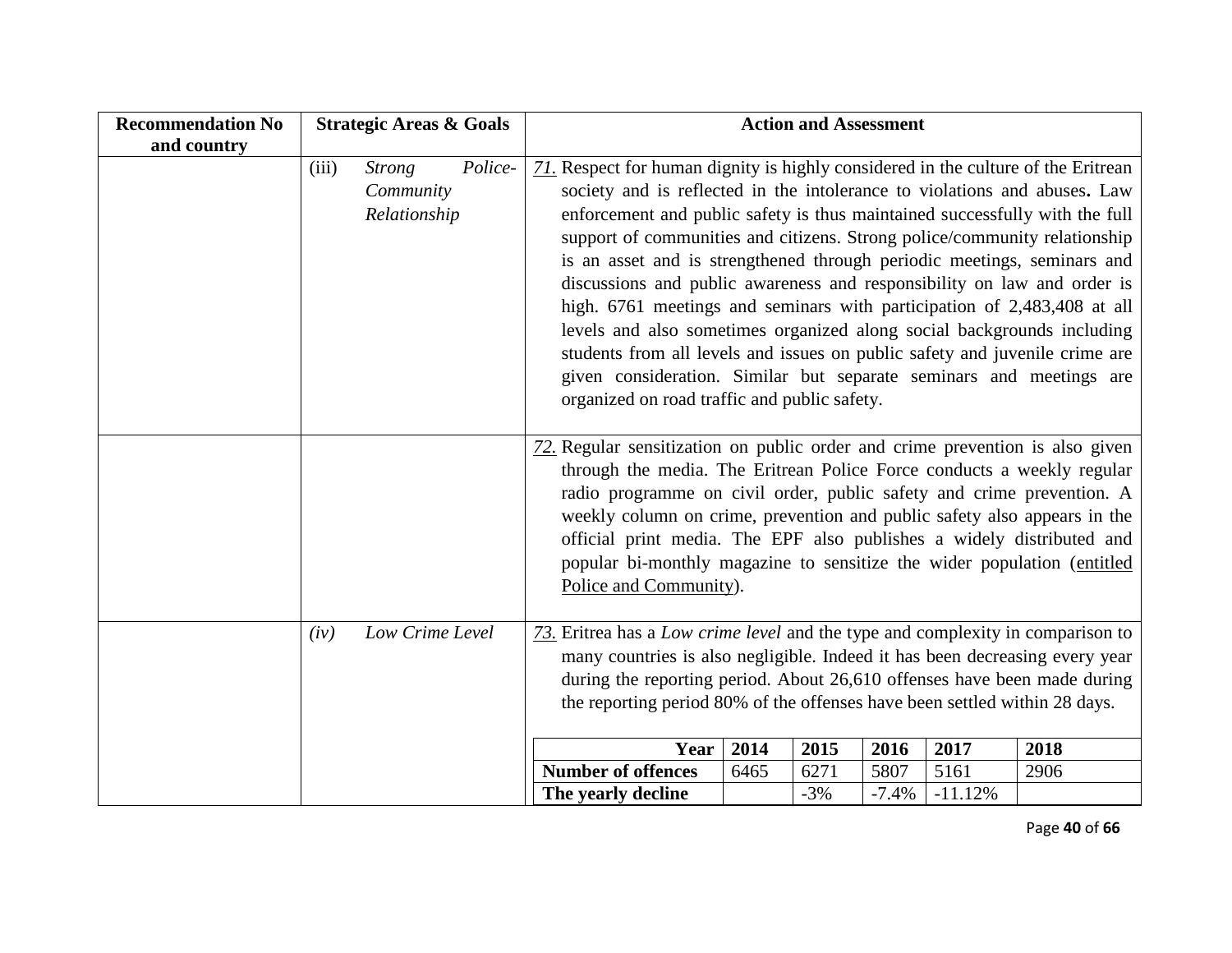| Recommendation No and country | Strategic Areas & Goals | Action and Assessment |
|---|---|---|
| | (iii) *Strong Police-Community Relationship* | *71.* Respect for human dignity is highly considered in the culture of the Eritrean society and is reflected in the intolerance to violations and abuses**.** Law enforcement and public safety is thus maintained successfully with the full support of communities and citizens. Strong police/community relationship is an asset and is strengthened through periodic meetings, seminars and discussions and public awareness and responsibility on law and order is high. 6761 meetings and seminars with participation of 2,483,408 at all levels and also sometimes organized along social backgrounds including students from all levels and issues on public safety and juvenile crime are given consideration. Similar but separate seminars and meetings are organized on road traffic and public safety. |
| | | *72.* Regular sensitization on public order and crime prevention is also given through the media. The Eritrean Police Force conducts a weekly regular radio programme on civil order, public safety and crime prevention. A weekly column on crime, prevention and public safety also appears in the official print media. The EPF also publishes a widely distributed and popular bi-monthly magazine to sensitize the wider population (entitled Police and Community). |
| | *(iv) Low Crime Level* | *73.* Eritrea has a *Low crime level* and the type and complexity in comparison to many countries is also negligible. Indeed it has been decreasing every year during the reporting period. About 26,610 offenses have been made during the reporting period 80% of the offenses have been settled within 28 days. |

| Year | 2014 | 2015 | 2016 | 2017 | 2018 |
|---|---|---|---|---|---|
| **Number of offences** | 6465 | 6271 | 5807 | 5161 | 2906 |
| **The yearly decline** | | -3% | -7.4% | -11.12% | |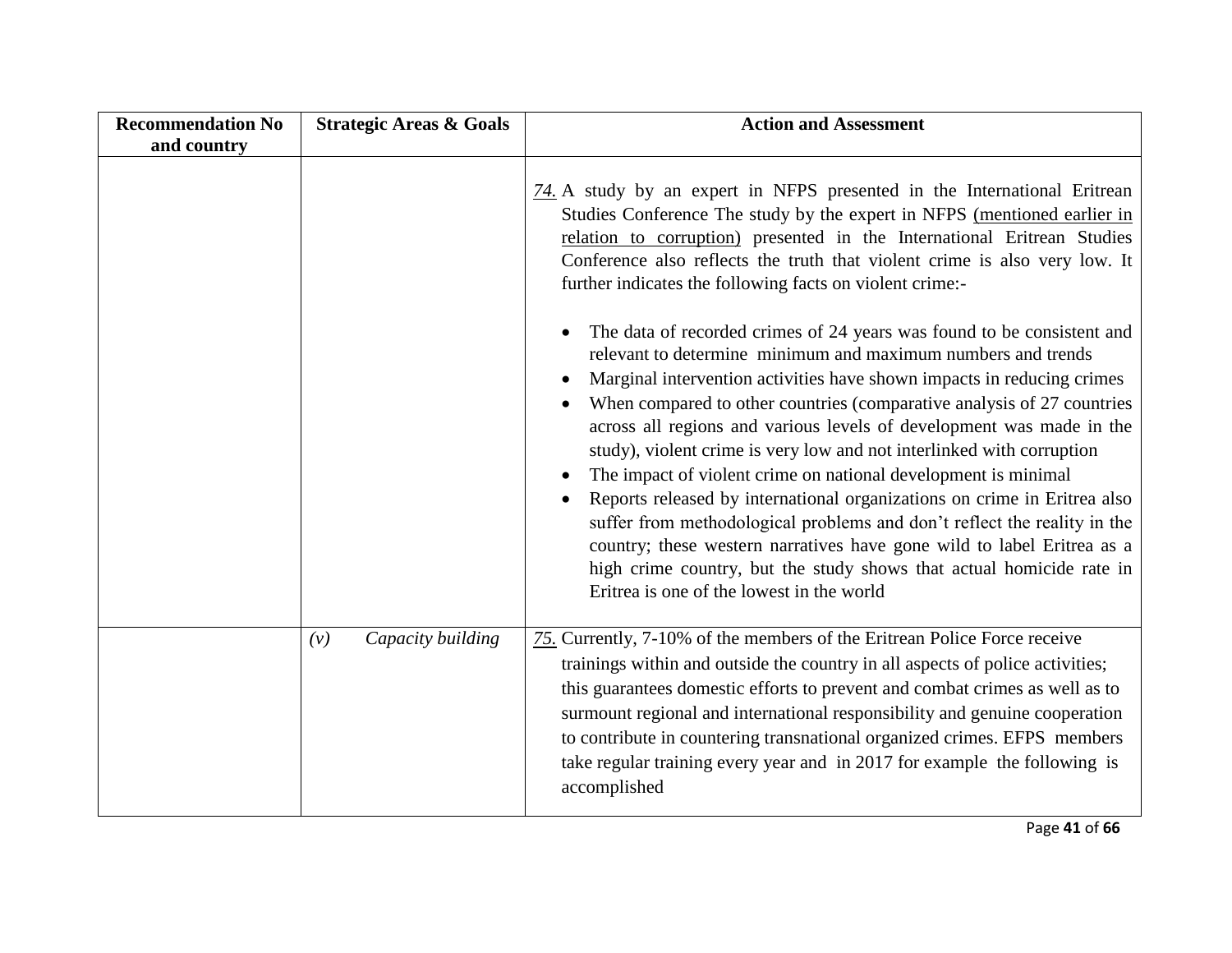| Recommendation No and country | Strategic Areas & Goals | Action and Assessment |
| --- | --- | --- |
| | | *74.* A study by an expert in NFPS presented in the International Eritrean Studies Conference The study by the expert in NFPS (mentioned earlier in relation to corruption) presented in the International Eritrean Studies Conference also reflects the truth that violent crime is also very low. It further indicates the following facts on violent crime:-<br><br>• The data of recorded crimes of 24 years was found to be consistent and relevant to determine minimum and maximum numbers and trends<br>• Marginal intervention activities have shown impacts in reducing crimes<br>• When compared to other countries (comparative analysis of 27 countries across all regions and various levels of development was made in the study), violent crime is very low and not interlinked with corruption<br>• The impact of violent crime on national development is minimal<br>• Reports released by international organizations on crime in Eritrea also suffer from methodological problems and don't reflect the reality in the country; these western narratives have gone wild to label Eritrea as a high crime country, but the study shows that actual homicide rate in Eritrea is one of the lowest in the world |
| | *(v) Capacity building* | *75.* Currently, 7-10% of the members of the Eritrean Police Force receive trainings within and outside the country in all aspects of police activities; this guarantees domestic efforts to prevent and combat crimes as well as to surmount regional and international responsibility and genuine cooperation to contribute in countering transnational organized crimes. EFPS members take regular training every year and in 2017 for example the following is accomplished |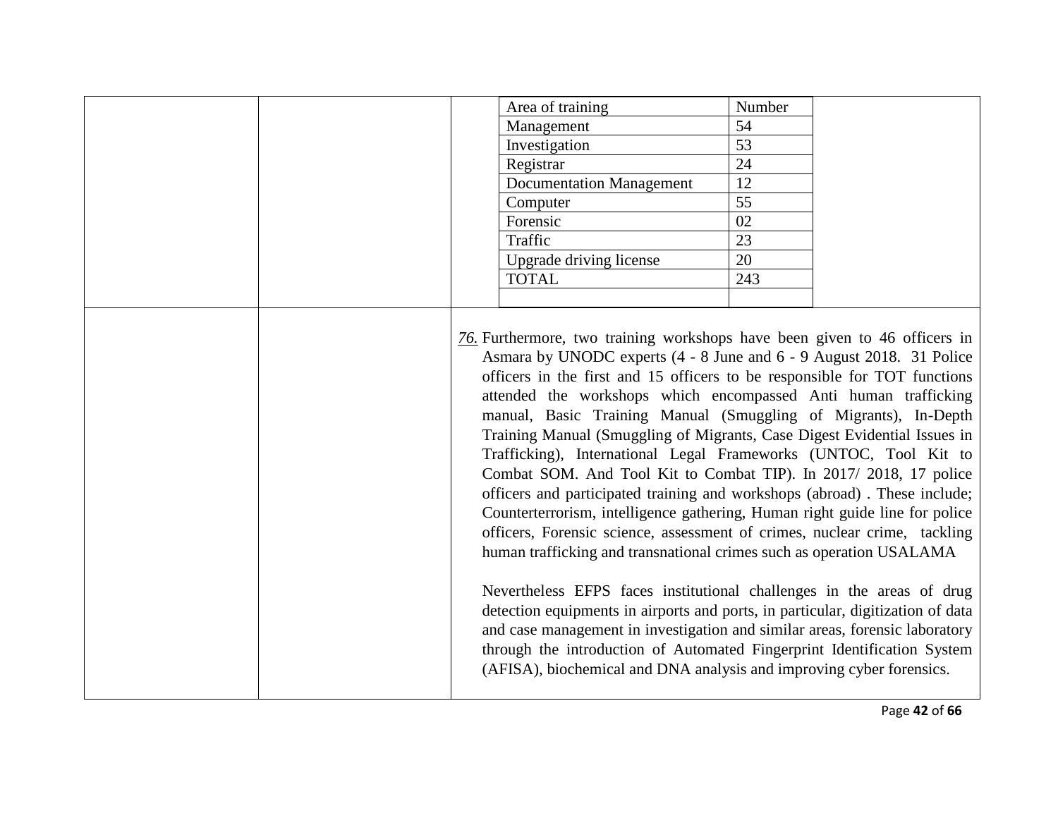| Area of training | Number |
| --- | --- |
| Management | 54 |
| Investigation | 53 |
| Registrar | 24 |
| Documentation Management | 12 |
| Computer | 55 |
| Forensic | 02 |
| Traffic | 23 |
| Upgrade driving license | 20 |
| TOTAL | 243 |
| | |

76. Furthermore, two training workshops have been given to 46 officers in Asmara by UNODC experts (4 - 8 June and 6 - 9 August 2018. 31 Police officers in the first and 15 officers to be responsible for TOT functions attended the workshops which encompassed Anti human trafficking manual, Basic Training Manual (Smuggling of Migrants), In-Depth Training Manual (Smuggling of Migrants, Case Digest Evidential Issues in Trafficking), International Legal Frameworks (UNTOC, Tool Kit to Combat SOM. And Tool Kit to Combat TIP). In 2017/ 2018, 17 police officers and participated training and workshops (abroad) . These include; Counterterrorism, intelligence gathering, Human right guide line for police officers, Forensic science, assessment of crimes, nuclear crime, tackling human trafficking and transnational crimes such as operation USALAMA

Nevertheless EFPS faces institutional challenges in the areas of drug detection equipments in airports and ports, in particular, digitization of data and case management in investigation and similar areas, forensic laboratory through the introduction of Automated Fingerprint Identification System (AFISA), biochemical and DNA analysis and improving cyber forensics.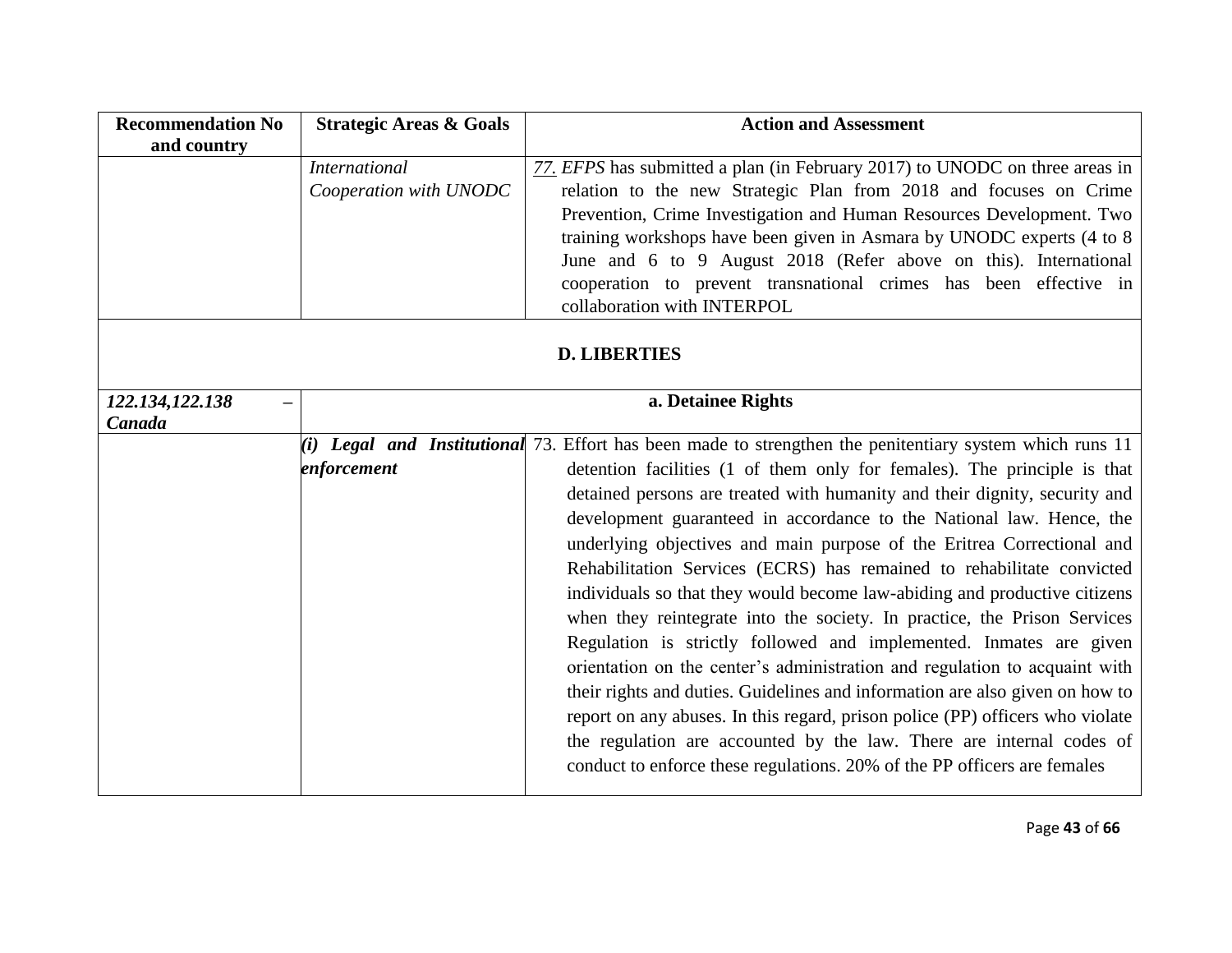| Recommendation No and country | Strategic Areas & Goals | Action and Assessment |
|---|---|---|
| | *International Cooperation with UNODC* | *77. EFPS* has submitted a plan (in February 2017) to UNODC on three areas in relation to the new Strategic Plan from 2018 and focuses on Crime Prevention, Crime Investigation and Human Resources Development. Two training workshops have been given in Asmara by UNODC experts (4 to 8 June and 6 to 9 August 2018 (Refer above on this). International cooperation to prevent transnational crimes has been effective in collaboration with INTERPOL |
| | | **D. LIBERTIES** |
| ***122.134,122.138 – Canada*** | | **a. Detainee Rights** |
| | ***(i) Legal and Institutional enforcement*** | 73. Effort has been made to strengthen the penitentiary system which runs 11 detention facilities (1 of them only for females). The principle is that detained persons are treated with humanity and their dignity, security and development guaranteed in accordance to the National law. Hence, the underlying objectives and main purpose of the Eritrea Correctional and Rehabilitation Services (ECRS) has remained to rehabilitate convicted individuals so that they would become law-abiding and productive citizens when they reintegrate into the society. In practice, the Prison Services Regulation is strictly followed and implemented. Inmates are given orientation on the center's administration and regulation to acquaint with their rights and duties. Guidelines and information are also given on how to report on any abuses. In this regard, prison police (PP) officers who violate the regulation are accounted by the law. There are internal codes of conduct to enforce these regulations. 20% of the PP officers are females |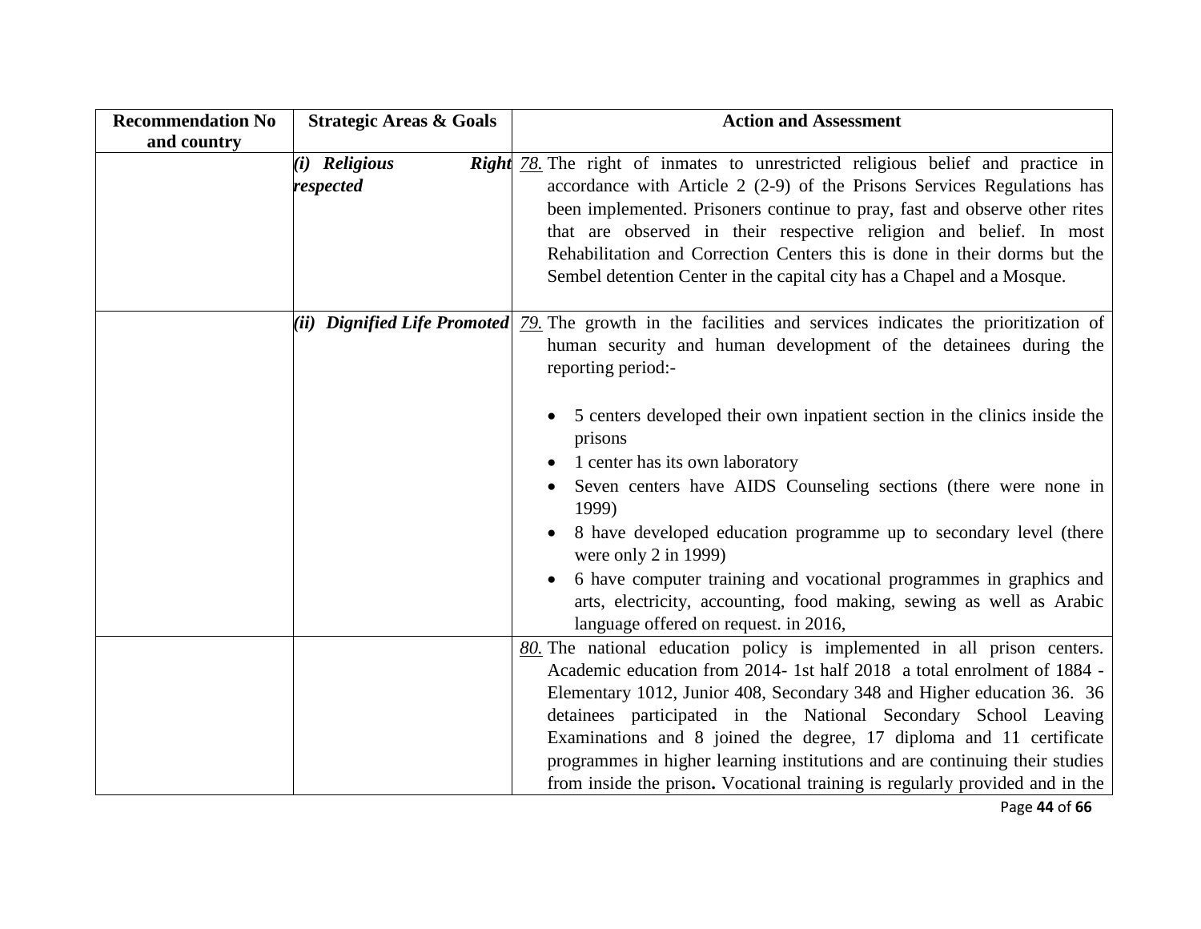| Recommendation No and country | Strategic Areas & Goals | Action and Assessment |
|---|---|---|
| | ***(i) Religious Right respected*** | <u>*78.*</u> The right of inmates to unrestricted religious belief and practice in accordance with Article 2 (2-9) of the Prisons Services Regulations has been implemented. Prisoners continue to pray, fast and observe other rites that are observed in their respective religion and belief. In most Rehabilitation and Correction Centers this is done in their dorms but the Sembel detention Center in the capital city has a Chapel and a Mosque. |
| | ***(ii) Dignified Life Promoted*** | <u>*79.*</u> The growth in the facilities and services indicates the prioritization of human security and human development of the detainees during the reporting period:- <br><br> • 5 centers developed their own inpatient section in the clinics inside the prisons <br> • 1 center has its own laboratory <br> • Seven centers have AIDS Counseling sections (there were none in 1999) <br> • 8 have developed education programme up to secondary level (there were only 2 in 1999) <br> • 6 have computer training and vocational programmes in graphics and arts, electricity, accounting, food making, sewing as well as Arabic language offered on request. in 2016, |
| | | <u>*80.*</u> The national education policy is implemented in all prison centers. Academic education from 2014- 1st half 2018 a total enrolment of 1884 - Elementary 1012, Junior 408, Secondary 348 and Higher education 36. 36 detainees participated in the National Secondary School Leaving Examinations and 8 joined the degree, 17 diploma and 11 certificate programmes in higher learning institutions and are continuing their studies from inside the prison**.** Vocational training is regularly provided and in the |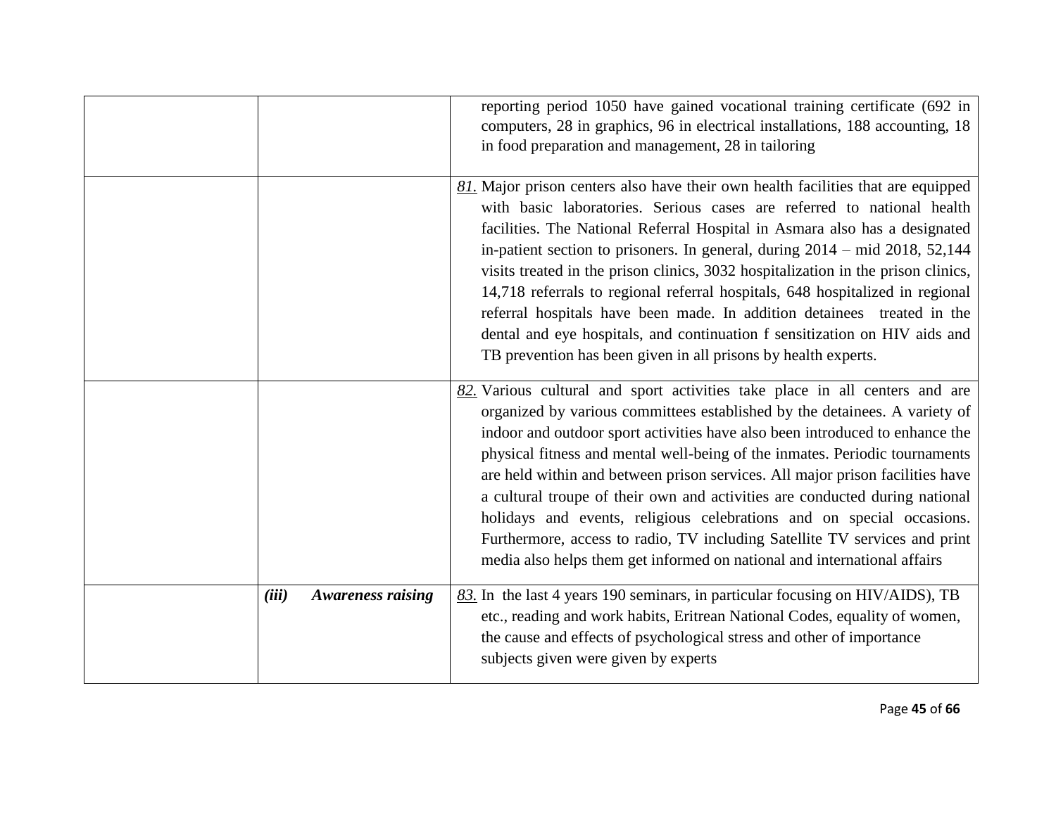| | | |
|---|---|---|
| | | reporting period 1050 have gained vocational training certificate (692 in computers, 28 in graphics, 96 in electrical installations, 188 accounting, 18 in food preparation and management, 28 in tailoring |
| | | *81.* Major prison centers also have their own health facilities that are equipped with basic laboratories. Serious cases are referred to national health facilities. The National Referral Hospital in Asmara also has a designated in-patient section to prisoners. In general, during 2014 – mid 2018, 52,144 visits treated in the prison clinics, 3032 hospitalization in the prison clinics, 14,718 referrals to regional referral hospitals, 648 hospitalized in regional referral hospitals have been made. In addition detainees treated in the dental and eye hospitals, and continuation f sensitization on HIV aids and TB prevention has been given in all prisons by health experts. |
| | | *82.* Various cultural and sport activities take place in all centers and are organized by various committees established by the detainees. A variety of indoor and outdoor sport activities have also been introduced to enhance the physical fitness and mental well-being of the inmates. Periodic tournaments are held within and between prison services. All major prison facilities have a cultural troupe of their own and activities are conducted during national holidays and events, religious celebrations and on special occasions. Furthermore, access to radio, TV including Satellite TV services and print media also helps them get informed on national and international affairs |
| | ***(iii) Awareness raising*** | *83.* In the last 4 years 190 seminars, in particular focusing on HIV/AIDS), TB etc., reading and work habits, Eritrean National Codes, equality of women, the cause and effects of psychological stress and other of importance subjects given were given by experts |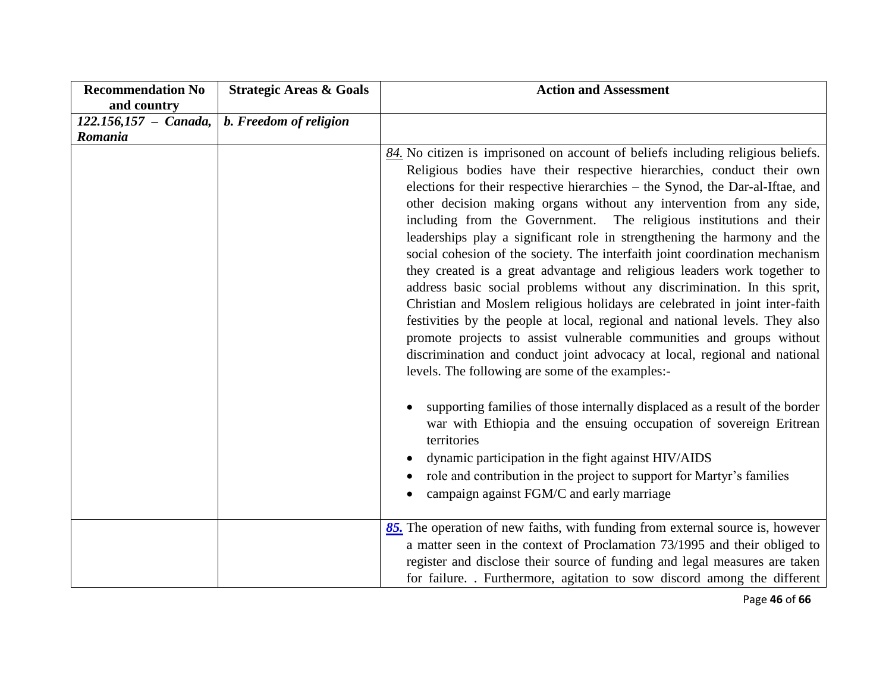| Recommendation No and country | Strategic Areas & Goals | Action and Assessment |
|---|---|---|
| *122.156,157 – Canada, Romania* | ***b. Freedom of religion*** | |
| | | *84.* No citizen is imprisoned on account of beliefs including religious beliefs. Religious bodies have their respective hierarchies, conduct their own elections for their respective hierarchies – the Synod, the Dar-al-Iftae, and other decision making organs without any intervention from any side, including from the Government. The religious institutions and their leaderships play a significant role in strengthening the harmony and the social cohesion of the society. The interfaith joint coordination mechanism they created is a great advantage and religious leaders work together to address basic social problems without any discrimination. In this sprit, Christian and Moslem religious holidays are celebrated in joint inter-faith festivities by the people at local, regional and national levels. They also promote projects to assist vulnerable communities and groups without discrimination and conduct joint advocacy at local, regional and national levels. The following are some of the examples:- <br><br> • supporting families of those internally displaced as a result of the border war with Ethiopia and the ensuing occupation of sovereign Eritrean territories <br> • dynamic participation in the fight against HIV/AIDS <br> • role and contribution in the project to support for Martyr's families <br> • campaign against FGM/C and early marriage |
| | | ***85.*** The operation of new faiths, with funding from external source is, however a matter seen in the context of Proclamation 73/1995 and their obliged to register and disclose their source of funding and legal measures are taken for failure. . Furthermore, agitation to sow discord among the different |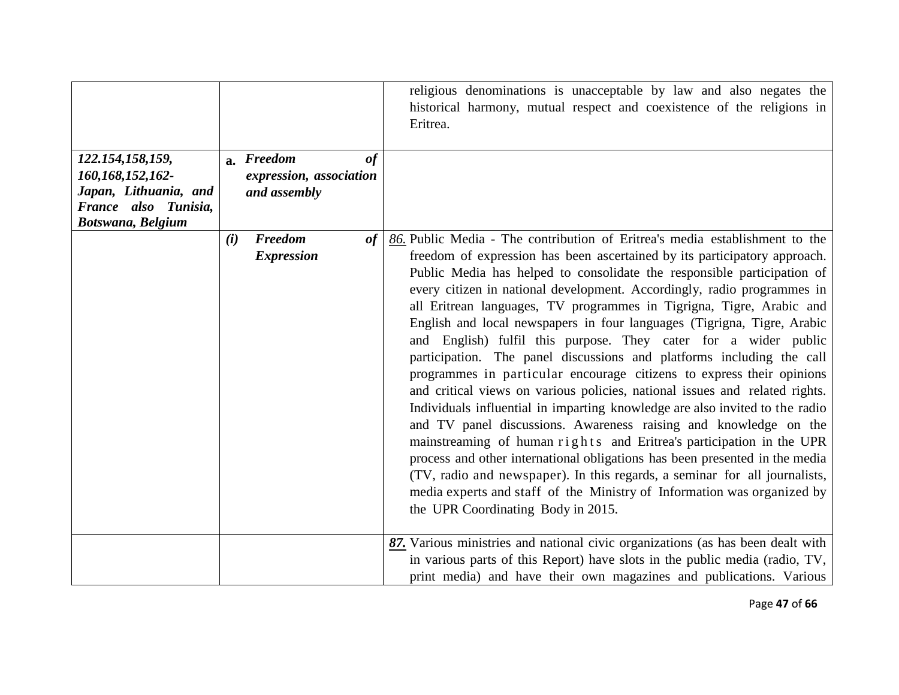| | | |
|---|---|---|
| | | religious denominations is unacceptable by law and also negates the historical harmony, mutual respect and coexistence of the religions in Eritrea. |
| ***122.154,158,159, 160,168,152,162- Japan, Lithuania, and France also Tunisia, Botswana, Belgium*** | **a.** ***Freedom of expression, association and assembly*** | |
| | ***(i) Freedom of Expression*** | *86.* Public Media - The contribution of Eritrea's media establishment to the freedom of expression has been ascertained by its participatory approach. Public Media has helped to consolidate the responsible participation of every citizen in national development. Accordingly, radio programmes in all Eritrean languages, TV programmes in Tigrigna, Tigre, Arabic and English and local newspapers in four languages (Tigrigna, Tigre, Arabic and English) fulfil this purpose. They cater for a wider public participation. The panel discussions and platforms including the call programmes in particular encourage citizens to express their opinions and critical views on various policies, national issues and related rights. Individuals influential in imparting knowledge are also invited to the radio and TV panel discussions. Awareness raising and knowledge on the mainstreaming of human rights and Eritrea's participation in the UPR process and other international obligations has been presented in the media (TV, radio and newspaper). In this regards, a seminar for all journalists, media experts and staff of the Ministry of Information was organized by the UPR Coordinating Body in 2015. |
| | | ***87.*** Various ministries and national civic organizations (as has been dealt with in various parts of this Report) have slots in the public media (radio, TV, print media) and have their own magazines and publications. Various |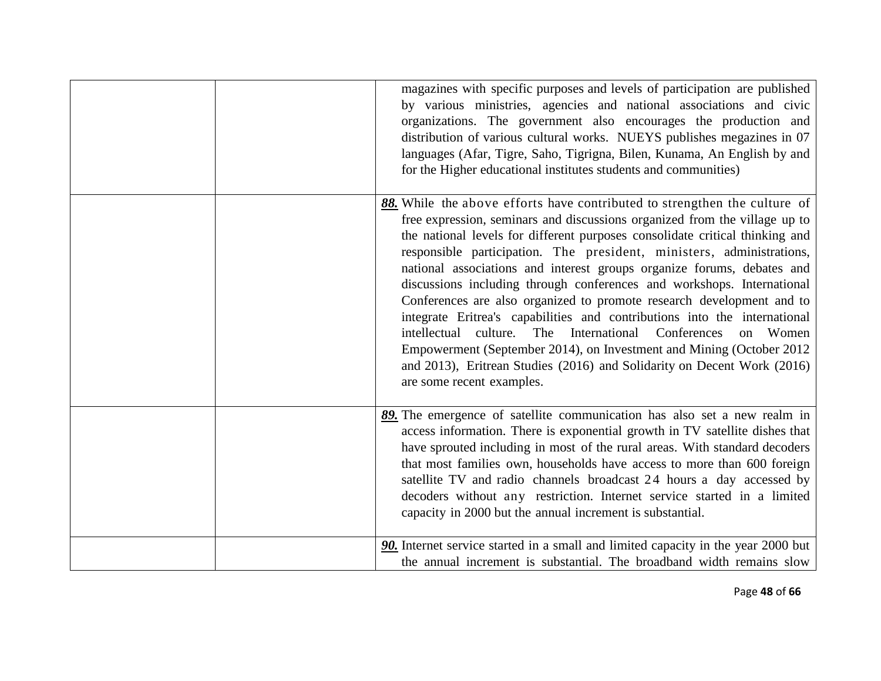|  |  |  |
|---|---|---|
|  |  | magazines with specific purposes and levels of participation are published by various ministries, agencies and national associations and civic organizations. The government also encourages the production and distribution of various cultural works. NUEYS publishes megazines in 07 languages (Afar, Tigre, Saho, Tigrigna, Bilen, Kunama, An English by and for the Higher educational institutes students and communities) |
|  |  | ***88.*** While the above efforts have contributed to strengthen the culture of free expression, seminars and discussions organized from the village up to the national levels for different purposes consolidate critical thinking and responsible participation. The president, ministers, administrations, national associations and interest groups organize forums, debates and discussions including through conferences and workshops. International Conferences are also organized to promote research development and to integrate Eritrea's capabilities and contributions into the international intellectual culture. The International Conferences on Women Empowerment (September 2014), on Investment and Mining (October 2012 and 2013), Eritrean Studies (2016) and Solidarity on Decent Work (2016) are some recent examples. |
|  |  | ***89.*** The emergence of satellite communication has also set a new realm in access information. There is exponential growth in TV satellite dishes that have sprouted including in most of the rural areas. With standard decoders that most families own, households have access to more than 600 foreign satellite TV and radio channels broadcast 24 hours a day accessed by decoders without any restriction. Internet service started in a limited capacity in 2000 but the annual increment is substantial. |
|  |  | ***90.*** Internet service started in a small and limited capacity in the year 2000 but the annual increment is substantial. The broadband width remains slow |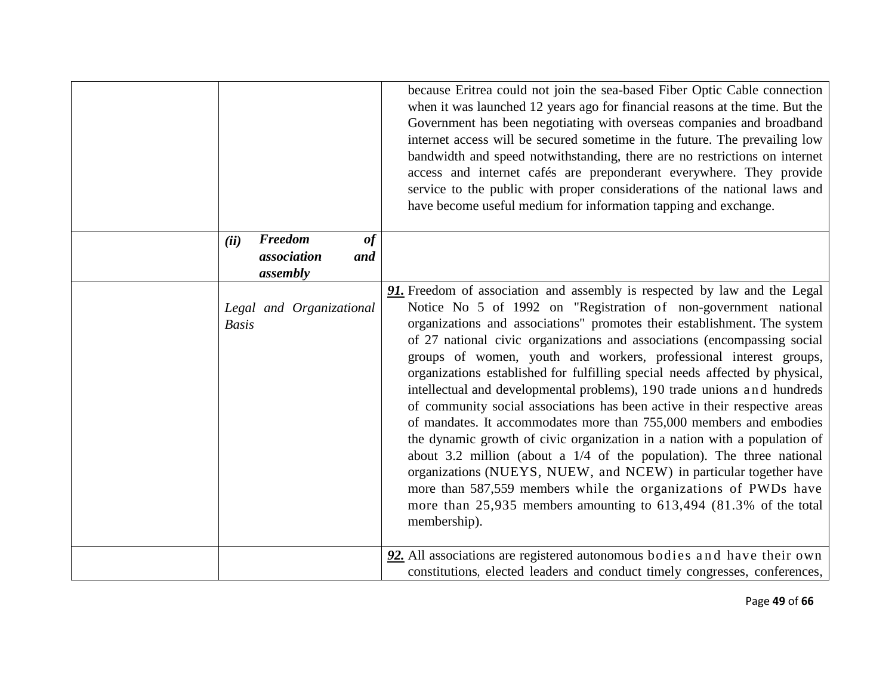| | | |
|---|---|---|
| | | because Eritrea could not join the sea-based Fiber Optic Cable connection when it was launched 12 years ago for financial reasons at the time. But the Government has been negotiating with overseas companies and broadband internet access will be secured sometime in the future. The prevailing low bandwidth and speed notwithstanding, there are no restrictions on internet access and internet cafés are preponderant everywhere. They provide service to the public with proper considerations of the national laws and have become useful medium for information tapping and exchange. |
| | ***(ii) Freedom of association and assembly*** | |
| | *Legal and Organizational Basis* | ***91.*** Freedom of association and assembly is respected by law and the Legal Notice No 5 of 1992 on "Registration of non-government national organizations and associations" promotes their establishment. The system of 27 national civic organizations and associations (encompassing social groups of women, youth and workers, professional interest groups, organizations established for fulfilling special needs affected by physical, intellectual and developmental problems), 190 trade unions and hundreds of community social associations has been active in their respective areas of mandates. It accommodates more than 755,000 members and embodies the dynamic growth of civic organization in a nation with a population of about 3.2 million (about a 1/4 of the population). The three national organizations (NUEYS, NUEW, and NCEW) in particular together have more than 587,559 members while the organizations of PWDs have more than 25,935 members amounting to 613,494 (81.3% of the total membership). |
| | | ***92.*** All associations are registered autonomous bodies and have their own constitutions, elected leaders and conduct timely congresses, conferences, |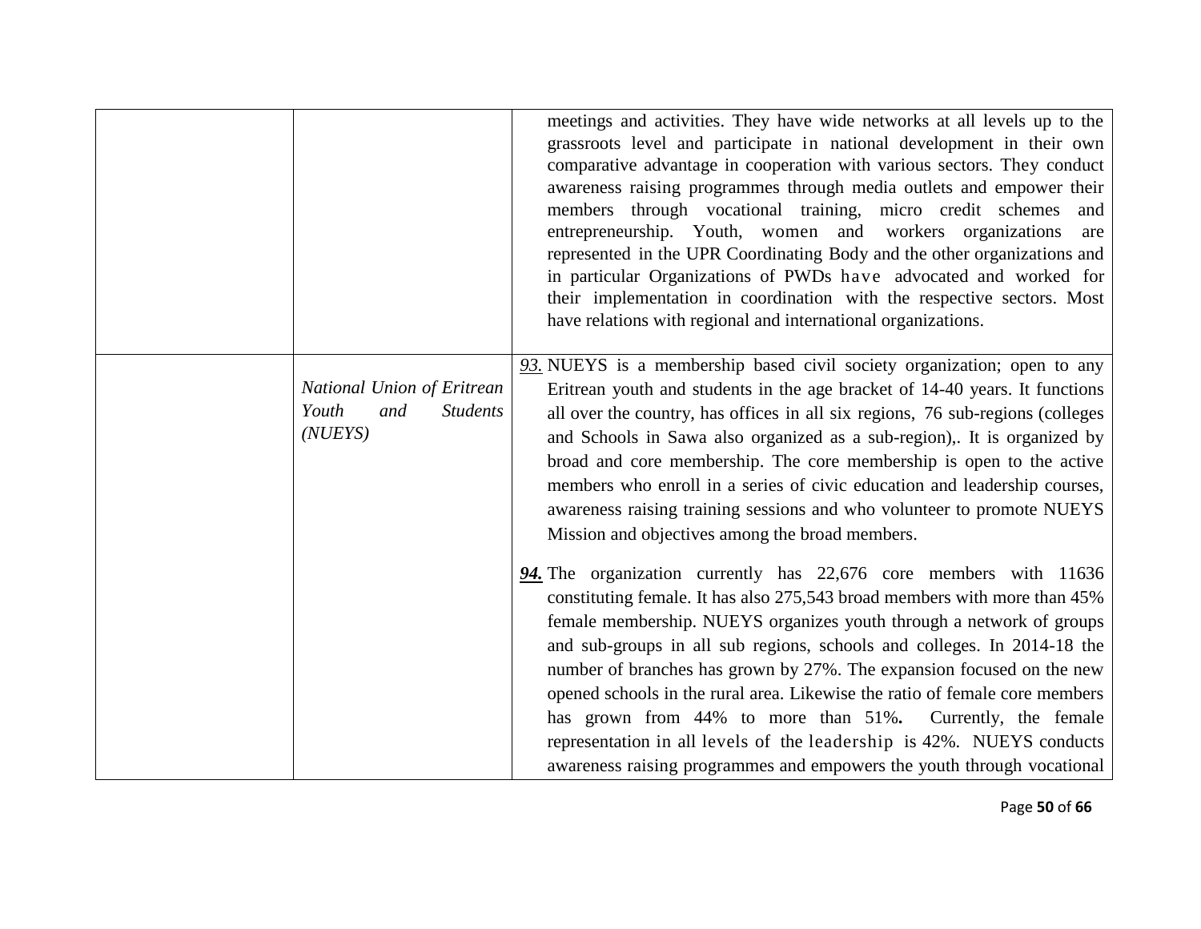| | | |
|---|---|---|
| | | meetings and activities. They have wide networks at all levels up to the grassroots level and participate in national development in their own comparative advantage in cooperation with various sectors. They conduct awareness raising programmes through media outlets and empower their members through vocational training, micro credit schemes and entrepreneurship. Youth, women and workers organizations are represented in the UPR Coordinating Body and the other organizations and in particular Organizations of PWDs have advocated and worked for their implementation in coordination with the respective sectors. Most have relations with regional and international organizations. |
| | *National Union of Eritrean Youth and Students (NUEYS)* | ***93.*** NUEYS is a membership based civil society organization; open to any Eritrean youth and students in the age bracket of 14-40 years. It functions all over the country, has offices in all six regions, 76 sub-regions (colleges and Schools in Sawa also organized as a sub-region),. It is organized by broad and core membership. The core membership is open to the active members who enroll in a series of civic education and leadership courses, awareness raising training sessions and who volunteer to promote NUEYS Mission and objectives among the broad members.<br><br>***94.*** The organization currently has 22,676 core members with 11636 constituting female. It has also 275,543 broad members with more than 45% female membership. NUEYS organizes youth through a network of groups and sub-groups in all sub regions, schools and colleges. In 2014-18 the number of branches has grown by 27%. The expansion focused on the new opened schools in the rural area. Likewise the ratio of female core members has grown from 44% to more than 51%**.** Currently, the female representation in all levels of the leadership is 42%. NUEYS conducts awareness raising programmes and empowers the youth through vocational |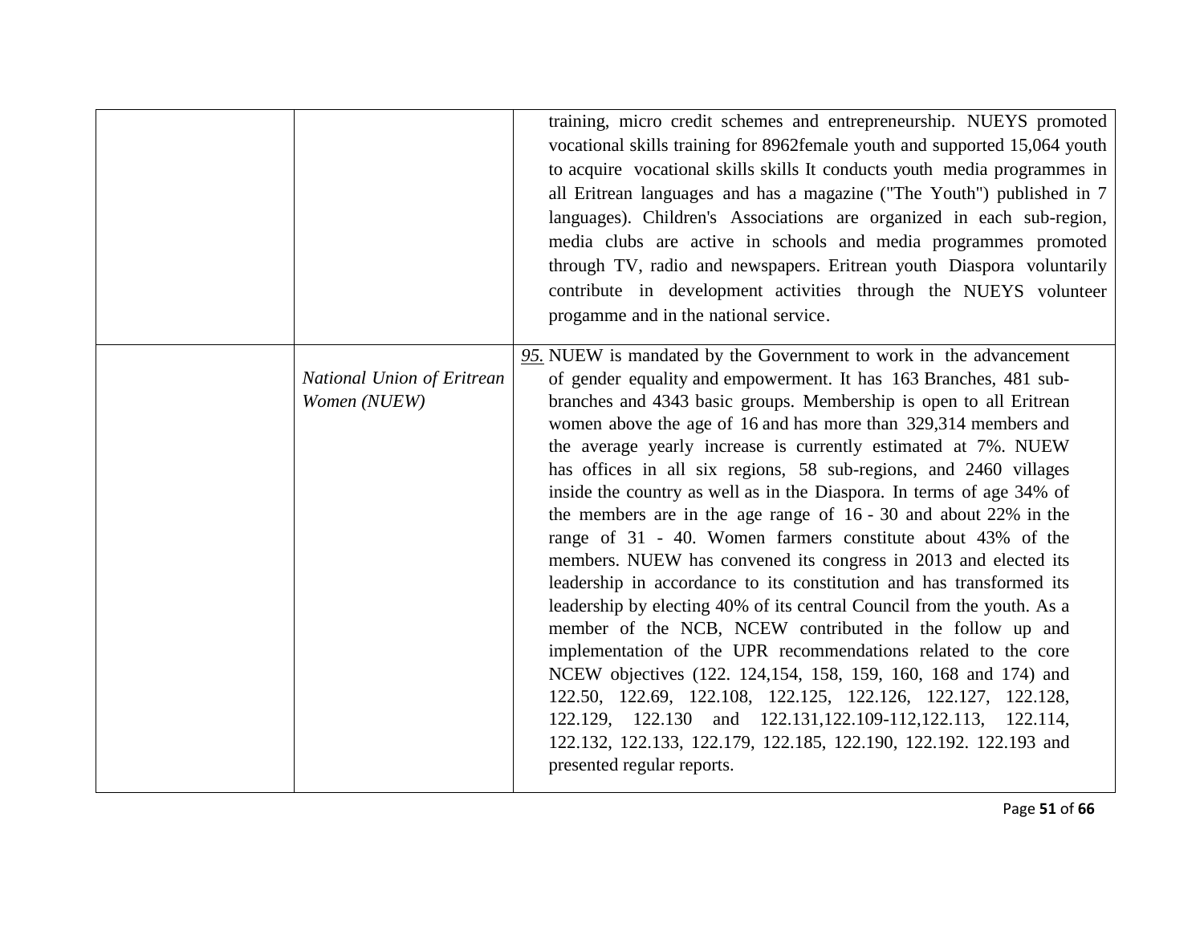| | | |
|---|---|---|
| | | training, micro credit schemes and entrepreneurship. NUEYS promoted vocational skills training for 8962female youth and supported 15,064 youth to acquire vocational skills skills It conducts youth media programmes in all Eritrean languages and has a magazine ("The Youth") published in 7 languages). Children's Associations are organized in each sub-region, media clubs are active in schools and media programmes promoted through TV, radio and newspapers. Eritrean youth Diaspora voluntarily contribute in development activities through the NUEYS volunteer progamme and in the national service. |
| | *National Union of Eritrean Women (NUEW)* | *95.* NUEW is mandated by the Government to work in the advancement of gender equality and empowerment. It has 163 Branches, 481 sub-branches and 4343 basic groups. Membership is open to all Eritrean women above the age of 16 and has more than 329,314 members and the average yearly increase is currently estimated at 7%. NUEW has offices in all six regions, 58 sub-regions, and 2460 villages inside the country as well as in the Diaspora. In terms of age 34% of the members are in the age range of 16 - 30 and about 22% in the range of 31 - 40. Women farmers constitute about 43% of the members. NUEW has convened its congress in 2013 and elected its leadership in accordance to its constitution and has transformed its leadership by electing 40% of its central Council from the youth. As a member of the NCB, NCEW contributed in the follow up and implementation of the UPR recommendations related to the core NCEW objectives (122. 124,154, 158, 159, 160, 168 and 174) and 122.50, 122.69, 122.108, 122.125, 122.126, 122.127, 122.128, 122.129, 122.130 and 122.131,122.109-112,122.113, 122.114, 122.132, 122.133, 122.179, 122.185, 122.190, 122.192. 122.193 and presented regular reports. |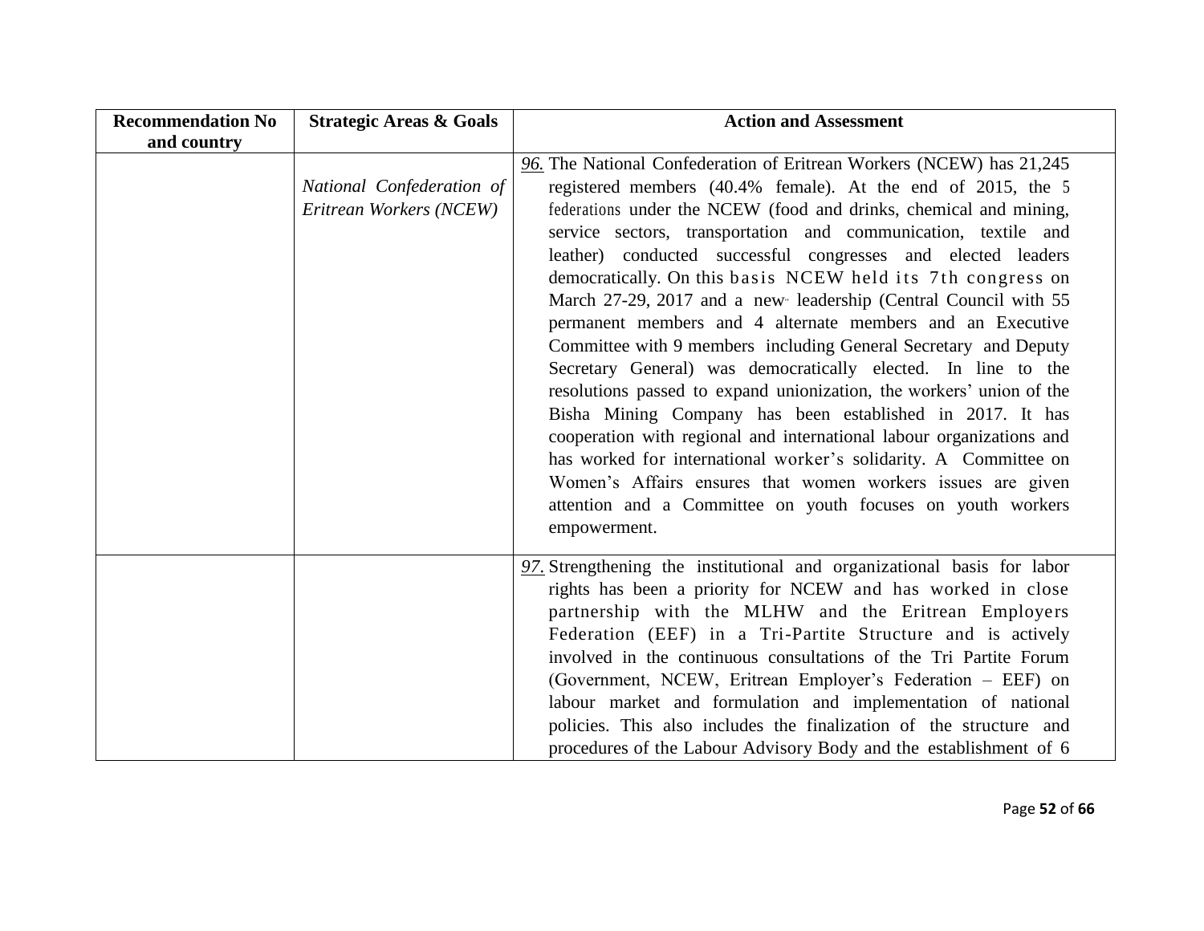| Recommendation No and country | Strategic Areas & Goals | Action and Assessment |
|---|---|---|
| | *National Confederation of Eritrean Workers (NCEW)* | *96.* The National Confederation of Eritrean Workers (NCEW) has 21,245 registered members (40.4% female). At the end of 2015, the 5 federations under the NCEW (food and drinks, chemical and mining, service sectors, transportation and communication, textile and leather) conducted successful congresses and elected leaders democratically. On this basis NCEW held its 7th congress on March 27-29, 2017 and a new leadership (Central Council with 55 permanent members and 4 alternate members and an Executive Committee with 9 members including General Secretary and Deputy Secretary General) was democratically elected. In line to the resolutions passed to expand unionization, the workers' union of the Bisha Mining Company has been established in 2017. It has cooperation with regional and international labour organizations and has worked for international worker's solidarity. A Committee on Women's Affairs ensures that women workers issues are given attention and a Committee on youth focuses on youth workers empowerment. |
| | | *97.* Strengthening the institutional and organizational basis for labor rights has been a priority for NCEW and has worked in close partnership with the MLHW and the Eritrean Employers Federation (EEF) in a Tri-Partite Structure and is actively involved in the continuous consultations of the Tri Partite Forum (Government, NCEW, Eritrean Employer's Federation – EEF) on labour market and formulation and implementation of national policies. This also includes the finalization of the structure and procedures of the Labour Advisory Body and the establishment of 6 |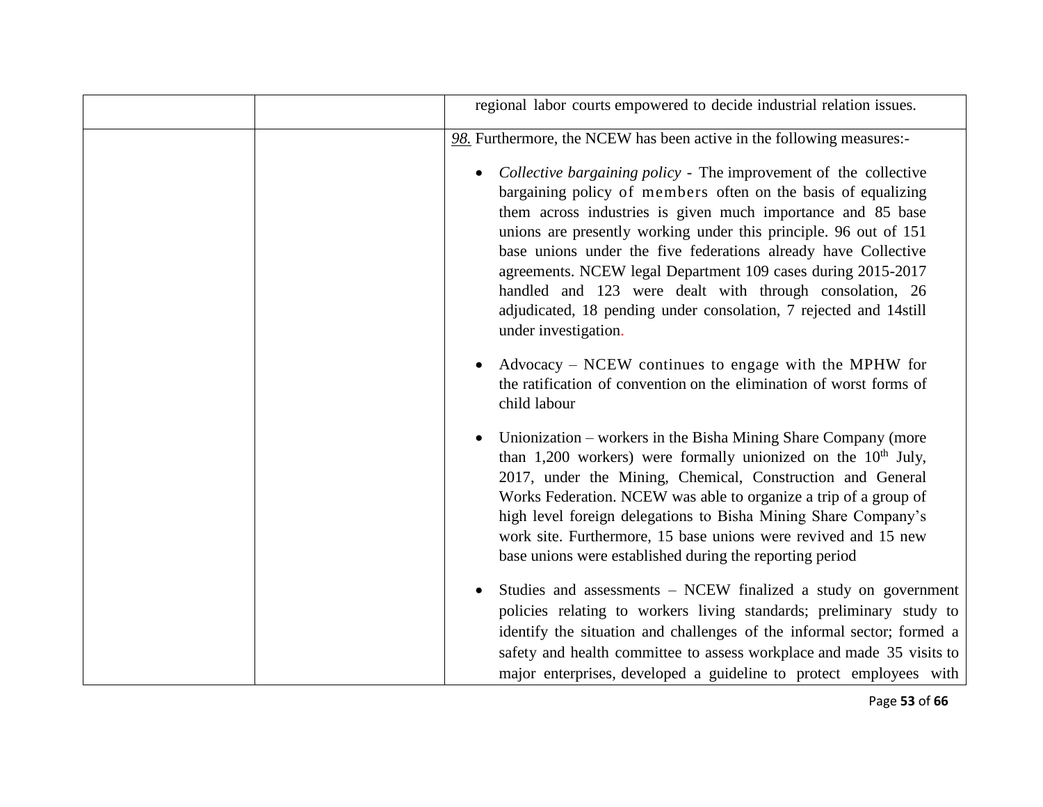| | | |
|---|---|---|
| | | regional labor courts empowered to decide industrial relation issues. |
| | | *98.* Furthermore, the NCEW has been active in the following measures:-<br><br>• *Collective bargaining policy* - The improvement of the collective bargaining policy of members often on the basis of equalizing them across industries is given much importance and 85 base unions are presently working under this principle. 96 out of 151 base unions under the five federations already have Collective agreements. NCEW legal Department 109 cases during 2015-2017 handled and 123 were dealt with through consolation, 26 adjudicated, 18 pending under consolation, 7 rejected and 14still under investigation.<br><br>• Advocacy – NCEW continues to engage with the MPHW for the ratification of convention on the elimination of worst forms of child labour<br><br>• Unionization – workers in the Bisha Mining Share Company (more than 1,200 workers) were formally unionized on the 10th July, 2017, under the Mining, Chemical, Construction and General Works Federation. NCEW was able to organize a trip of a group of high level foreign delegations to Bisha Mining Share Company's work site. Furthermore, 15 base unions were revived and 15 new base unions were established during the reporting period<br><br>• Studies and assessments – NCEW finalized a study on government policies relating to workers living standards; preliminary study to identify the situation and challenges of the informal sector; formed a safety and health committee to assess workplace and made 35 visits to major enterprises, developed a guideline to protect employees with |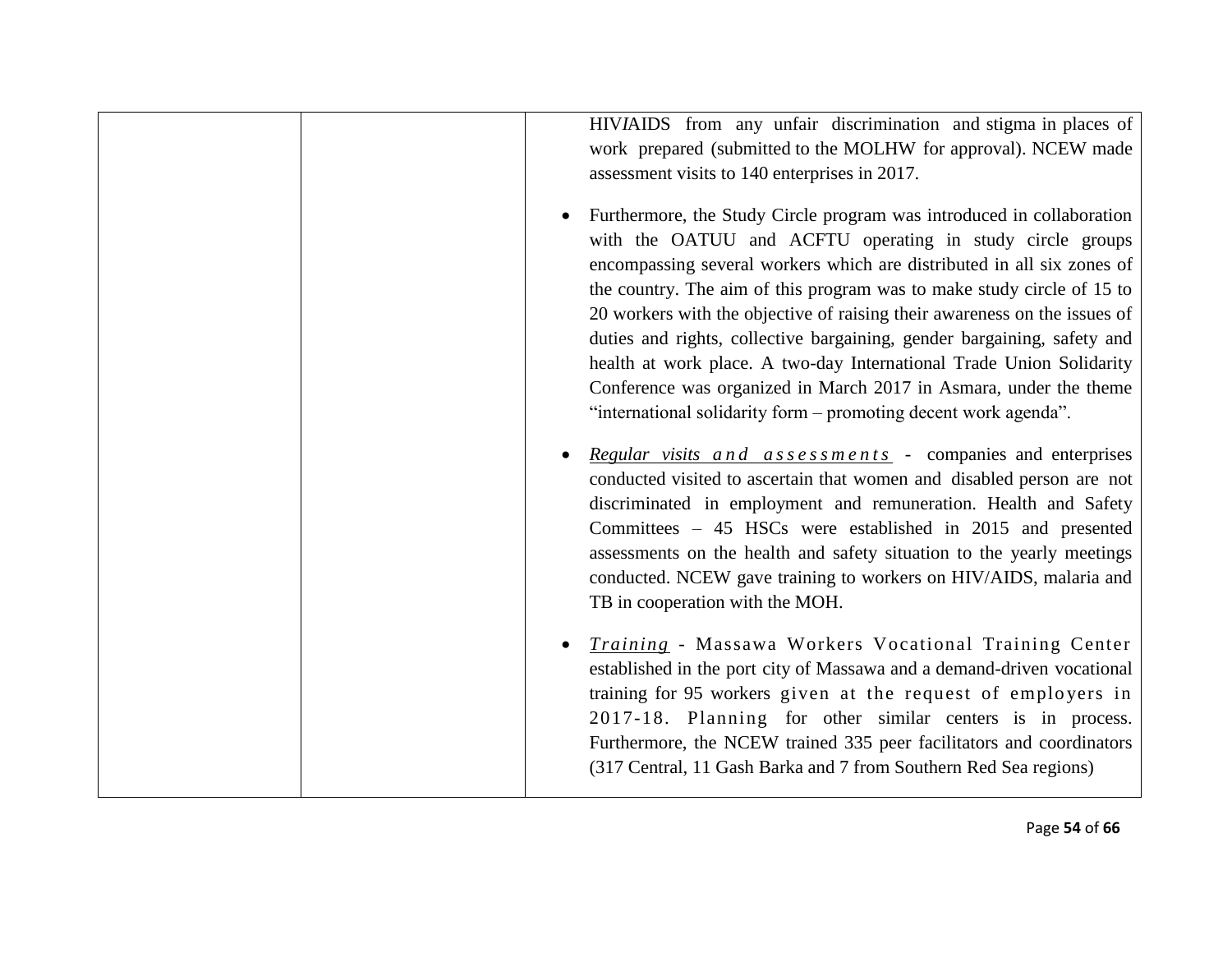| | | HIV/AIDS from any unfair discrimination and stigma in places of work prepared (submitted to the MOLHW for approval). NCEW made assessment visits to 140 enterprises in 2017.<br><br>• Furthermore, the Study Circle program was introduced in collaboration with the OATUU and ACFTU operating in study circle groups encompassing several workers which are distributed in all six zones of the country. The aim of this program was to make study circle of 15 to 20 workers with the objective of raising their awareness on the issues of duties and rights, collective bargaining, gender bargaining, safety and health at work place. A two-day International Trade Union Solidarity Conference was organized in March 2017 in Asmara, under the theme "international solidarity form – promoting decent work agenda".<br><br>• *Regular visits and assessments* - companies and enterprises conducted visited to ascertain that women and disabled person are not discriminated in employment and remuneration. Health and Safety Committees – 45 HSCs were established in 2015 and presented assessments on the health and safety situation to the yearly meetings conducted. NCEW gave training to workers on HIV/AIDS, malaria and TB in cooperation with the MOH.<br><br>• *Training* - Massawa Workers Vocational Training Center established in the port city of Massawa and a demand-driven vocational training for 95 workers given at the request of employers in 2017-18. Planning for other similar centers is in process. Furthermore, the NCEW trained 335 peer facilitators and coordinators (317 Central, 11 Gash Barka and 7 from Southern Red Sea regions) |
|---|---|---|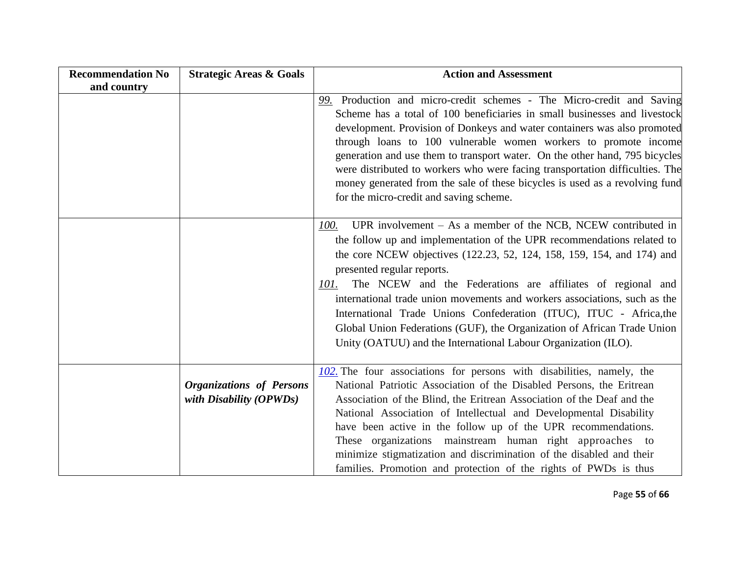| Recommendation No and country | Strategic Areas & Goals | Action and Assessment |
|---|---|---|
| | | *99.* Production and micro-credit schemes - The Micro-credit and Saving Scheme has a total of 100 beneficiaries in small businesses and livestock development. Provision of Donkeys and water containers was also promoted through loans to 100 vulnerable women workers to promote income generation and use them to transport water. On the other hand, 795 bicycles were distributed to workers who were facing transportation difficulties. The money generated from the sale of these bicycles is used as a revolving fund for the micro-credit and saving scheme. |
| | | *100.* UPR involvement – As a member of the NCB, NCEW contributed in the follow up and implementation of the UPR recommendations related to the core NCEW objectives (122.23, 52, 124, 158, 159, 154, and 174) and presented regular reports.<br>*101.* The NCEW and the Federations are affiliates of regional and international trade union movements and workers associations, such as the International Trade Unions Confederation (ITUC), ITUC - Africa,the Global Union Federations (GUF), the Organization of African Trade Union Unity (OATUU) and the International Labour Organization (ILO). |
| | ***Organizations of Persons with Disability (OPWDs)*** | *102.* The four associations for persons with disabilities, namely, the National Patriotic Association of the Disabled Persons, the Eritrean Association of the Blind, the Eritrean Association of the Deaf and the National Association of Intellectual and Developmental Disability have been active in the follow up of the UPR recommendations. These organizations mainstream human right approaches to minimize stigmatization and discrimination of the disabled and their families. Promotion and protection of the rights of PWDs is thus |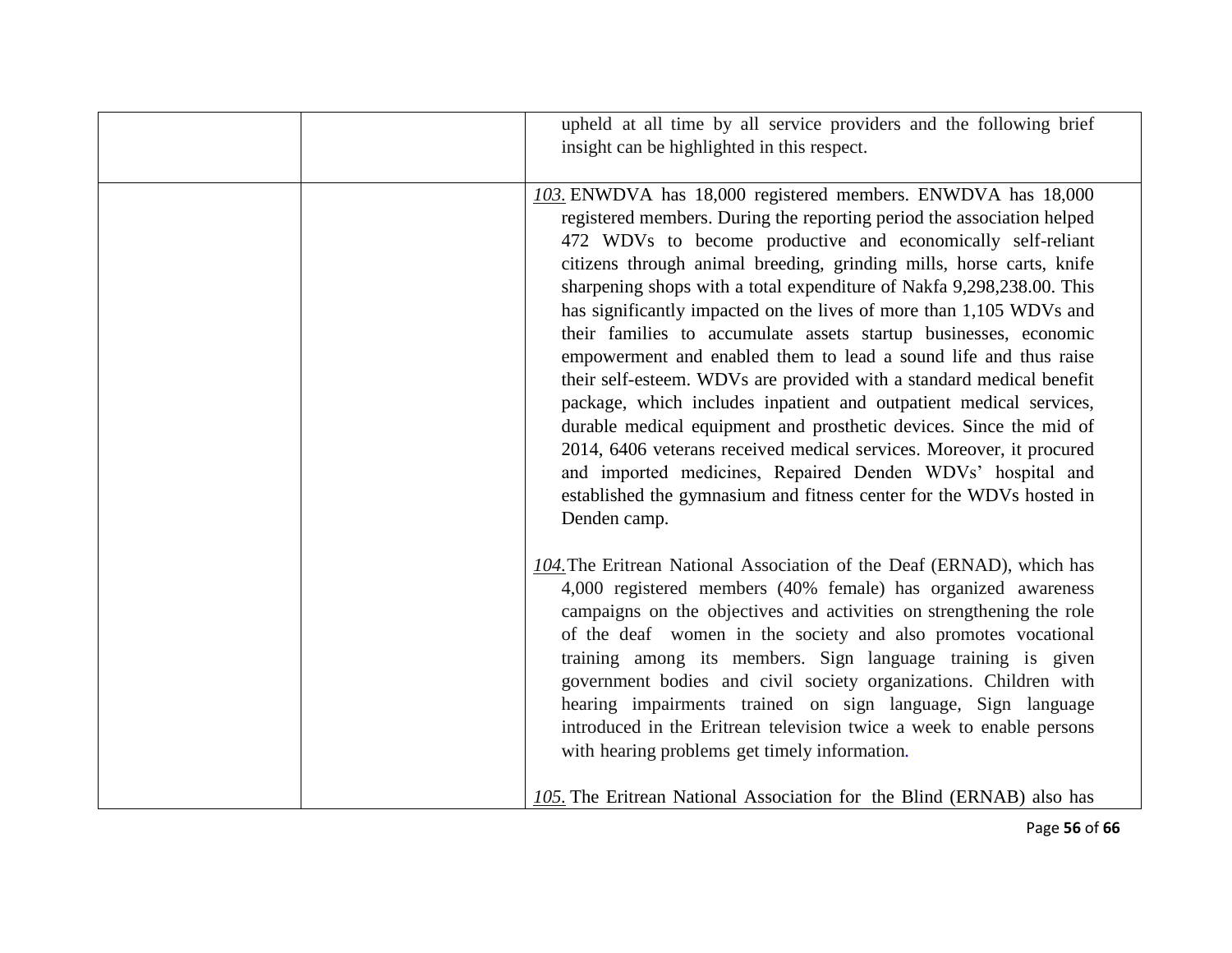| | | upheld at all time by all service providers and the following brief insight can be highlighted in this respect. |
|---|---|---|
| | | *103.* ENWDVA has 18,000 registered members. ENWDVA has 18,000 registered members. During the reporting period the association helped 472 WDVs to become productive and economically self-reliant citizens through animal breeding, grinding mills, horse carts, knife sharpening shops with a total expenditure of Nakfa 9,298,238.00. This has significantly impacted on the lives of more than 1,105 WDVs and their families to accumulate assets startup businesses, economic empowerment and enabled them to lead a sound life and thus raise their self-esteem. WDVs are provided with a standard medical benefit package, which includes inpatient and outpatient medical services, durable medical equipment and prosthetic devices. Since the mid of 2014, 6406 veterans received medical services. Moreover, it procured and imported medicines, Repaired Denden WDVs' hospital and established the gymnasium and fitness center for the WDVs hosted in Denden camp.<br><br>*104.* The Eritrean National Association of the Deaf (ERNAD), which has 4,000 registered members (40% female) has organized awareness campaigns on the objectives and activities on strengthening the role of the deaf women in the society and also promotes vocational training among its members. Sign language training is given government bodies and civil society organizations. Children with hearing impairments trained on sign language, Sign language introduced in the Eritrean television twice a week to enable persons with hearing problems get timely information.<br><br>*105.* The Eritrean National Association for the Blind (ERNAB) also has |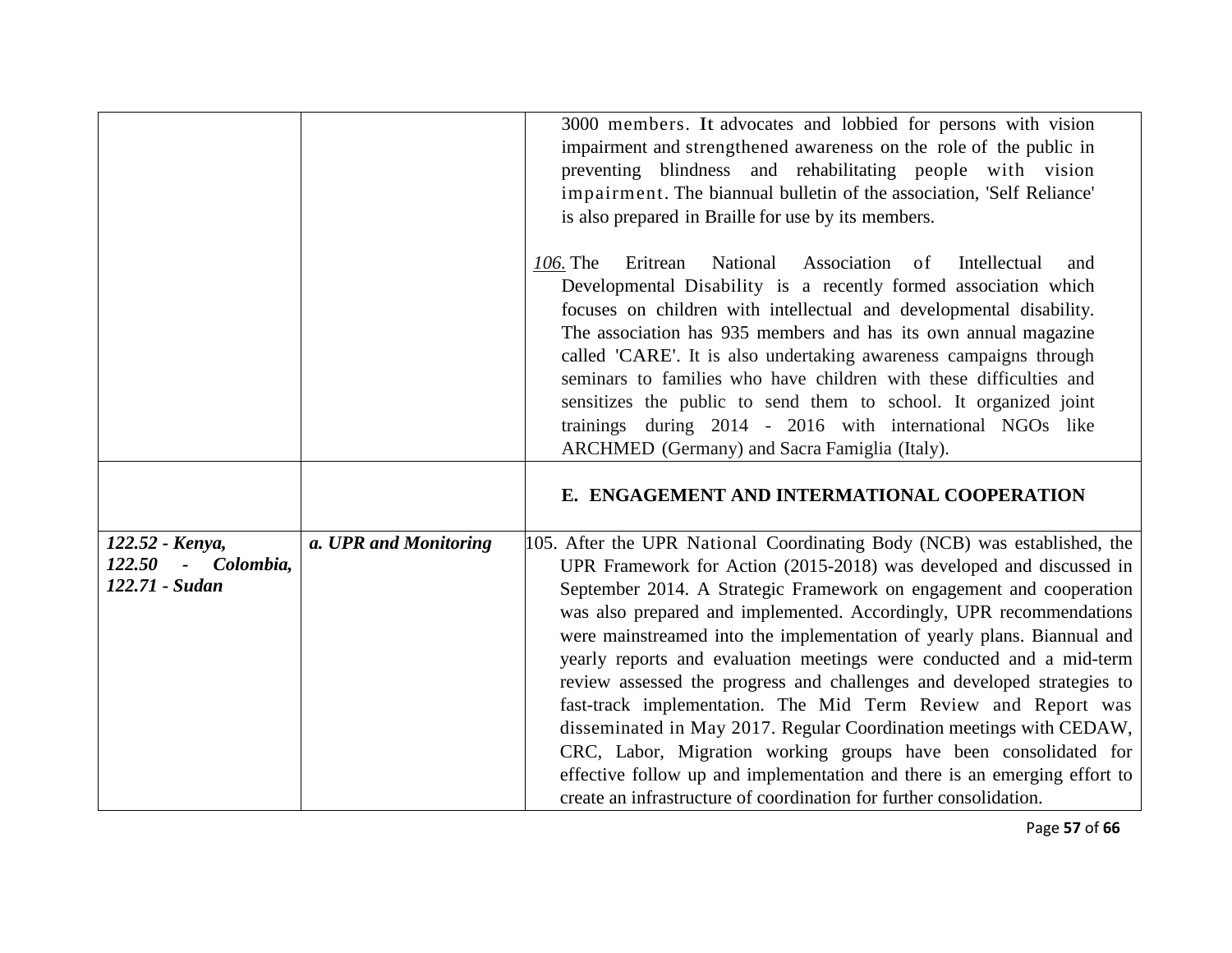| | | |
|---|---|---|
| | | 3000 members. It advocates and lobbied for persons with vision impairment and strengthened awareness on the role of the public in preventing blindness and rehabilitating people with vision impairment. The biannual bulletin of the association, 'Self Reliance' is also prepared in Braille for use by its members.<br><br>*106.* The Eritrean National Association of Intellectual and Developmental Disability is a recently formed association which focuses on children with intellectual and developmental disability. The association has 935 members and has its own annual magazine called 'CARE'. It is also undertaking awareness campaigns through seminars to families who have children with these difficulties and sensitizes the public to send them to school. It organized joint trainings during 2014 - 2016 with international NGOs like ARCHMED (Germany) and Sacra Famiglia (Italy). |
| | | **E. ENGAGEMENT AND INTERNATIONAL COOPERATION** |
| ***122.52 - Kenya, 122.50 - Colombia, 122.71 - Sudan*** | ***a. UPR and Monitoring*** | 105. After the UPR National Coordinating Body (NCB) was established, the UPR Framework for Action (2015-2018) was developed and discussed in September 2014. A Strategic Framework on engagement and cooperation was also prepared and implemented. Accordingly, UPR recommendations were mainstreamed into the implementation of yearly plans. Biannual and yearly reports and evaluation meetings were conducted and a mid-term review assessed the progress and challenges and developed strategies to fast-track implementation. The Mid Term Review and Report was disseminated in May 2017. Regular Coordination meetings with CEDAW, CRC, Labor, Migration working groups have been consolidated for effective follow up and implementation and there is an emerging effort to create an infrastructure of coordination for further consolidation. |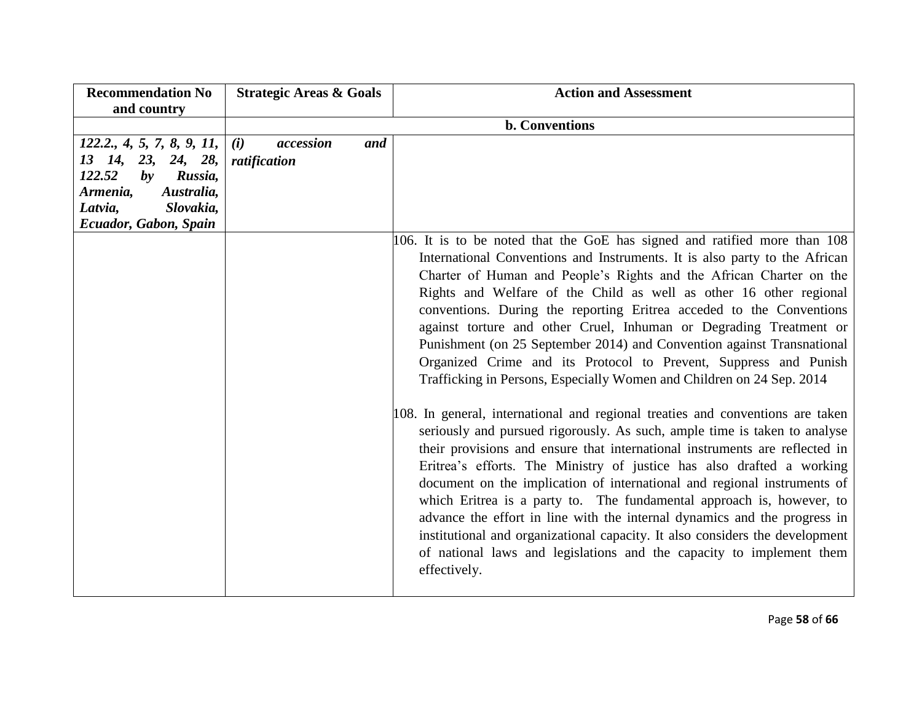| Recommendation No and country | Strategic Areas & Goals | Action and Assessment |
|---|---|---|
| | **b. Conventions** | |
| ***122.2., 4, 5, 7, 8, 9, 11, 13 14, 23, 24, 28, 122.52 by Russia, Armenia, Australia, Latvia, Slovakia, Ecuador, Gabon, Spain*** | ***(i) accession and ratification*** | |
| | | 106. It is to be noted that the GoE has signed and ratified more than 108 International Conventions and Instruments. It is also party to the African Charter of Human and People's Rights and the African Charter on the Rights and Welfare of the Child as well as other 16 other regional conventions. During the reporting Eritrea acceded to the Conventions against torture and other Cruel, Inhuman or Degrading Treatment or Punishment (on 25 September 2014) and Convention against Transnational Organized Crime and its Protocol to Prevent, Suppress and Punish Trafficking in Persons, Especially Women and Children on 24 Sep. 2014<br><br>108. In general, international and regional treaties and conventions are taken seriously and pursued rigorously. As such, ample time is taken to analyse their provisions and ensure that international instruments are reflected in Eritrea's efforts. The Ministry of justice has also drafted a working document on the implication of international and regional instruments of which Eritrea is a party to. The fundamental approach is, however, to advance the effort in line with the internal dynamics and the progress in institutional and organizational capacity. It also considers the development of national laws and legislations and the capacity to implement them effectively. |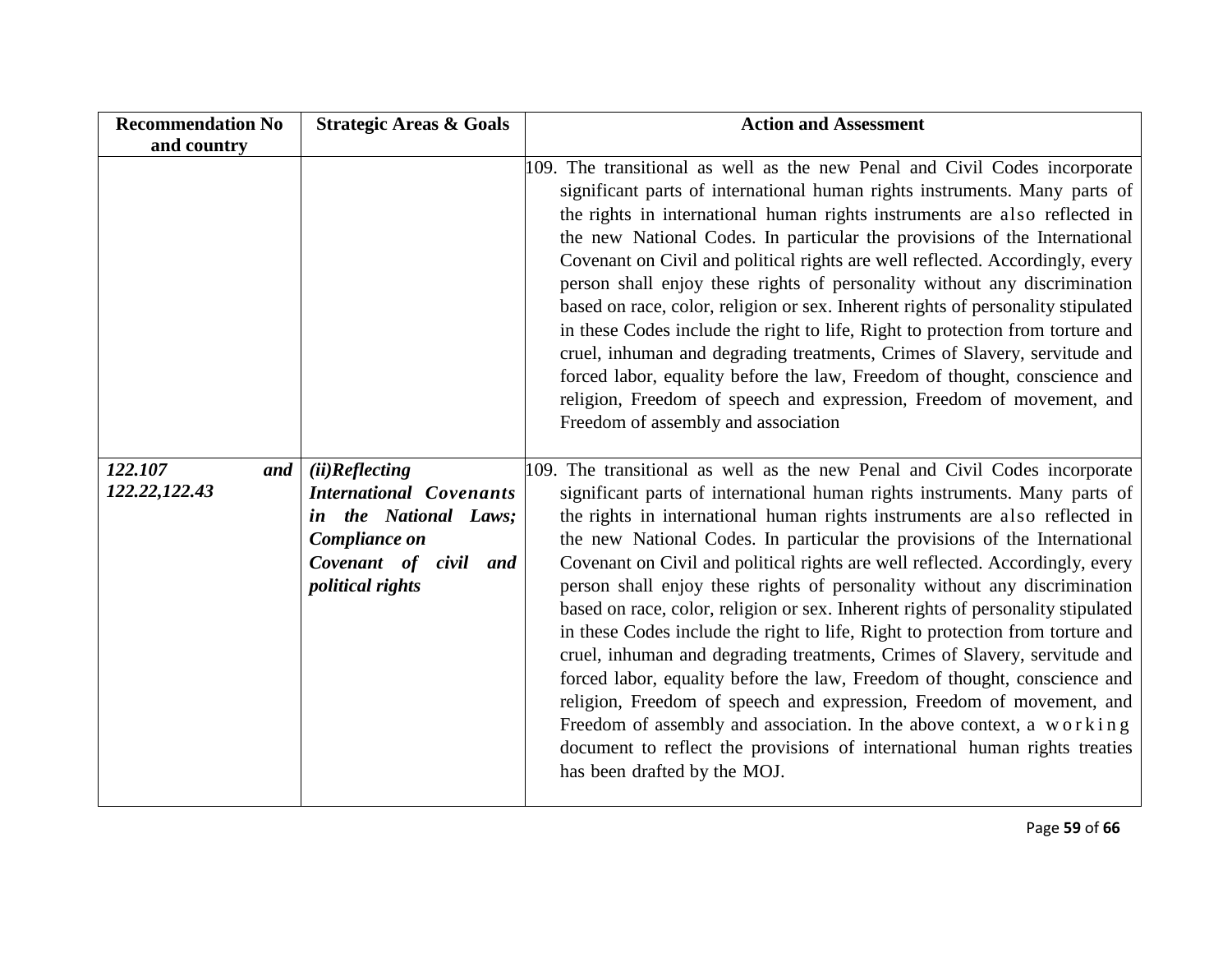| Recommendation No and country | Strategic Areas & Goals | Action and Assessment |
|---|---|---|
| | | 109. The transitional as well as the new Penal and Civil Codes incorporate significant parts of international human rights instruments. Many parts of the rights in international human rights instruments are also reflected in the new National Codes. In particular the provisions of the International Covenant on Civil and political rights are well reflected. Accordingly, every person shall enjoy these rights of personality without any discrimination based on race, color, religion or sex. Inherent rights of personality stipulated in these Codes include the right to life, Right to protection from torture and cruel, inhuman and degrading treatments, Crimes of Slavery, servitude and forced labor, equality before the law, Freedom of thought, conscience and religion, Freedom of speech and expression, Freedom of movement, and Freedom of assembly and association |
| *122.107 and 122.22,122.43* | ***(ii)Reflecting International Covenants in the National Laws; Compliance on Covenant of civil and political rights*** | 109. The transitional as well as the new Penal and Civil Codes incorporate significant parts of international human rights instruments. Many parts of the rights in international human rights instruments are also reflected in the new National Codes. In particular the provisions of the International Covenant on Civil and political rights are well reflected. Accordingly, every person shall enjoy these rights of personality without any discrimination based on race, color, religion or sex. Inherent rights of personality stipulated in these Codes include the right to life, Right to protection from torture and cruel, inhuman and degrading treatments, Crimes of Slavery, servitude and forced labor, equality before the law, Freedom of thought, conscience and religion, Freedom of speech and expression, Freedom of movement, and Freedom of assembly and association. In the above context, a working document to reflect the provisions of international human rights treaties has been drafted by the MOJ. |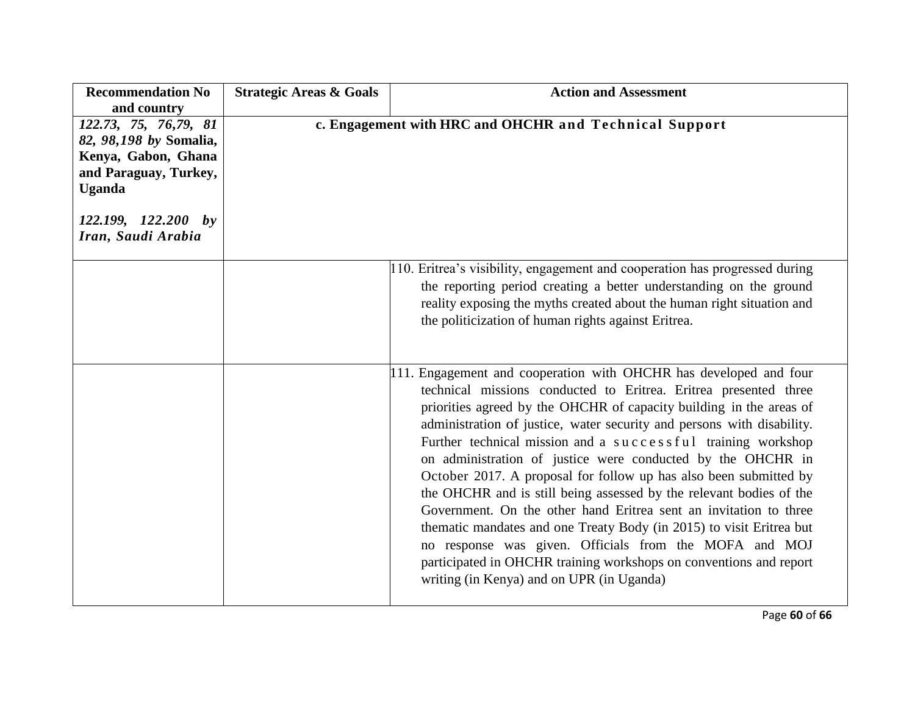| Recommendation No and country | Strategic Areas & Goals | Action and Assessment |
|---|---|---|
| ***122.73, 75, 76,79, 81 82, 98,198 by* Somalia, Kenya, Gabon, Ghana and Paraguay, Turkey, Uganda**<br><br>***122.199, 122.200 by Iran, Saudi Arabia*** | **c. Engagement with HRC and OHCHR and Technical Support** | |
| | | 110. Eritrea's visibility, engagement and cooperation has progressed during the reporting period creating a better understanding on the ground reality exposing the myths created about the human right situation and the politicization of human rights against Eritrea. |
| | | 111. Engagement and cooperation with OHCHR has developed and four technical missions conducted to Eritrea. Eritrea presented three priorities agreed by the OHCHR of capacity building in the areas of administration of justice, water security and persons with disability. Further technical mission and a successful training workshop on administration of justice were conducted by the OHCHR in October 2017. A proposal for follow up has also been submitted by the OHCHR and is still being assessed by the relevant bodies of the Government. On the other hand Eritrea sent an invitation to three thematic mandates and one Treaty Body (in 2015) to visit Eritrea but no response was given. Officials from the MOFA and MOJ participated in OHCHR training workshops on conventions and report writing (in Kenya) and on UPR (in Uganda) |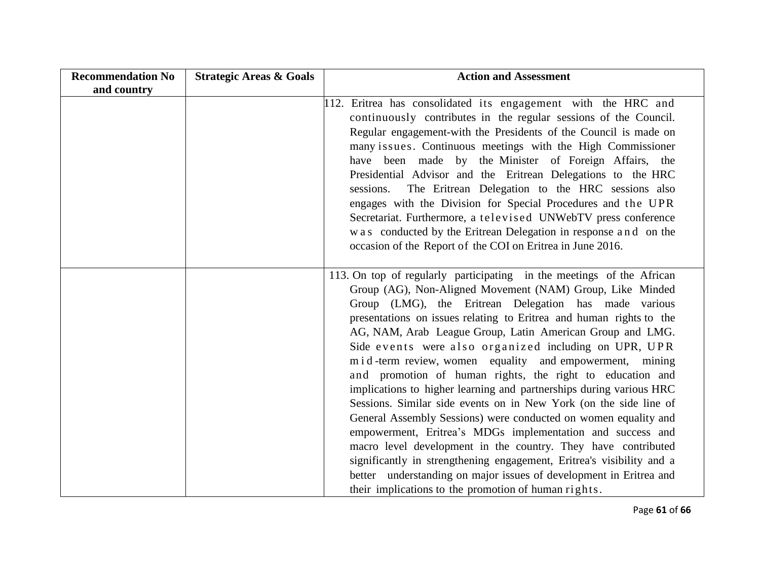| Recommendation No and country | Strategic Areas & Goals | Action and Assessment |
|---|---|---|
| | | 112. Eritrea has consolidated its engagement with the HRC and continuously contributes in the regular sessions of the Council. Regular engagement-with the Presidents of the Council is made on many issues. Continuous meetings with the High Commissioner have been made by the Minister of Foreign Affairs, the Presidential Advisor and the Eritrean Delegations to the HRC sessions. The Eritrean Delegation to the HRC sessions also engages with the Division for Special Procedures and the UPR Secretariat. Furthermore, a televised UNWebTV press conference was conducted by the Eritrean Delegation in response and on the occasion of the Report of the COI on Eritrea in June 2016. |
| | | 113. On top of regularly participating in the meetings of the African Group (AG), Non-Aligned Movement (NAM) Group, Like Minded Group (LMG), the Eritrean Delegation has made various presentations on issues relating to Eritrea and human rights to the AG, NAM, Arab League Group, Latin American Group and LMG. Side events were also organized including on UPR, UPR mid-term review, women equality and empowerment, mining and promotion of human rights, the right to education and implications to higher learning and partnerships during various HRC Sessions. Similar side events on in New York (on the side line of General Assembly Sessions) were conducted on women equality and empowerment, Eritrea's MDGs implementation and success and macro level development in the country. They have contributed significantly in strengthening engagement, Eritrea's visibility and a better understanding on major issues of development in Eritrea and their implications to the promotion of human rights. |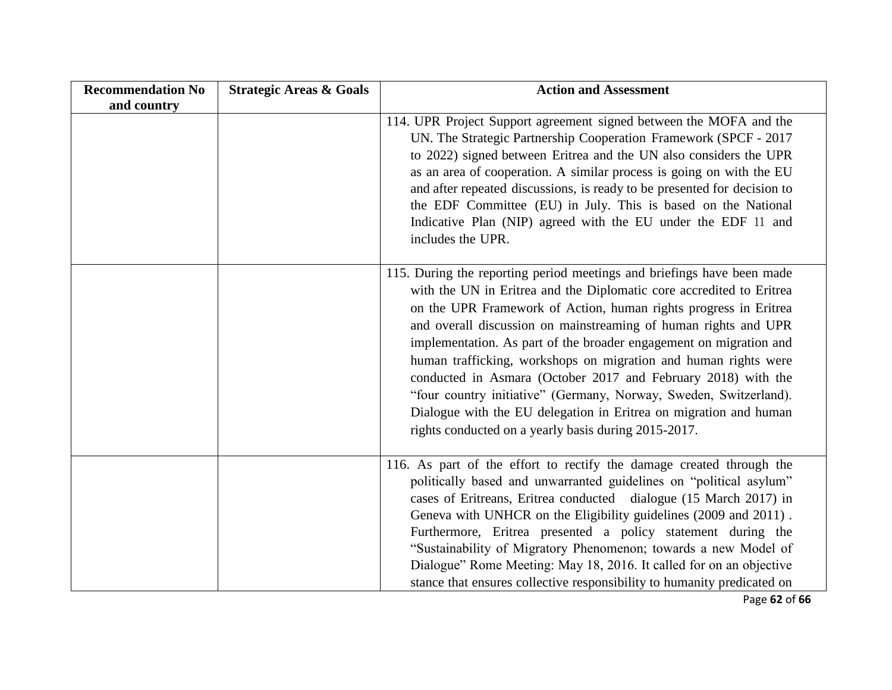| Recommendation No and country | Strategic Areas & Goals | Action and Assessment |
|---|---|---|
| | | 114. UPR Project Support agreement signed between the MOFA and the UN. The Strategic Partnership Cooperation Framework (SPCF - 2017 to 2022) signed between Eritrea and the UN also considers the UPR as an area of cooperation. A similar process is going on with the EU and after repeated discussions, is ready to be presented for decision to the EDF Committee (EU) in July. This is based on the National Indicative Plan (NIP) agreed with the EU under the EDF 11 and includes the UPR. |
| | | 115. During the reporting period meetings and briefings have been made with the UN in Eritrea and the Diplomatic core accredited to Eritrea on the UPR Framework of Action, human rights progress in Eritrea and overall discussion on mainstreaming of human rights and UPR implementation. As part of the broader engagement on migration and human trafficking, workshops on migration and human rights were conducted in Asmara (October 2017 and February 2018) with the "four country initiative" (Germany, Norway, Sweden, Switzerland). Dialogue with the EU delegation in Eritrea on migration and human rights conducted on a yearly basis during 2015-2017. |
| | | 116. As part of the effort to rectify the damage created through the politically based and unwarranted guidelines on "political asylum" cases of Eritreans, Eritrea conducted dialogue (15 March 2017) in Geneva with UNHCR on the Eligibility guidelines (2009 and 2011) . Furthermore, Eritrea presented a policy statement during the "Sustainability of Migratory Phenomenon; towards a new Model of Dialogue" Rome Meeting: May 18, 2016. It called for on an objective stance that ensures collective responsibility to humanity predicated on |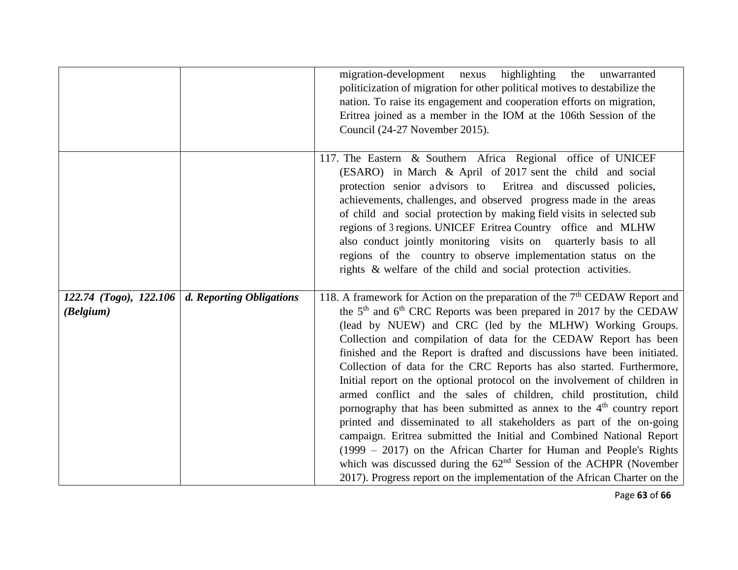| | | |
|---|---|---|
| | | migration-development nexus highlighting the unwarranted politicization of migration for other political motives to destabilize the nation. To raise its engagement and cooperation efforts on migration, Eritrea joined as a member in the IOM at the 106th Session of the Council (24-27 November 2015). |
| | | 117. The Eastern & Southern Africa Regional office of UNICEF (ESARO) in March & April of 2017 sent the child and social protection senior advisors to Eritrea and discussed policies, achievements, challenges, and observed progress made in the areas of child and social protection by making field visits in selected sub regions of 3 regions. UNICEF Eritrea Country office and MLHW also conduct jointly monitoring visits on quarterly basis to all regions of the country to observe implementation status on the rights & welfare of the child and social protection activities. |
| ***122.74 (Togo), 122.106 (Belgium)*** | ***d. Reporting Obligations*** | 118. A framework for Action on the preparation of the 7th CEDAW Report and the 5th and 6th CRC Reports was been prepared in 2017 by the CEDAW (lead by NUEW) and CRC (led by the MLHW) Working Groups. Collection and compilation of data for the CEDAW Report has been finished and the Report is drafted and discussions have been initiated. Collection of data for the CRC Reports has also started. Furthermore, Initial report on the optional protocol on the involvement of children in armed conflict and the sales of children, child prostitution, child pornography that has been submitted as annex to the 4th country report printed and disseminated to all stakeholders as part of the on-going campaign. Eritrea submitted the Initial and Combined National Report (1999 – 2017) on the African Charter for Human and People's Rights which was discussed during the 62nd Session of the ACHPR (November 2017). Progress report on the implementation of the African Charter on the |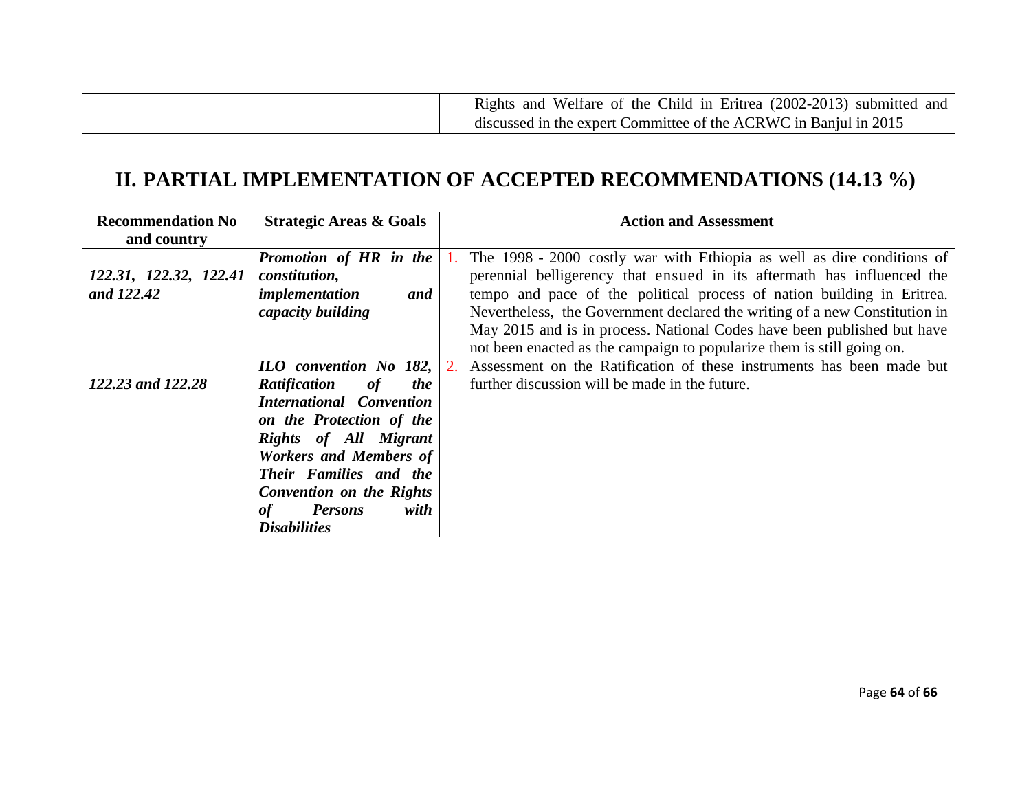| | | Rights and Welfare of the Child in Eritrea (2002-2013) submitted and discussed in the expert Committee of the ACRWC in Banjul in 2015 |
|---|---|---|

## II. PARTIAL IMPLEMENTATION OF ACCEPTED RECOMMENDATIONS (14.13 %)

| Recommendation No and country | Strategic Areas & Goals | Action and Assessment |
|---|---|---|
| *122.31, 122.32, 122.41 and 122.42* | ***Promotion of HR in the constitution, implementation and capacity building*** | 1. The 1998 - 2000 costly war with Ethiopia as well as dire conditions of perennial belligerency that ensued in its aftermath has influenced the tempo and pace of the political process of nation building in Eritrea. Nevertheless, the Government declared the writing of a new Constitution in May 2015 and is in process. National Codes have been published but have not been enacted as the campaign to popularize them is still going on. |
| *122.23 and 122.28* | ***ILO convention No 182, Ratification of the International Convention on the Protection of the Rights of All Migrant Workers and Members of Their Families and the Convention on the Rights of Persons with Disabilities*** | 2. Assessment on the Ratification of these instruments has been made but further discussion will be made in the future. |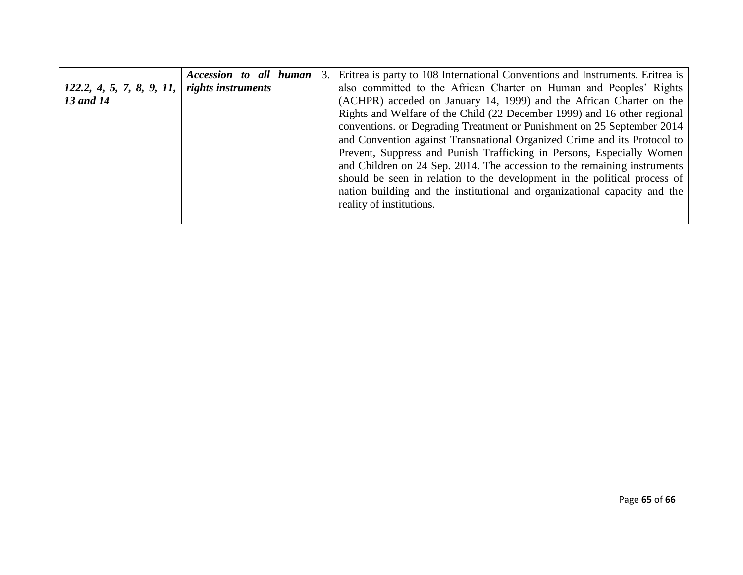| | | |
|---|---|---|
| ***122.2, 4, 5, 7, 8, 9, 11, 13 and 14*** | ***Accession to all human rights instruments*** | 3. Eritrea is party to 108 International Conventions and Instruments. Eritrea is also committed to the African Charter on Human and Peoples' Rights (ACHPR) acceded on January 14, 1999) and the African Charter on the Rights and Welfare of the Child (22 December 1999) and 16 other regional conventions. or Degrading Treatment or Punishment on 25 September 2014 and Convention against Transnational Organized Crime and its Protocol to Prevent, Suppress and Punish Trafficking in Persons, Especially Women and Children on 24 Sep. 2014. The accession to the remaining instruments should be seen in relation to the development in the political process of nation building and the institutional and organizational capacity and the reality of institutions. |